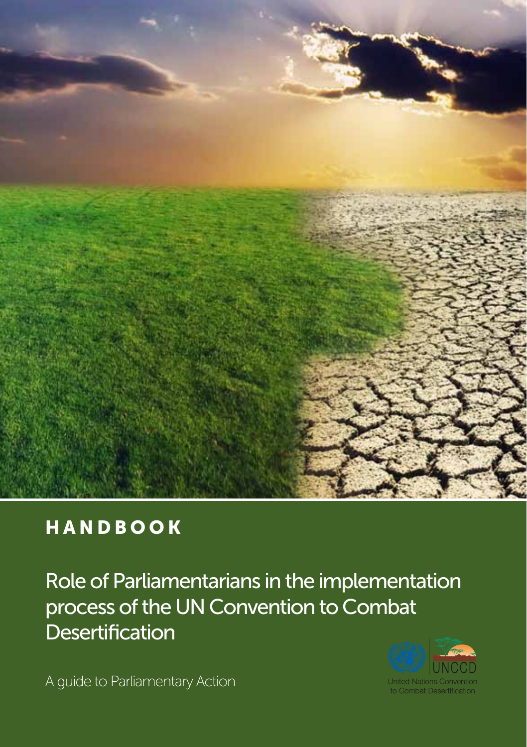# HANDBOOK

## Role of Parliamentarians in the implementation process of the UN Convention to Combat Desertification

A guide to Parliamentary Action

UNCCD

United Nations Convention to Combat Desertification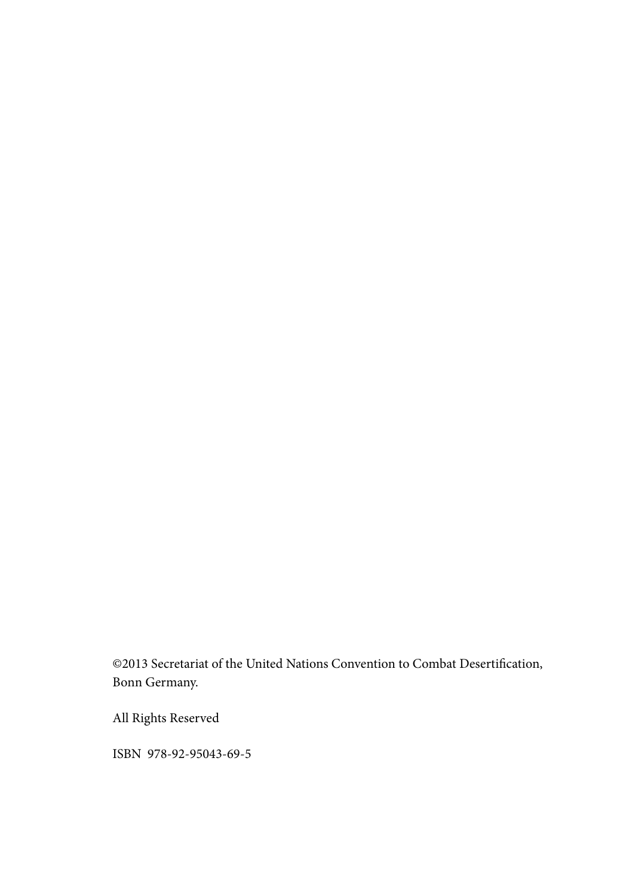©2013 Secretariat of the United Nations Convention to Combat Desertification, Bonn Germany.

All Rights Reserved

ISBN 978-92-95043-69-5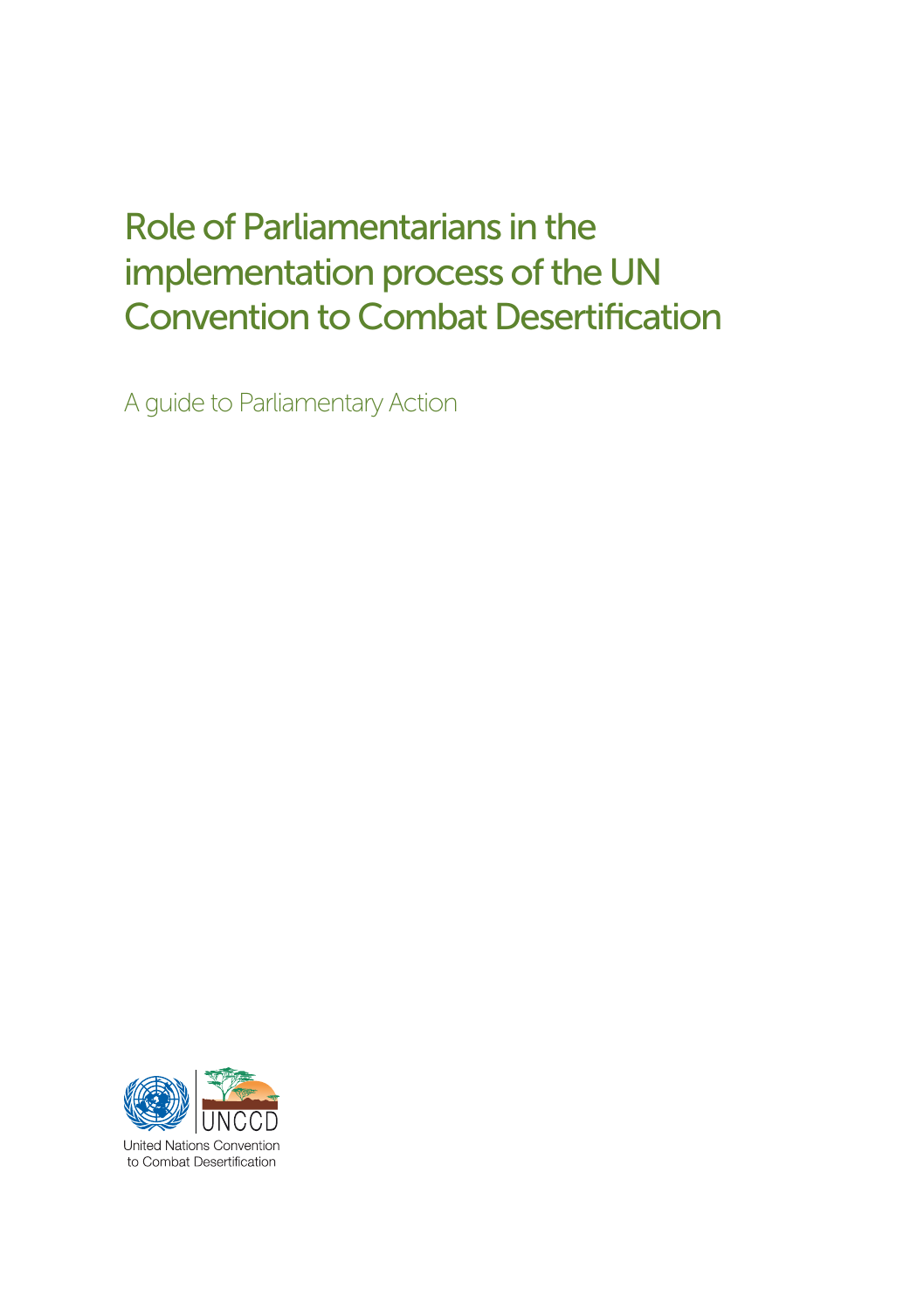# Role of Parliamentarians in the implementation process of the UN Convention to Combat Desertification

A guide to Parliamentary Action

United Nations Convention to Combat Desertification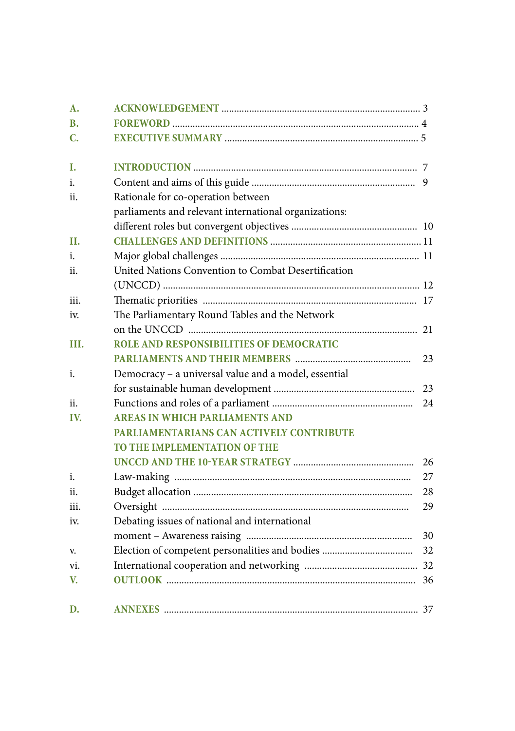| | | |
|---|---|---|
| **A.** | **ACKNOWLEDGEMENT** | 3 |
| **B.** | **FOREWORD** | 4 |
| **C.** | **EXECUTIVE SUMMARY** | 5 |
| | | |
| **I.** | **INTRODUCTION** | 7 |
| i. | Content and aims of this guide | 9 |
| ii. | Rationale for co-operation between parliaments and relevant international organizations: different roles but convergent objectives | 10 |
| **II.** | **CHALLENGES AND DEFINITIONS** | 11 |
| i. | Major global challenges | 11 |
| ii. | United Nations Convention to Combat Desertification (UNCCD) | 12 |
| iii. | Thematic priorities | 17 |
| iv. | The Parliamentary Round Tables and the Network on the UNCCD | 21 |
| **III.** | **ROLE AND RESPONSIBILITIES OF DEMOCRATIC PARLIAMENTS AND THEIR MEMBERS** | 23 |
| i. | Democracy – a universal value and a model, essential for sustainable human development | 23 |
| ii. | Functions and roles of a parliament | 24 |
| **IV.** | **AREAS IN WHICH PARLIAMENTS AND PARLIAMENTARIANS CAN ACTIVELY CONTRIBUTE TO THE IMPLEMENTATION OF THE UNCCD AND THE 10-YEAR STRATEGY** | 26 |
| i. | Law-making | 27 |
| ii. | Budget allocation | 28 |
| iii. | Oversight | 29 |
| iv. | Debating issues of national and international moment – Awareness raising | 30 |
| v. | Election of competent personalities and bodies | 32 |
| vi. | International cooperation and networking | 32 |
| **V.** | **OUTLOOK** | 36 |
| | | |
| **D.** | **ANNEXES** | 37 |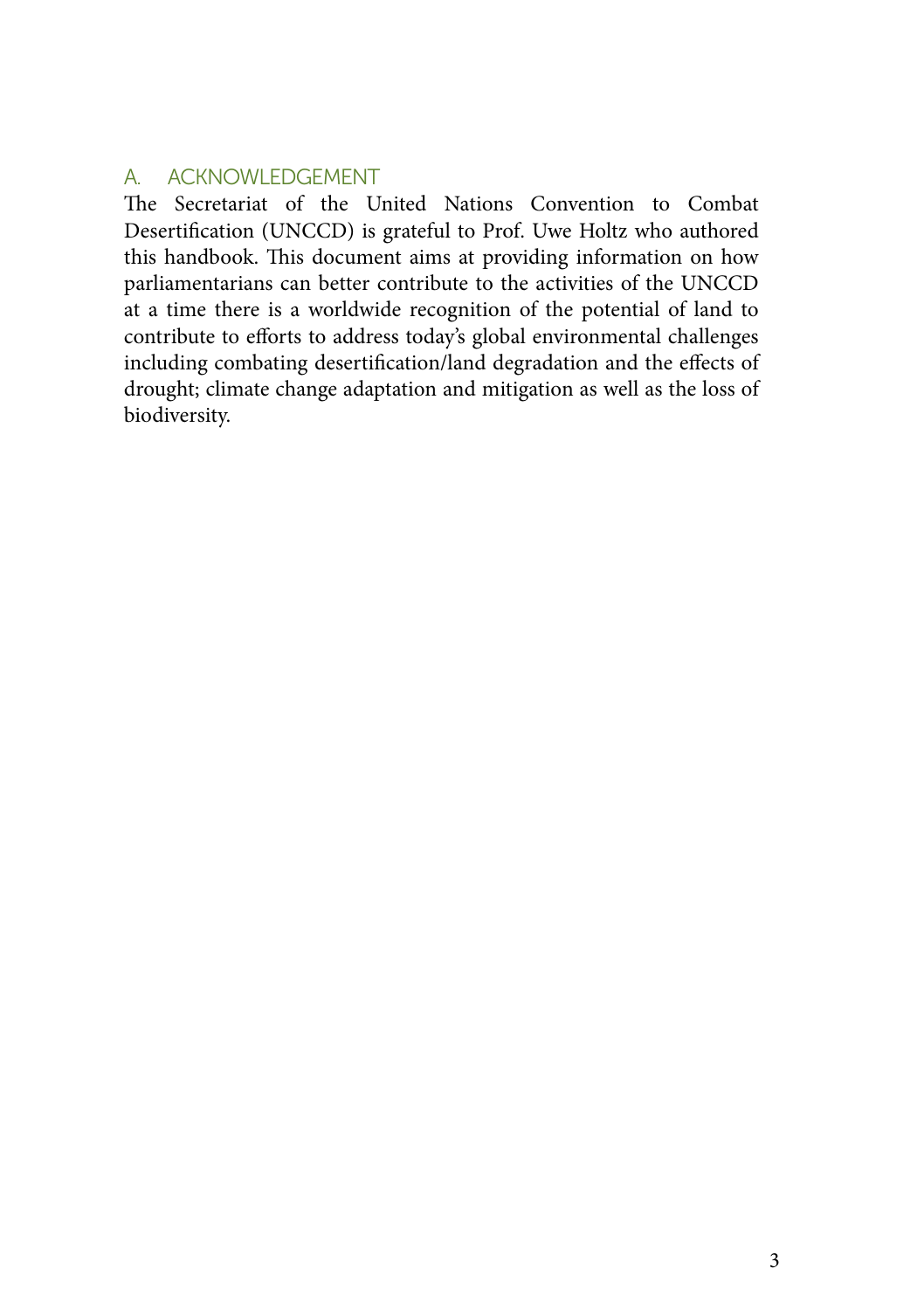## A. ACKNOWLEDGEMENT

The Secretariat of the United Nations Convention to Combat Desertification (UNCCD) is grateful to Prof. Uwe Holtz who authored this handbook. This document aims at providing information on how parliamentarians can better contribute to the activities of the UNCCD at a time there is a worldwide recognition of the potential of land to contribute to efforts to address today's global environmental challenges including combating desertification/land degradation and the effects of drought; climate change adaptation and mitigation as well as the loss of biodiversity.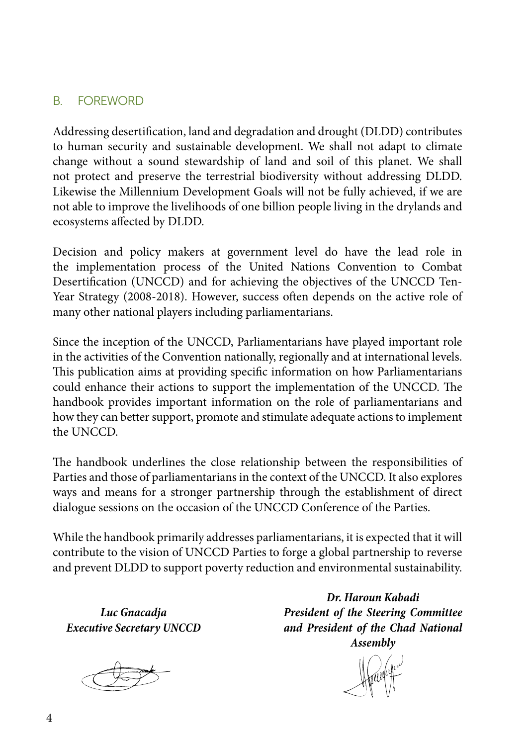## B. FOREWORD

Addressing desertification, land and degradation and drought (DLDD) contributes to human security and sustainable development. We shall not adapt to climate change without a sound stewardship of land and soil of this planet. We shall not protect and preserve the terrestrial biodiversity without addressing DLDD. Likewise the Millennium Development Goals will not be fully achieved, if we are not able to improve the livelihoods of one billion people living in the drylands and ecosystems affected by DLDD.

Decision and policy makers at government level do have the lead role in the implementation process of the United Nations Convention to Combat Desertification (UNCCD) and for achieving the objectives of the UNCCD Ten-Year Strategy (2008-2018). However, success often depends on the active role of many other national players including parliamentarians.

Since the inception of the UNCCD, Parliamentarians have played important role in the activities of the Convention nationally, regionally and at international levels. This publication aims at providing specific information on how Parliamentarians could enhance their actions to support the implementation of the UNCCD. The handbook provides important information on the role of parliamentarians and how they can better support, promote and stimulate adequate actions to implement the UNCCD.

The handbook underlines the close relationship between the responsibilities of Parties and those of parliamentarians in the context of the UNCCD. It also explores ways and means for a stronger partnership through the establishment of direct dialogue sessions on the occasion of the UNCCD Conference of the Parties.

While the handbook primarily addresses parliamentarians, it is expected that it will contribute to the vision of UNCCD Parties to forge a global partnership to reverse and prevent DLDD to support poverty reduction and environmental sustainability.

***Luc Gnacadja***
***Executive Secretary UNCCD***

***Dr. Haroun Kabadi***
***President of the Steering Committee and President of the Chad National Assembly***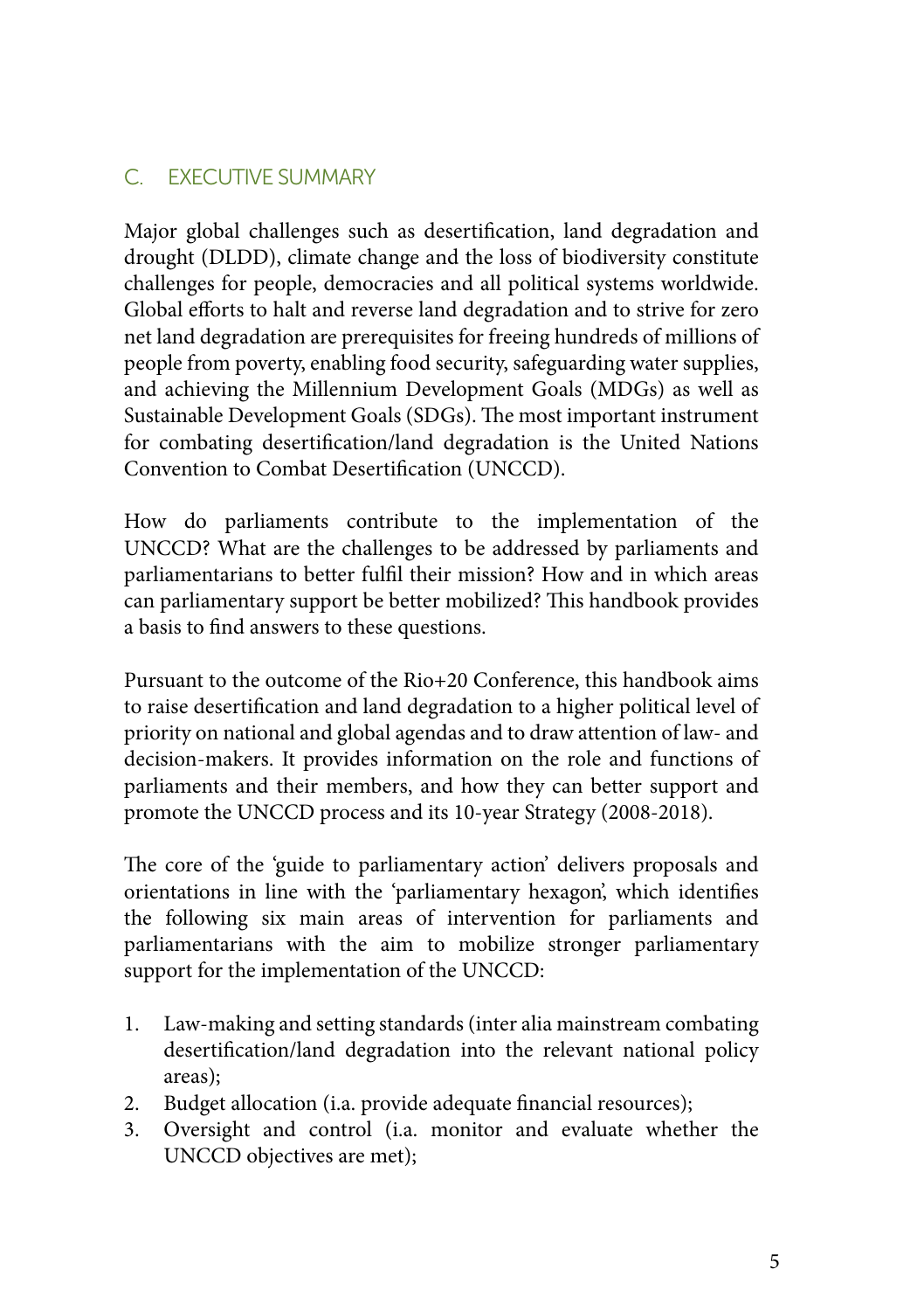## C. EXECUTIVE SUMMARY

Major global challenges such as desertification, land degradation and drought (DLDD), climate change and the loss of biodiversity constitute challenges for people, democracies and all political systems worldwide. Global efforts to halt and reverse land degradation and to strive for zero net land degradation are prerequisites for freeing hundreds of millions of people from poverty, enabling food security, safeguarding water supplies, and achieving the Millennium Development Goals (MDGs) as well as Sustainable Development Goals (SDGs). The most important instrument for combating desertification/land degradation is the United Nations Convention to Combat Desertification (UNCCD).

How do parliaments contribute to the implementation of the UNCCD? What are the challenges to be addressed by parliaments and parliamentarians to better fulfil their mission? How and in which areas can parliamentary support be better mobilized? This handbook provides a basis to find answers to these questions.

Pursuant to the outcome of the Rio+20 Conference, this handbook aims to raise desertification and land degradation to a higher political level of priority on national and global agendas and to draw attention of law- and decision-makers. It provides information on the role and functions of parliaments and their members, and how they can better support and promote the UNCCD process and its 10-year Strategy (2008-2018).

The core of the 'guide to parliamentary action' delivers proposals and orientations in line with the 'parliamentary hexagon', which identifies the following six main areas of intervention for parliaments and parliamentarians with the aim to mobilize stronger parliamentary support for the implementation of the UNCCD:

1. Law-making and setting standards (inter alia mainstream combating desertification/land degradation into the relevant national policy areas);
2. Budget allocation (i.a. provide adequate financial resources);
3. Oversight and control (i.a. monitor and evaluate whether the UNCCD objectives are met);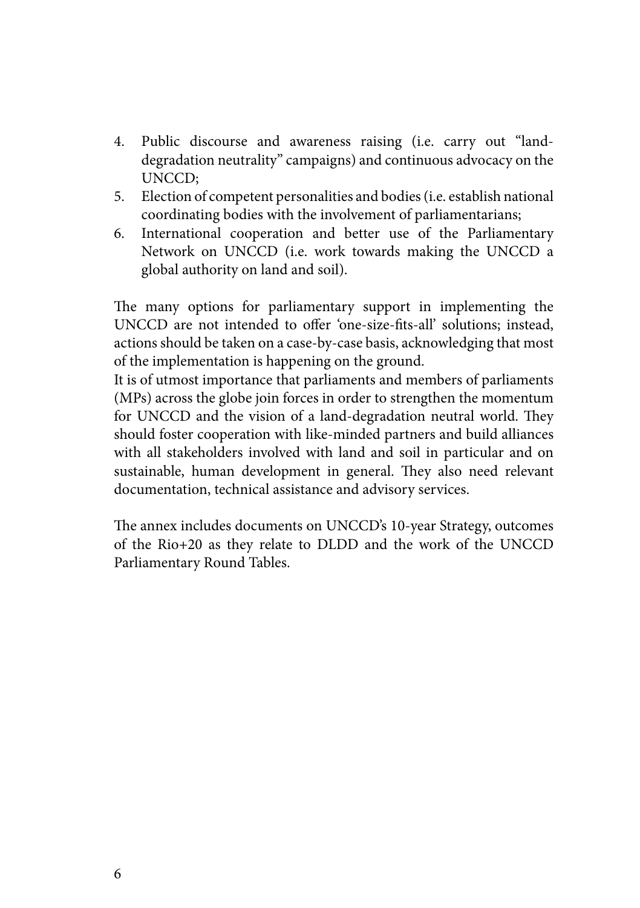4. Public discourse and awareness raising (i.e. carry out "land-degradation neutrality" campaigns) and continuous advocacy on the UNCCD;
5. Election of competent personalities and bodies (i.e. establish national coordinating bodies with the involvement of parliamentarians;
6. International cooperation and better use of the Parliamentary Network on UNCCD (i.e. work towards making the UNCCD a global authority on land and soil).

The many options for parliamentary support in implementing the UNCCD are not intended to offer 'one-size-fits-all' solutions; instead, actions should be taken on a case-by-case basis, acknowledging that most of the implementation is happening on the ground.

It is of utmost importance that parliaments and members of parliaments (MPs) across the globe join forces in order to strengthen the momentum for UNCCD and the vision of a land-degradation neutral world. They should foster cooperation with like-minded partners and build alliances with all stakeholders involved with land and soil in particular and on sustainable, human development in general. They also need relevant documentation, technical assistance and advisory services.

The annex includes documents on UNCCD's 10-year Strategy, outcomes of the Rio+20 as they relate to DLDD and the work of the UNCCD Parliamentary Round Tables.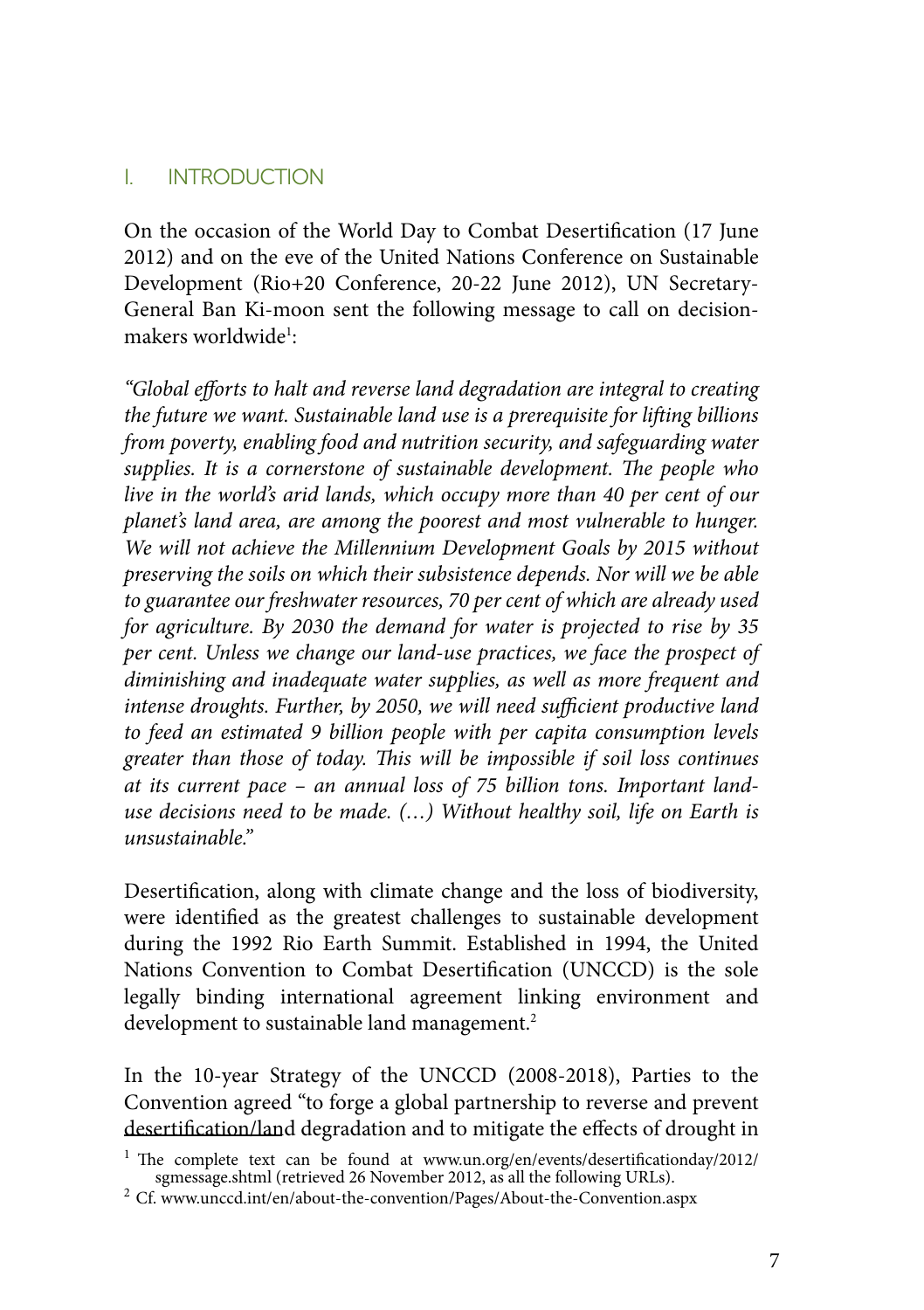## I. INTRODUCTION

On the occasion of the World Day to Combat Desertification (17 June 2012) and on the eve of the United Nations Conference on Sustainable Development (Rio+20 Conference, 20-22 June 2012), UN Secretary-General Ban Ki-moon sent the following message to call on decision-makers worldwide[1]:

*"Global efforts to halt and reverse land degradation are integral to creating the future we want. Sustainable land use is a prerequisite for lifting billions from poverty, enabling food and nutrition security, and safeguarding water supplies. It is a cornerstone of sustainable development. The people who live in the world's arid lands, which occupy more than 40 per cent of our planet's land area, are among the poorest and most vulnerable to hunger. We will not achieve the Millennium Development Goals by 2015 without preserving the soils on which their subsistence depends. Nor will we be able to guarantee our freshwater resources, 70 per cent of which are already used for agriculture. By 2030 the demand for water is projected to rise by 35 per cent. Unless we change our land-use practices, we face the prospect of diminishing and inadequate water supplies, as well as more frequent and intense droughts. Further, by 2050, we will need sufficient productive land to feed an estimated 9 billion people with per capita consumption levels greater than those of today. This will be impossible if soil loss continues at its current pace – an annual loss of 75 billion tons. Important land-use decisions need to be made. (…) Without healthy soil, life on Earth is unsustainable."*

Desertification, along with climate change and the loss of biodiversity, were identified as the greatest challenges to sustainable development during the 1992 Rio Earth Summit. Established in 1994, the United Nations Convention to Combat Desertification (UNCCD) is the sole legally binding international agreement linking environment and development to sustainable land management.[2]

In the 10-year Strategy of the UNCCD (2008-2018), Parties to the Convention agreed "to forge a global partnership to reverse and prevent desertification/land degradation and to mitigate the effects of drought in

[1] The complete text can be found at www.un.org/en/events/desertificationday/2012/sgmessage.shtml (retrieved 26 November 2012, as all the following URLs).

[2] Cf. www.unccd.int/en/about-the-convention/Pages/About-the-Convention.aspx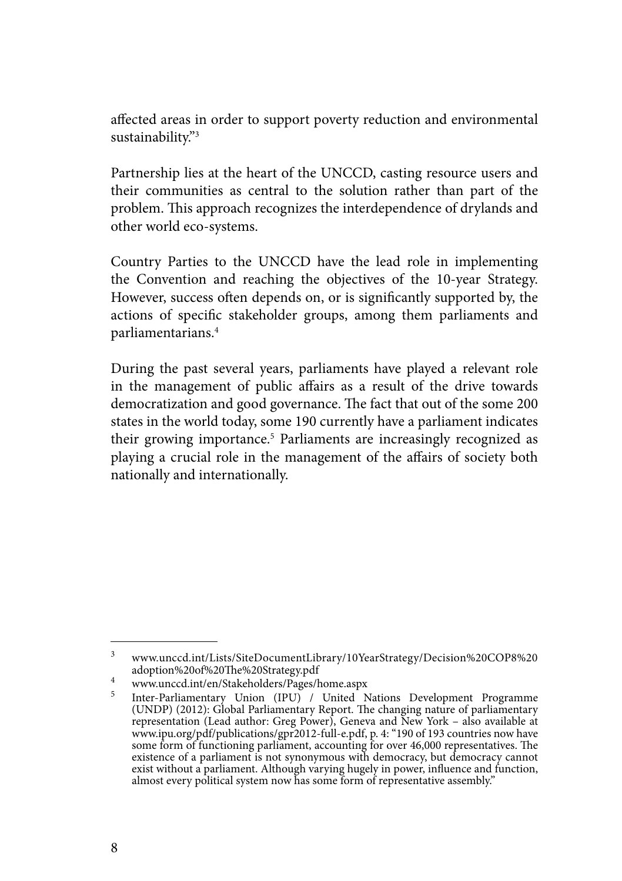affected areas in order to support poverty reduction and environmental sustainability."[3]

Partnership lies at the heart of the UNCCD, casting resource users and their communities as central to the solution rather than part of the problem. This approach recognizes the interdependence of drylands and other world eco-systems.

Country Parties to the UNCCD have the lead role in implementing the Convention and reaching the objectives of the 10-year Strategy. However, success often depends on, or is significantly supported by, the actions of specific stakeholder groups, among them parliaments and parliamentarians.[4]

During the past several years, parliaments have played a relevant role in the management of public affairs as a result of the drive towards democratization and good governance. The fact that out of the some 200 states in the world today, some 190 currently have a parliament indicates their growing importance.[5] Parliaments are increasingly recognized as playing a crucial role in the management of the affairs of society both nationally and internationally.

---

[3] www.unccd.int/Lists/SiteDocumentLibrary/10YearStrategy/Decision%20COP8%20adoption%20of%20The%20Strategy.pdf

[4] www.unccd.int/en/Stakeholders/Pages/home.aspx

[5] Inter-Parliamentary Union (IPU) / United Nations Development Programme (UNDP) (2012): Global Parliamentary Report. The changing nature of parliamentary representation (Lead author: Greg Power), Geneva and New York – also available at www.ipu.org/pdf/publications/gpr2012-full-e.pdf, p. 4: "190 of 193 countries now have some form of functioning parliament, accounting for over 46,000 representatives. The existence of a parliament is not synonymous with democracy, but democracy cannot exist without a parliament. Although varying hugely in power, influence and function, almost every political system now has some form of representative assembly."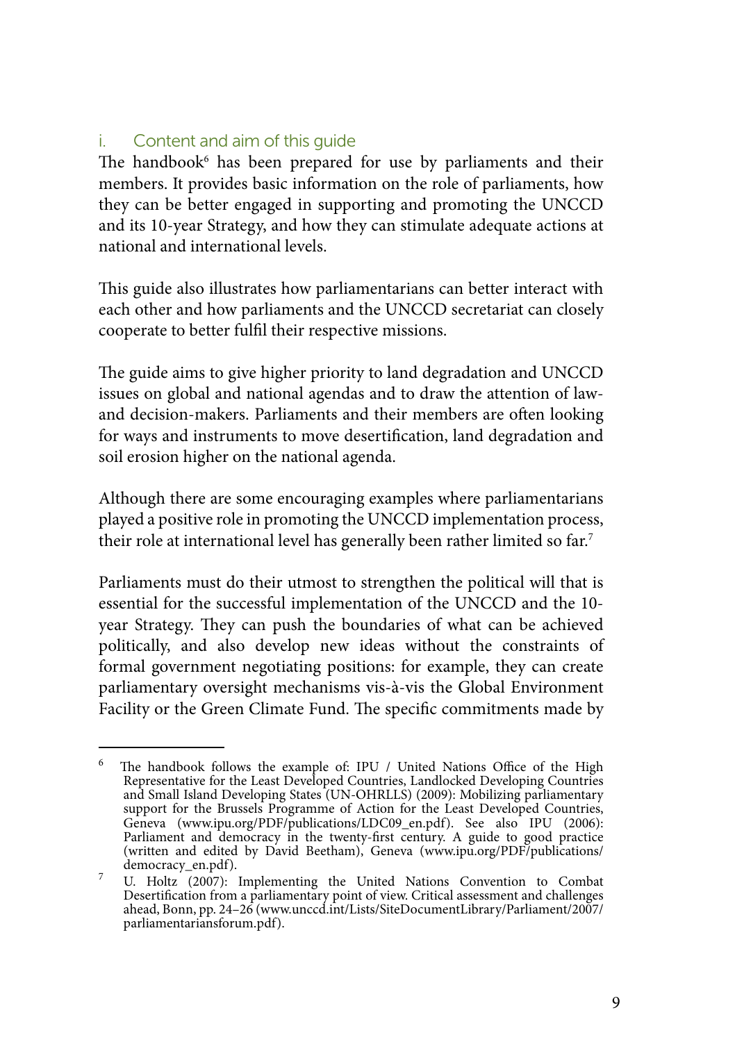## i. Content and aim of this guide

The handbook[6] has been prepared for use by parliaments and their members. It provides basic information on the role of parliaments, how they can be better engaged in supporting and promoting the UNCCD and its 10-year Strategy, and how they can stimulate adequate actions at national and international levels.

This guide also illustrates how parliamentarians can better interact with each other and how parliaments and the UNCCD secretariat can closely cooperate to better fulfil their respective missions.

The guide aims to give higher priority to land degradation and UNCCD issues on global and national agendas and to draw the attention of law- and decision-makers. Parliaments and their members are often looking for ways and instruments to move desertification, land degradation and soil erosion higher on the national agenda.

Although there are some encouraging examples where parliamentarians played a positive role in promoting the UNCCD implementation process, their role at international level has generally been rather limited so far.[7]

Parliaments must do their utmost to strengthen the political will that is essential for the successful implementation of the UNCCD and the 10-year Strategy. They can push the boundaries of what can be achieved politically, and also develop new ideas without the constraints of formal government negotiating positions: for example, they can create parliamentary oversight mechanisms vis-à-vis the Global Environment Facility or the Green Climate Fund. The specific commitments made by

---

[6] The handbook follows the example of: IPU / United Nations Office of the High Representative for the Least Developed Countries, Landlocked Developing Countries and Small Island Developing States (UN-OHRLLS) (2009): Mobilizing parliamentary support for the Brussels Programme of Action for the Least Developed Countries, Geneva (www.ipu.org/PDF/publications/LDC09_en.pdf). See also IPU (2006): Parliament and democracy in the twenty-first century. A guide to good practice (written and edited by David Beetham), Geneva (www.ipu.org/PDF/publications/democracy_en.pdf).

[7] U. Holtz (2007): Implementing the United Nations Convention to Combat Desertification from a parliamentary point of view. Critical assessment and challenges ahead, Bonn, pp. 24–26 (www.unccd.int/Lists/SiteDocumentLibrary/Parliament/2007/parliamentariansforum.pdf).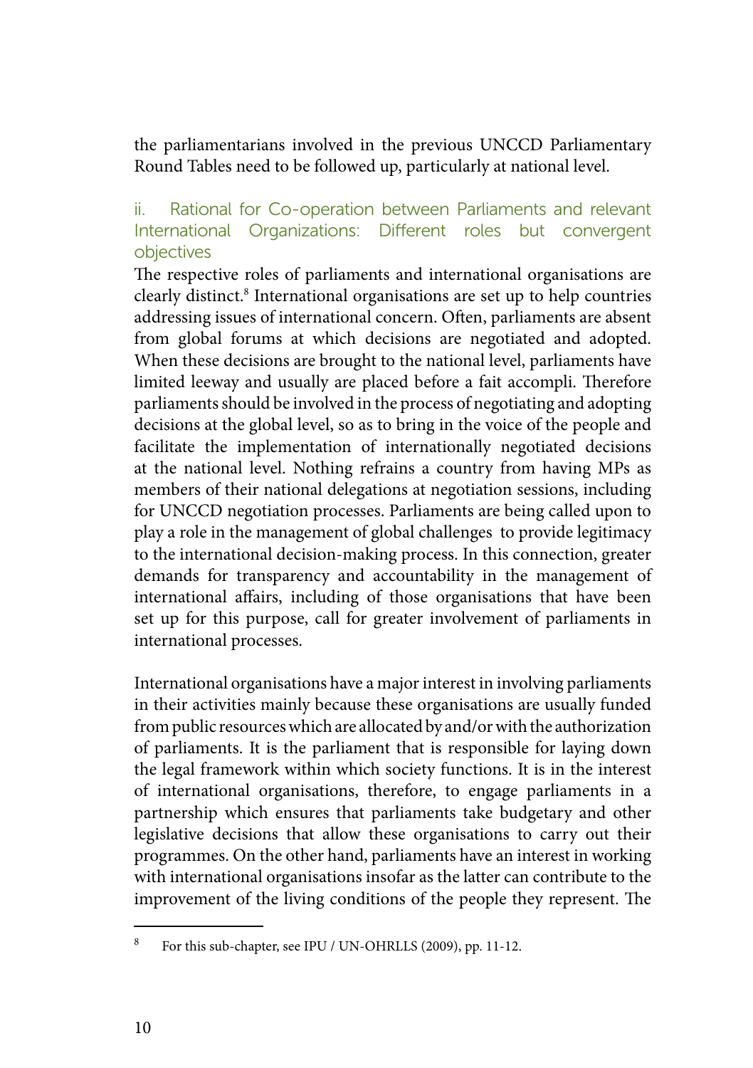the parliamentarians involved in the previous UNCCD Parliamentary Round Tables need to be followed up, particularly at national level.

### ii. Rational for Co-operation between Parliaments and relevant International Organizations: Different roles but convergent objectives

The respective roles of parliaments and international organisations are clearly distinct.[8] International organisations are set up to help countries addressing issues of international concern. Often, parliaments are absent from global forums at which decisions are negotiated and adopted. When these decisions are brought to the national level, parliaments have limited leeway and usually are placed before a fait accompli. Therefore parliaments should be involved in the process of negotiating and adopting decisions at the global level, so as to bring in the voice of the people and facilitate the implementation of internationally negotiated decisions at the national level. Nothing refrains a country from having MPs as members of their national delegations at negotiation sessions, including for UNCCD negotiation processes. Parliaments are being called upon to play a role in the management of global challenges to provide legitimacy to the international decision-making process. In this connection, greater demands for transparency and accountability in the management of international affairs, including of those organisations that have been set up for this purpose, call for greater involvement of parliaments in international processes.

International organisations have a major interest in involving parliaments in their activities mainly because these organisations are usually funded from public resources which are allocated by and/or with the authorization of parliaments. It is the parliament that is responsible for laying down the legal framework within which society functions. It is in the interest of international organisations, therefore, to engage parliaments in a partnership which ensures that parliaments take budgetary and other legislative decisions that allow these organisations to carry out their programmes. On the other hand, parliaments have an interest in working with international organisations insofar as the latter can contribute to the improvement of the living conditions of the people they represent. The

[8] For this sub-chapter, see IPU / UN-OHRLLS (2009), pp. 11-12.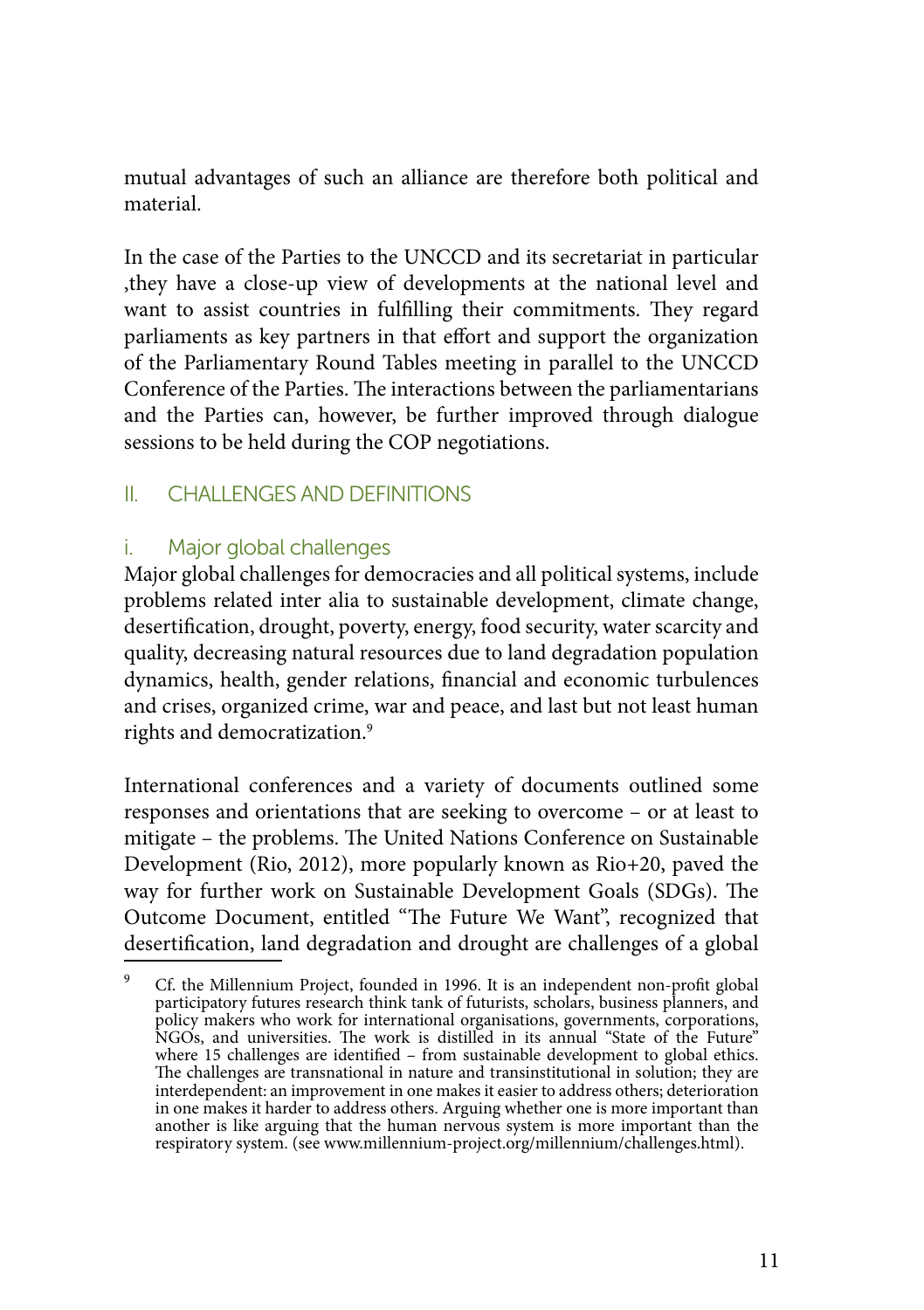mutual advantages of such an alliance are therefore both political and material.

In the case of the Parties to the UNCCD and its secretariat in particular ,they have a close-up view of developments at the national level and want to assist countries in fulfilling their commitments. They regard parliaments as key partners in that effort and support the organization of the Parliamentary Round Tables meeting in parallel to the UNCCD Conference of the Parties. The interactions between the parliamentarians and the Parties can, however, be further improved through dialogue sessions to be held during the COP negotiations.

## II. CHALLENGES AND DEFINITIONS

### i. Major global challenges

Major global challenges for democracies and all political systems, include problems related inter alia to sustainable development, climate change, desertification, drought, poverty, energy, food security, water scarcity and quality, decreasing natural resources due to land degradation population dynamics, health, gender relations, financial and economic turbulences and crises, organized crime, war and peace, and last but not least human rights and democratization.[9]

International conferences and a variety of documents outlined some responses and orientations that are seeking to overcome – or at least to mitigate – the problems. The United Nations Conference on Sustainable Development (Rio, 2012), more popularly known as Rio+20, paved the way for further work on Sustainable Development Goals (SDGs). The Outcome Document, entitled "The Future We Want", recognized that desertification, land degradation and drought are challenges of a global

[9] Cf. the Millennium Project, founded in 1996. It is an independent non-profit global participatory futures research think tank of futurists, scholars, business planners, and policy makers who work for international organisations, governments, corporations, NGOs, and universities. The work is distilled in its annual "State of the Future" where 15 challenges are identified – from sustainable development to global ethics. The challenges are transnational in nature and transinstitutional in solution; they are interdependent: an improvement in one makes it easier to address others; deterioration in one makes it harder to address others. Arguing whether one is more important than another is like arguing that the human nervous system is more important than the respiratory system. (see www.millennium-project.org/millennium/challenges.html).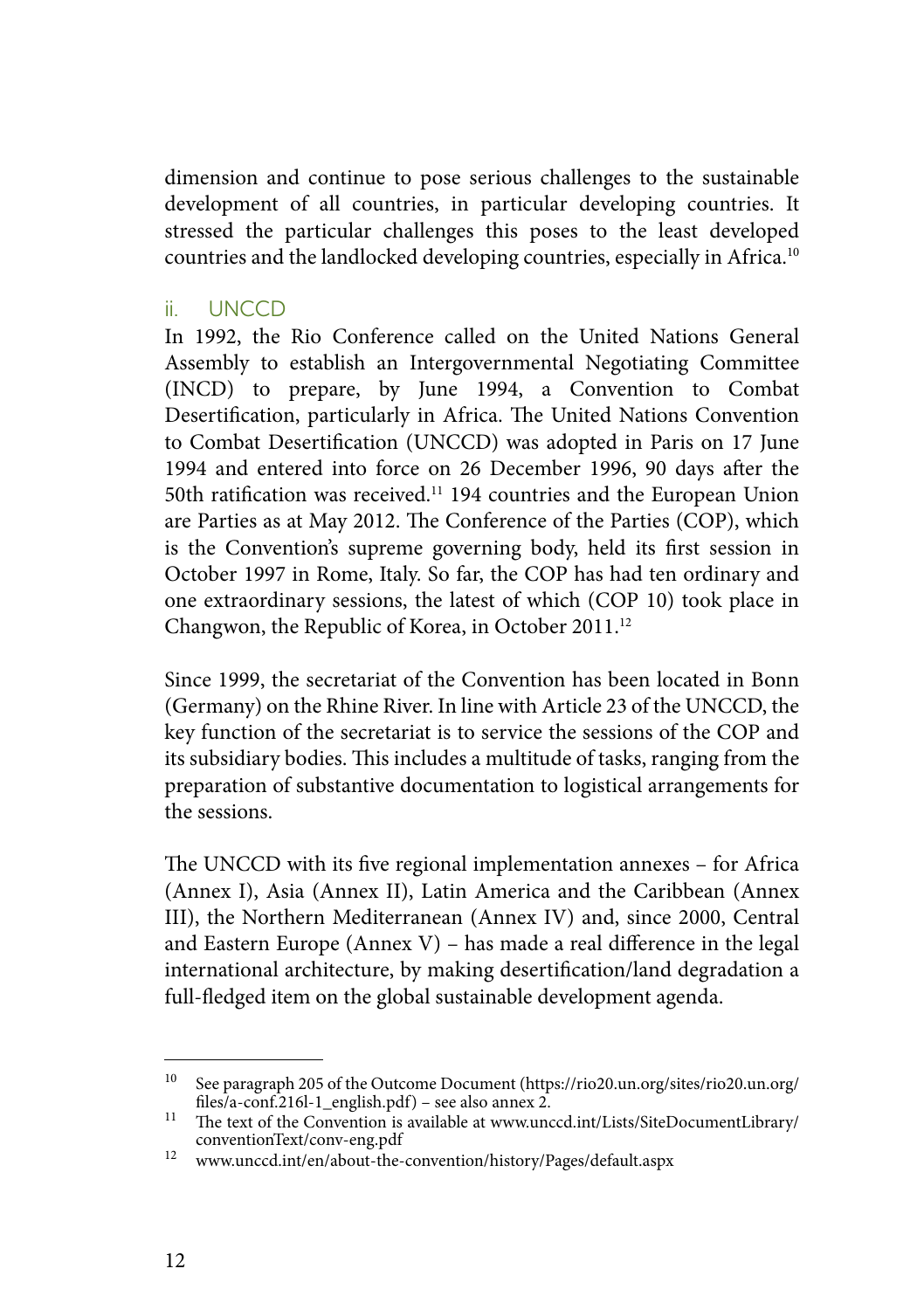dimension and continue to pose serious challenges to the sustainable development of all countries, in particular developing countries. It stressed the particular challenges this poses to the least developed countries and the landlocked developing countries, especially in Africa.[10]

### ii. UNCCD

In 1992, the Rio Conference called on the United Nations General Assembly to establish an Intergovernmental Negotiating Committee (INCD) to prepare, by June 1994, a Convention to Combat Desertification, particularly in Africa. The United Nations Convention to Combat Desertification (UNCCD) was adopted in Paris on 17 June 1994 and entered into force on 26 December 1996, 90 days after the 50th ratification was received.[11] 194 countries and the European Union are Parties as at May 2012. The Conference of the Parties (COP), which is the Convention's supreme governing body, held its first session in October 1997 in Rome, Italy. So far, the COP has had ten ordinary and one extraordinary sessions, the latest of which (COP 10) took place in Changwon, the Republic of Korea, in October 2011.[12]

Since 1999, the secretariat of the Convention has been located in Bonn (Germany) on the Rhine River. In line with Article 23 of the UNCCD, the key function of the secretariat is to service the sessions of the COP and its subsidiary bodies. This includes a multitude of tasks, ranging from the preparation of substantive documentation to logistical arrangements for the sessions.

The UNCCD with its five regional implementation annexes – for Africa (Annex I), Asia (Annex II), Latin America and the Caribbean (Annex III), the Northern Mediterranean (Annex IV) and, since 2000, Central and Eastern Europe (Annex V) – has made a real difference in the legal international architecture, by making desertification/land degradation a full-fledged item on the global sustainable development agenda.

---

[10] See paragraph 205 of the Outcome Document (https://rio20.un.org/sites/rio20.un.org/files/a-conf.216l-1_english.pdf) – see also annex 2.

[11] The text of the Convention is available at www.unccd.int/Lists/SiteDocumentLibrary/conventionText/conv-eng.pdf

[12] www.unccd.int/en/about-the-convention/history/Pages/default.aspx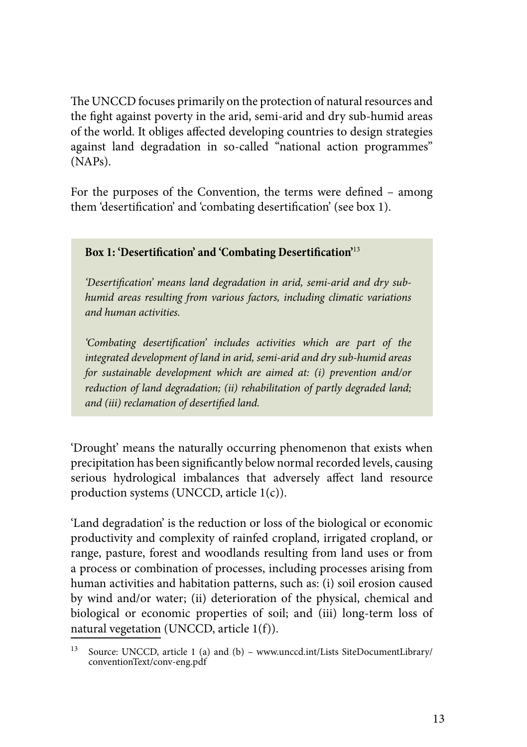The UNCCD focuses primarily on the protection of natural resources and the fight against poverty in the arid, semi-arid and dry sub-humid areas of the world. It obliges affected developing countries to design strategies against land degradation in so-called "national action programmes" (NAPs).

For the purposes of the Convention, the terms were defined – among them 'desertification' and 'combating desertification' (see box 1).

> **Box 1: 'Desertification' and 'Combating Desertification'**[13]
>
> *'Desertification' means land degradation in arid, semi-arid and dry sub-humid areas resulting from various factors, including climatic variations and human activities.*
>
> *'Combating desertification' includes activities which are part of the integrated development of land in arid, semi-arid and dry sub-humid areas for sustainable development which are aimed at: (i) prevention and/or reduction of land degradation; (ii) rehabilitation of partly degraded land; and (iii) reclamation of desertified land.*

'Drought' means the naturally occurring phenomenon that exists when precipitation has been significantly below normal recorded levels, causing serious hydrological imbalances that adversely affect land resource production systems (UNCCD, article 1(c)).

'Land degradation' is the reduction or loss of the biological or economic productivity and complexity of rainfed cropland, irrigated cropland, or range, pasture, forest and woodlands resulting from land uses or from a process or combination of processes, including processes arising from human activities and habitation patterns, such as: (i) soil erosion caused by wind and/or water; (ii) deterioration of the physical, chemical and biological or economic properties of soil; and (iii) long-term loss of natural vegetation (UNCCD, article 1(f)).

---

[13] Source: UNCCD, article 1 (a) and (b) – www.unccd.int/Lists SiteDocumentLibrary/conventionText/conv-eng.pdf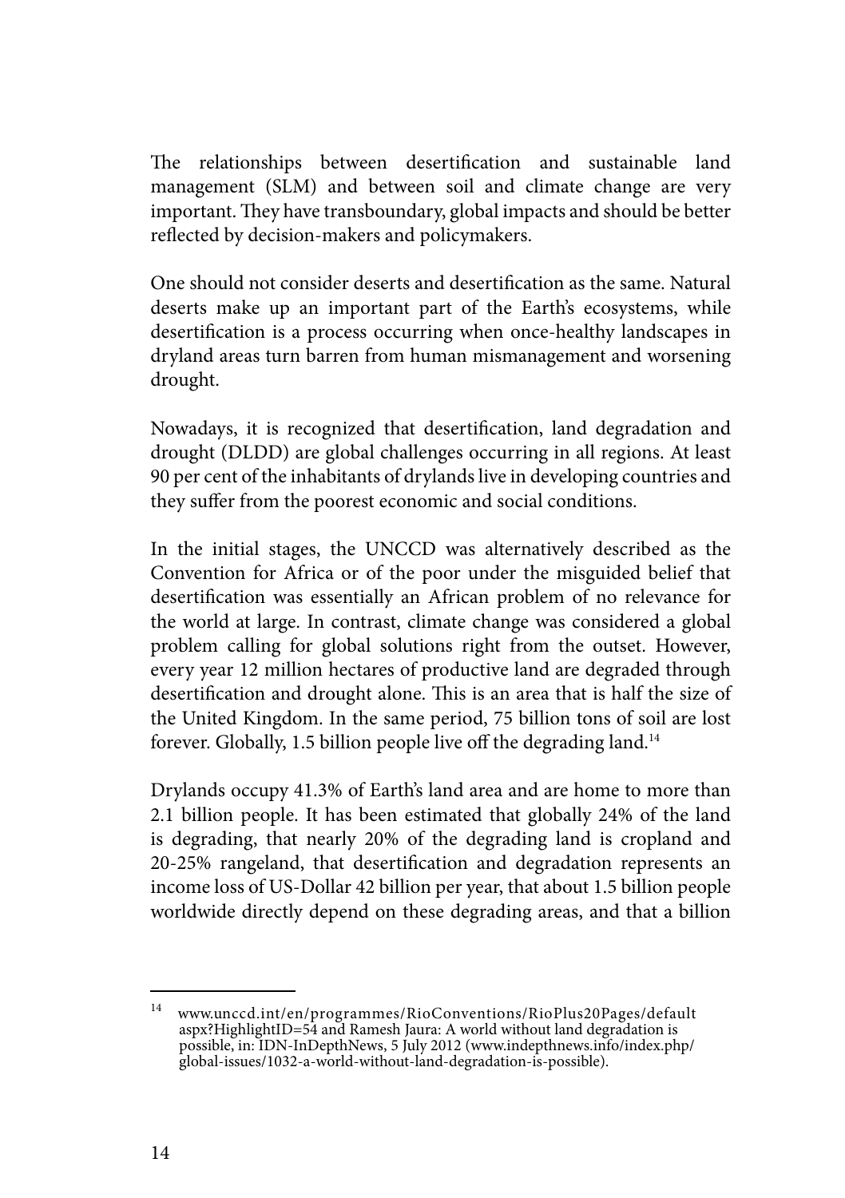The relationships between desertification and sustainable land management (SLM) and between soil and climate change are very important. They have transboundary, global impacts and should be better reflected by decision-makers and policymakers.

One should not consider deserts and desertification as the same. Natural deserts make up an important part of the Earth's ecosystems, while desertification is a process occurring when once-healthy landscapes in dryland areas turn barren from human mismanagement and worsening drought.

Nowadays, it is recognized that desertification, land degradation and drought (DLDD) are global challenges occurring in all regions. At least 90 per cent of the inhabitants of drylands live in developing countries and they suffer from the poorest economic and social conditions.

In the initial stages, the UNCCD was alternatively described as the Convention for Africa or of the poor under the misguided belief that desertification was essentially an African problem of no relevance for the world at large. In contrast, climate change was considered a global problem calling for global solutions right from the outset. However, every year 12 million hectares of productive land are degraded through desertification and drought alone. This is an area that is half the size of the United Kingdom. In the same period, 75 billion tons of soil are lost forever. Globally, 1.5 billion people live off the degrading land.[14]

Drylands occupy 41.3% of Earth's land area and are home to more than 2.1 billion people. It has been estimated that globally 24% of the land is degrading, that nearly 20% of the degrading land is cropland and 20-25% rangeland, that desertification and degradation represents an income loss of US-Dollar 42 billion per year, that about 1.5 billion people worldwide directly depend on these degrading areas, and that a billion

---

[14] www.unccd.int/en/programmes/RioConventions/RioPlus20Pages/default aspx?HighlightID=54 and Ramesh Jaura: A world without land degradation is possible, in: IDN-InDepthNews, 5 July 2012 (www.indepthnews.info/index.php/global-issues/1032-a-world-without-land-degradation-is-possible).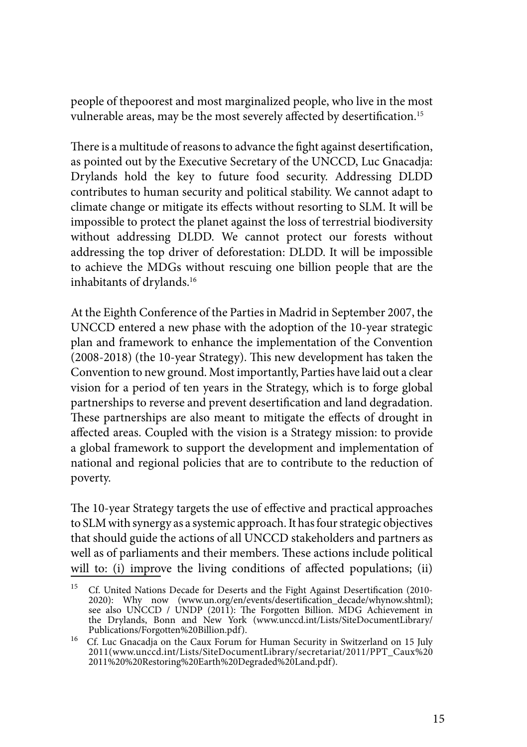people of thepoorest and most marginalized people, who live in the most vulnerable areas, may be the most severely affected by desertification.[15]

There is a multitude of reasons to advance the fight against desertification, as pointed out by the Executive Secretary of the UNCCD, Luc Gnacadja: Drylands hold the key to future food security. Addressing DLDD contributes to human security and political stability. We cannot adapt to climate change or mitigate its effects without resorting to SLM. It will be impossible to protect the planet against the loss of terrestrial biodiversity without addressing DLDD. We cannot protect our forests without addressing the top driver of deforestation: DLDD. It will be impossible to achieve the MDGs without rescuing one billion people that are the inhabitants of drylands.[16]

At the Eighth Conference of the Parties in Madrid in September 2007, the UNCCD entered a new phase with the adoption of the 10-year strategic plan and framework to enhance the implementation of the Convention (2008-2018) (the 10-year Strategy). This new development has taken the Convention to new ground. Most importantly, Parties have laid out a clear vision for a period of ten years in the Strategy, which is to forge global partnerships to reverse and prevent desertification and land degradation. These partnerships are also meant to mitigate the effects of drought in affected areas. Coupled with the vision is a Strategy mission: to provide a global framework to support the development and implementation of national and regional policies that are to contribute to the reduction of poverty.

The 10-year Strategy targets the use of effective and practical approaches to SLM with synergy as a systemic approach. It has four strategic objectives that should guide the actions of all UNCCD stakeholders and partners as well as of parliaments and their members. These actions include political will to: (i) improve the living conditions of affected populations; (ii)

---

[15] Cf. United Nations Decade for Deserts and the Fight Against Desertification (2010-2020): Why now (www.un.org/en/events/desertification_decade/whynow.shtml); see also UNCCD / UNDP (2011): The Forgotten Billion. MDG Achievement in the Drylands, Bonn and New York (www.unccd.int/Lists/SiteDocumentLibrary/Publications/Forgotten%20Billion.pdf).

[16] Cf. Luc Gnacadja on the Caux Forum for Human Security in Switzerland on 15 July 2011(www.unccd.int/Lists/SiteDocumentLibrary/secretariat/2011/PPT_Caux%20 2011%20%20Restoring%20Earth%20Degraded%20Land.pdf).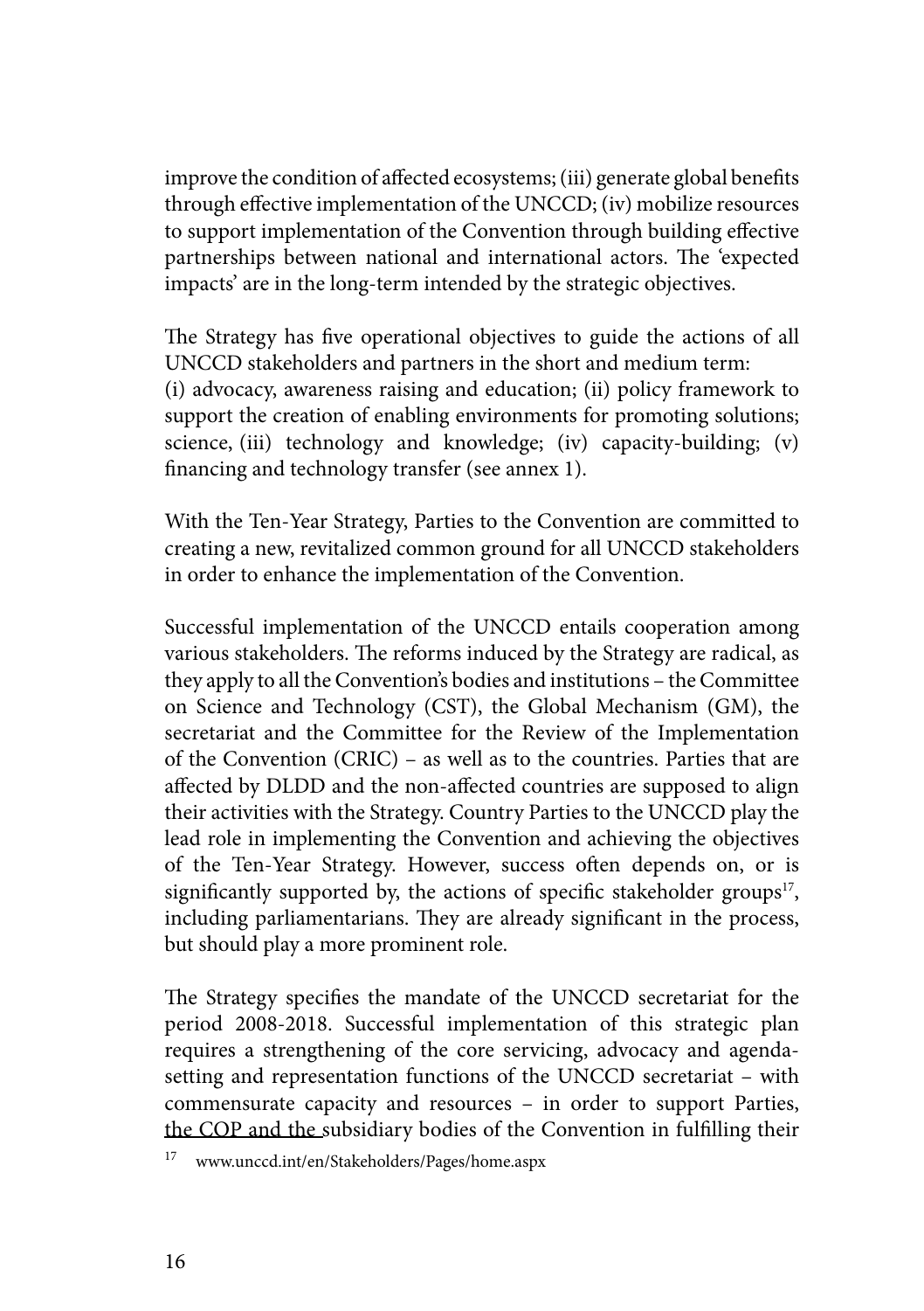improve the condition of affected ecosystems; (iii) generate global benefits through effective implementation of the UNCCD; (iv) mobilize resources to support implementation of the Convention through building effective partnerships between national and international actors. The 'expected impacts' are in the long-term intended by the strategic objectives.

The Strategy has five operational objectives to guide the actions of all UNCCD stakeholders and partners in the short and medium term: (i) advocacy, awareness raising and education; (ii) policy framework to support the creation of enabling environments for promoting solutions; science, (iii) technology and knowledge; (iv) capacity-building; (v) financing and technology transfer (see annex 1).

With the Ten-Year Strategy, Parties to the Convention are committed to creating a new, revitalized common ground for all UNCCD stakeholders in order to enhance the implementation of the Convention.

Successful implementation of the UNCCD entails cooperation among various stakeholders. The reforms induced by the Strategy are radical, as they apply to all the Convention's bodies and institutions – the Committee on Science and Technology (CST), the Global Mechanism (GM), the secretariat and the Committee for the Review of the Implementation of the Convention (CRIC) – as well as to the countries. Parties that are affected by DLDD and the non-affected countries are supposed to align their activities with the Strategy. Country Parties to the UNCCD play the lead role in implementing the Convention and achieving the objectives of the Ten-Year Strategy. However, success often depends on, or is significantly supported by, the actions of specific stakeholder groups[17], including parliamentarians. They are already significant in the process, but should play a more prominent role.

The Strategy specifies the mandate of the UNCCD secretariat for the period 2008-2018. Successful implementation of this strategic plan requires a strengthening of the core servicing, advocacy and agenda-setting and representation functions of the UNCCD secretariat – with commensurate capacity and resources – in order to support Parties, the COP and the subsidiary bodies of the Convention in fulfilling their

[17] www.unccd.int/en/Stakeholders/Pages/home.aspx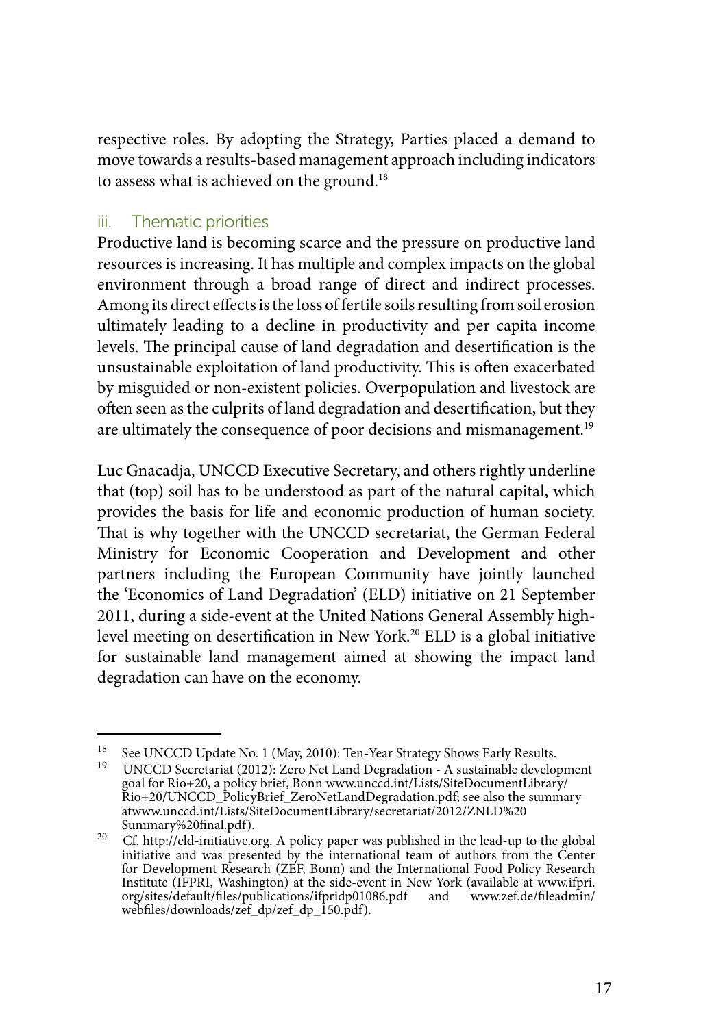respective roles. By adopting the Strategy, Parties placed a demand to move towards a results-based management approach including indicators to assess what is achieved on the ground.[18]

### iii. Thematic priorities

Productive land is becoming scarce and the pressure on productive land resources is increasing. It has multiple and complex impacts on the global environment through a broad range of direct and indirect processes. Among its direct effects is the loss of fertile soils resulting from soil erosion ultimately leading to a decline in productivity and per capita income levels. The principal cause of land degradation and desertification is the unsustainable exploitation of land productivity. This is often exacerbated by misguided or non-existent policies. Overpopulation and livestock are often seen as the culprits of land degradation and desertification, but they are ultimately the consequence of poor decisions and mismanagement.[19]

Luc Gnacadja, UNCCD Executive Secretary, and others rightly underline that (top) soil has to be understood as part of the natural capital, which provides the basis for life and economic production of human society. That is why together with the UNCCD secretariat, the German Federal Ministry for Economic Cooperation and Development and other partners including the European Community have jointly launched the 'Economics of Land Degradation' (ELD) initiative on 21 September 2011, during a side-event at the United Nations General Assembly high-level meeting on desertification in New York.[20] ELD is a global initiative for sustainable land management aimed at showing the impact land degradation can have on the economy.

---

[18] See UNCCD Update No. 1 (May, 2010): Ten-Year Strategy Shows Early Results.

[19] UNCCD Secretariat (2012): Zero Net Land Degradation - A sustainable development goal for Rio+20, a policy brief, Bonn www.unccd.int/Lists/SiteDocumentLibrary/Rio+20/UNCCD_PolicyBrief_ZeroNetLandDegradation.pdf; see also the summary atwww.unccd.int/Lists/SiteDocumentLibrary/secretariat/2012/ZNLD%20 Summary%20final.pdf).

[20] Cf. http://eld-initiative.org. A policy paper was published in the lead-up to the global initiative and was presented by the international team of authors from the Center for Development Research (ZEF, Bonn) and the International Food Policy Research Institute (IFPRI, Washington) at the side-event in New York (available at www.ifpri.org/sites/default/files/publications/ifpridp01086.pdf and www.zef.de/fileadmin/webfiles/downloads/zef_dp/zef_dp_150.pdf).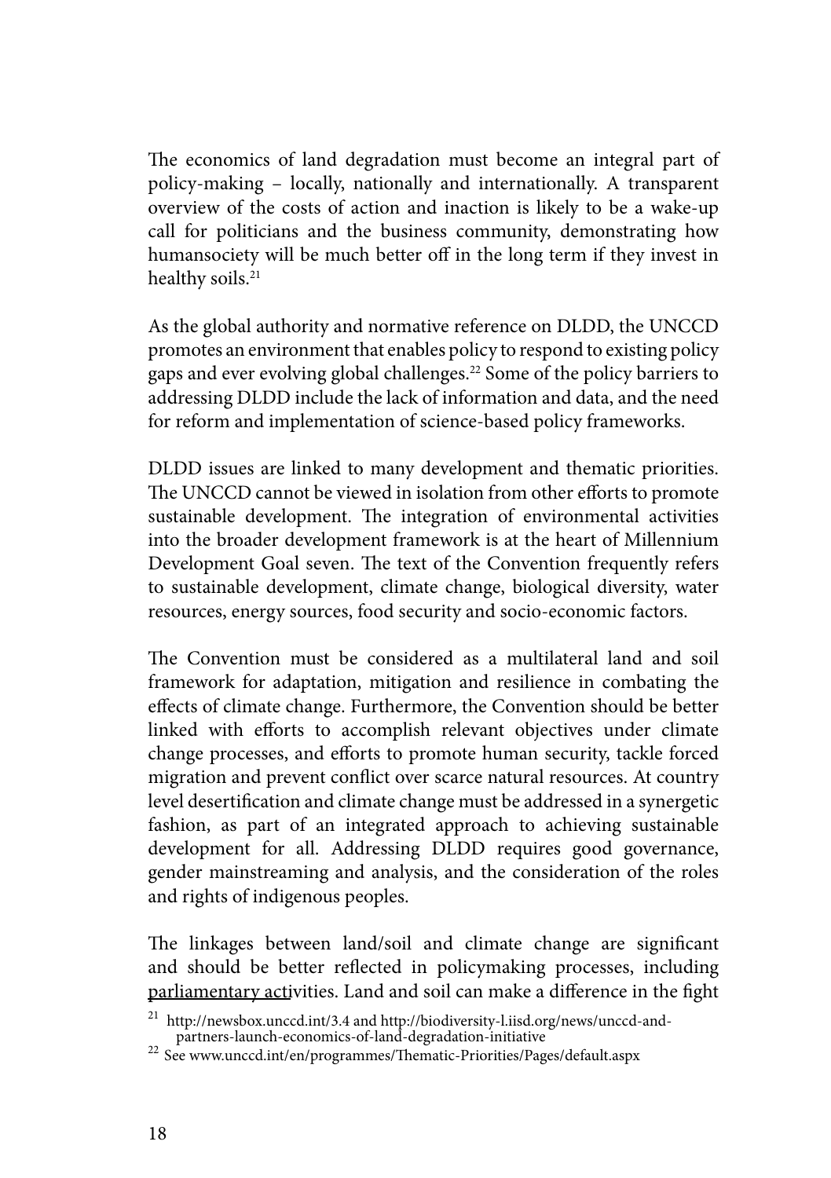The economics of land degradation must become an integral part of policy-making – locally, nationally and internationally. A transparent overview of the costs of action and inaction is likely to be a wake-up call for politicians and the business community, demonstrating how humansociety will be much better off in the long term if they invest in healthy soils.[21]

As the global authority and normative reference on DLDD, the UNCCD promotes an environment that enables policy to respond to existing policy gaps and ever evolving global challenges.[22] Some of the policy barriers to addressing DLDD include the lack of information and data, and the need for reform and implementation of science-based policy frameworks.

DLDD issues are linked to many development and thematic priorities. The UNCCD cannot be viewed in isolation from other efforts to promote sustainable development. The integration of environmental activities into the broader development framework is at the heart of Millennium Development Goal seven. The text of the Convention frequently refers to sustainable development, climate change, biological diversity, water resources, energy sources, food security and socio-economic factors.

The Convention must be considered as a multilateral land and soil framework for adaptation, mitigation and resilience in combating the effects of climate change. Furthermore, the Convention should be better linked with efforts to accomplish relevant objectives under climate change processes, and efforts to promote human security, tackle forced migration and prevent conflict over scarce natural resources. At country level desertification and climate change must be addressed in a synergetic fashion, as part of an integrated approach to achieving sustainable development for all. Addressing DLDD requires good governance, gender mainstreaming and analysis, and the consideration of the roles and rights of indigenous peoples.

The linkages between land/soil and climate change are significant and should be better reflected in policymaking processes, including parliamentary activities. Land and soil can make a difference in the fight

[21] http://newsbox.unccd.int/3.4 and http://biodiversity-l.iisd.org/news/unccd-and-partners-launch-economics-of-land-degradation-initiative

[22] See www.unccd.int/en/programmes/Thematic-Priorities/Pages/default.aspx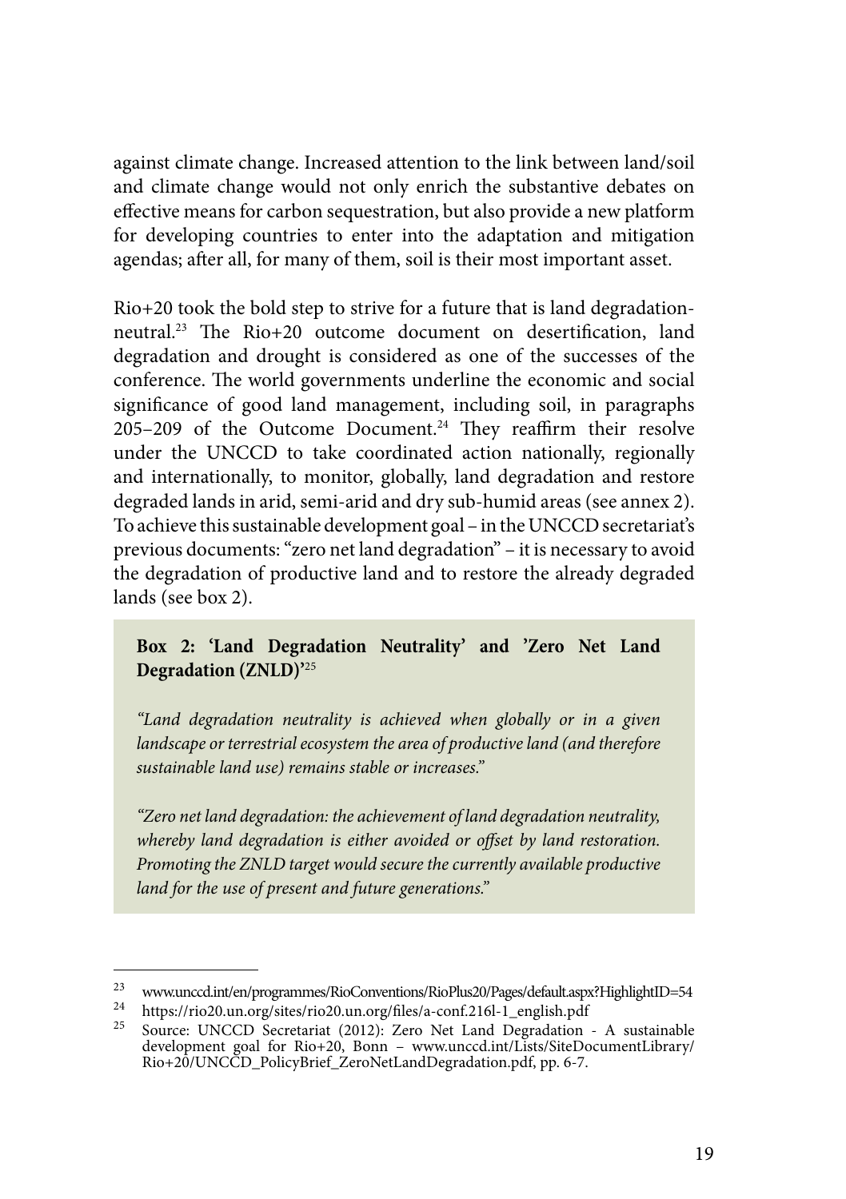against climate change. Increased attention to the link between land/soil and climate change would not only enrich the substantive debates on effective means for carbon sequestration, but also provide a new platform for developing countries to enter into the adaptation and mitigation agendas; after all, for many of them, soil is their most important asset.

Rio+20 took the bold step to strive for a future that is land degradation-neutral.[23] The Rio+20 outcome document on desertification, land degradation and drought is considered as one of the successes of the conference. The world governments underline the economic and social significance of good land management, including soil, in paragraphs 205–209 of the Outcome Document.[24] They reaffirm their resolve under the UNCCD to take coordinated action nationally, regionally and internationally, to monitor, globally, land degradation and restore degraded lands in arid, semi-arid and dry sub-humid areas (see annex 2). To achieve this sustainable development goal – in the UNCCD secretariat's previous documents: "zero net land degradation" – it is necessary to avoid the degradation of productive land and to restore the already degraded lands (see box 2).

**Box 2: 'Land Degradation Neutrality' and 'Zero Net Land Degradation (ZNLD)'**[25]

*"Land degradation neutrality is achieved when globally or in a given landscape or terrestrial ecosystem the area of productive land (and therefore sustainable land use) remains stable or increases."*

*"Zero net land degradation: the achievement of land degradation neutrality, whereby land degradation is either avoided or offset by land restoration. Promoting the ZNLD target would secure the currently available productive land for the use of present and future generations."*

---

[23] www.unccd.int/en/programmes/RioConventions/RioPlus20/Pages/default.aspx?HighlightID=54

[24] https://rio20.un.org/sites/rio20.un.org/files/a-conf.216l-1_english.pdf

[25] Source: UNCCD Secretariat (2012): Zero Net Land Degradation - A sustainable development goal for Rio+20, Bonn – www.unccd.int/Lists/SiteDocumentLibrary/Rio+20/UNCCD_PolicyBrief_ZeroNetLandDegradation.pdf, pp. 6-7.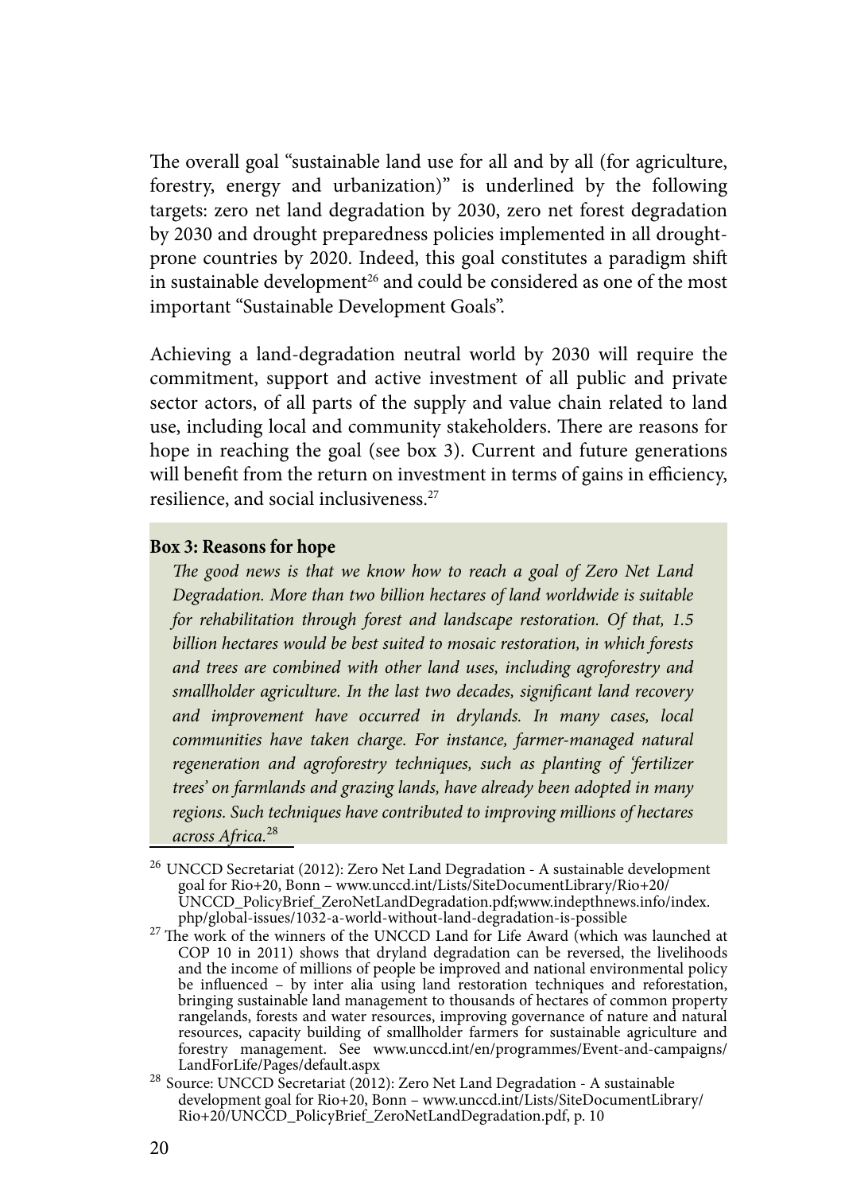The overall goal "sustainable land use for all and by all (for agriculture, forestry, energy and urbanization)" is underlined by the following targets: zero net land degradation by 2030, zero net forest degradation by 2030 and drought preparedness policies implemented in all drought-prone countries by 2020. Indeed, this goal constitutes a paradigm shift in sustainable development[26] and could be considered as one of the most important "Sustainable Development Goals".

Achieving a land-degradation neutral world by 2030 will require the commitment, support and active investment of all public and private sector actors, of all parts of the supply and value chain related to land use, including local and community stakeholders. There are reasons for hope in reaching the goal (see box 3). Current and future generations will benefit from the return on investment in terms of gains in efficiency, resilience, and social inclusiveness.[27]

**Box 3: Reasons for hope**

*The good news is that we know how to reach a goal of Zero Net Land Degradation. More than two billion hectares of land worldwide is suitable for rehabilitation through forest and landscape restoration. Of that, 1.5 billion hectares would be best suited to mosaic restoration, in which forests and trees are combined with other land uses, including agroforestry and smallholder agriculture. In the last two decades, significant land recovery and improvement have occurred in drylands. In many cases, local communities have taken charge. For instance, farmer-managed natural regeneration and agroforestry techniques, such as planting of 'fertilizer trees' on farmlands and grazing lands, have already been adopted in many regions. Such techniques have contributed to improving millions of hectares across Africa.*[28]

---

[26] UNCCD Secretariat (2012): Zero Net Land Degradation - A sustainable development goal for Rio+20, Bonn – www.unccd.int/Lists/SiteDocumentLibrary/Rio+20/UNCCD_PolicyBrief_ZeroNetLandDegradation.pdf;www.indepthnews.info/index.php/global-issues/1032-a-world-without-land-degradation-is-possible

[27] The work of the winners of the UNCCD Land for Life Award (which was launched at COP 10 in 2011) shows that dryland degradation can be reversed, the livelihoods and the income of millions of people be improved and national environmental policy be influenced – by inter alia using land restoration techniques and reforestation, bringing sustainable land management to thousands of hectares of common property rangelands, forests and water resources, improving governance of nature and natural resources, capacity building of smallholder farmers for sustainable agriculture and forestry management. See www.unccd.int/en/programmes/Event-and-campaigns/LandForLife/Pages/default.aspx

[28] Source: UNCCD Secretariat (2012): Zero Net Land Degradation - A sustainable development goal for Rio+20, Bonn – www.unccd.int/Lists/SiteDocumentLibrary/Rio+20/UNCCD_PolicyBrief_ZeroNetLandDegradation.pdf, p. 10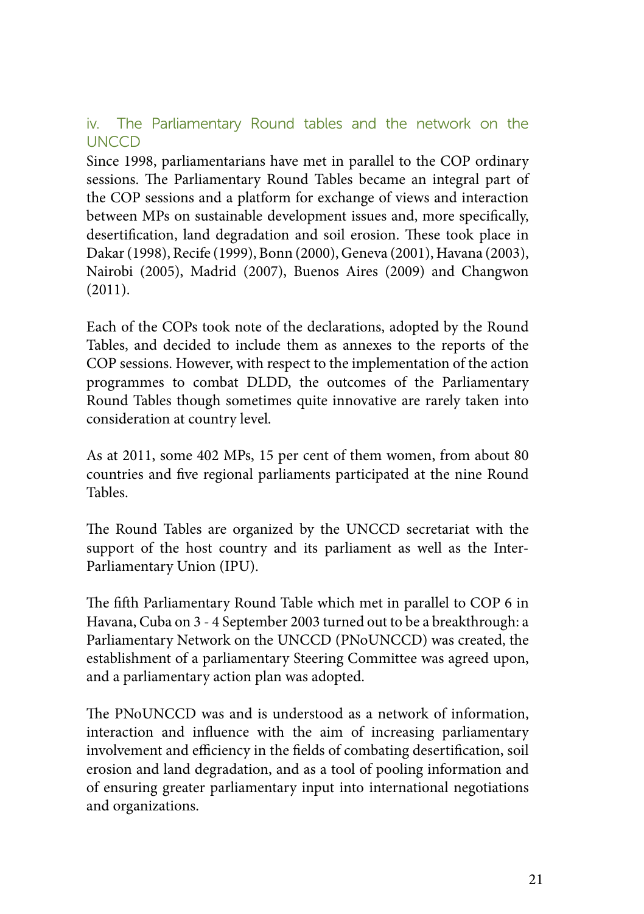### iv. The Parliamentary Round tables and the network on the UNCCD

Since 1998, parliamentarians have met in parallel to the COP ordinary sessions. The Parliamentary Round Tables became an integral part of the COP sessions and a platform for exchange of views and interaction between MPs on sustainable development issues and, more specifically, desertification, land degradation and soil erosion. These took place in Dakar (1998), Recife (1999), Bonn (2000), Geneva (2001), Havana (2003), Nairobi (2005), Madrid (2007), Buenos Aires (2009) and Changwon (2011).

Each of the COPs took note of the declarations, adopted by the Round Tables, and decided to include them as annexes to the reports of the COP sessions. However, with respect to the implementation of the action programmes to combat DLDD, the outcomes of the Parliamentary Round Tables though sometimes quite innovative are rarely taken into consideration at country level.

As at 2011, some 402 MPs, 15 per cent of them women, from about 80 countries and five regional parliaments participated at the nine Round Tables.

The Round Tables are organized by the UNCCD secretariat with the support of the host country and its parliament as well as the Inter-Parliamentary Union (IPU).

The fifth Parliamentary Round Table which met in parallel to COP 6 in Havana, Cuba on 3 - 4 September 2003 turned out to be a breakthrough: a Parliamentary Network on the UNCCD (PNoUNCCD) was created, the establishment of a parliamentary Steering Committee was agreed upon, and a parliamentary action plan was adopted.

The PNoUNCCD was and is understood as a network of information, interaction and influence with the aim of increasing parliamentary involvement and efficiency in the fields of combating desertification, soil erosion and land degradation, and as a tool of pooling information and of ensuring greater parliamentary input into international negotiations and organizations.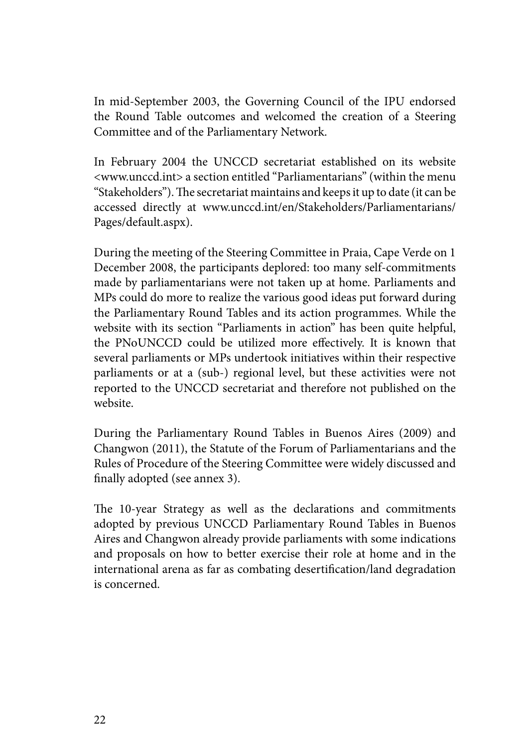In mid-September 2003, the Governing Council of the IPU endorsed the Round Table outcomes and welcomed the creation of a Steering Committee and of the Parliamentary Network.

In February 2004 the UNCCD secretariat established on its website <www.unccd.int> a section entitled "Parliamentarians" (within the menu "Stakeholders"). The secretariat maintains and keeps it up to date (it can be accessed directly at www.unccd.int/en/Stakeholders/Parliamentarians/Pages/default.aspx).

During the meeting of the Steering Committee in Praia, Cape Verde on 1 December 2008, the participants deplored: too many self-commitments made by parliamentarians were not taken up at home. Parliaments and MPs could do more to realize the various good ideas put forward during the Parliamentary Round Tables and its action programmes. While the website with its section "Parliaments in action" has been quite helpful, the PNoUNCCD could be utilized more effectively. It is known that several parliaments or MPs undertook initiatives within their respective parliaments or at a (sub-) regional level, but these activities were not reported to the UNCCD secretariat and therefore not published on the website.

During the Parliamentary Round Tables in Buenos Aires (2009) and Changwon (2011), the Statute of the Forum of Parliamentarians and the Rules of Procedure of the Steering Committee were widely discussed and finally adopted (see annex 3).

The 10-year Strategy as well as the declarations and commitments adopted by previous UNCCD Parliamentary Round Tables in Buenos Aires and Changwon already provide parliaments with some indications and proposals on how to better exercise their role at home and in the international arena as far as combating desertification/land degradation is concerned.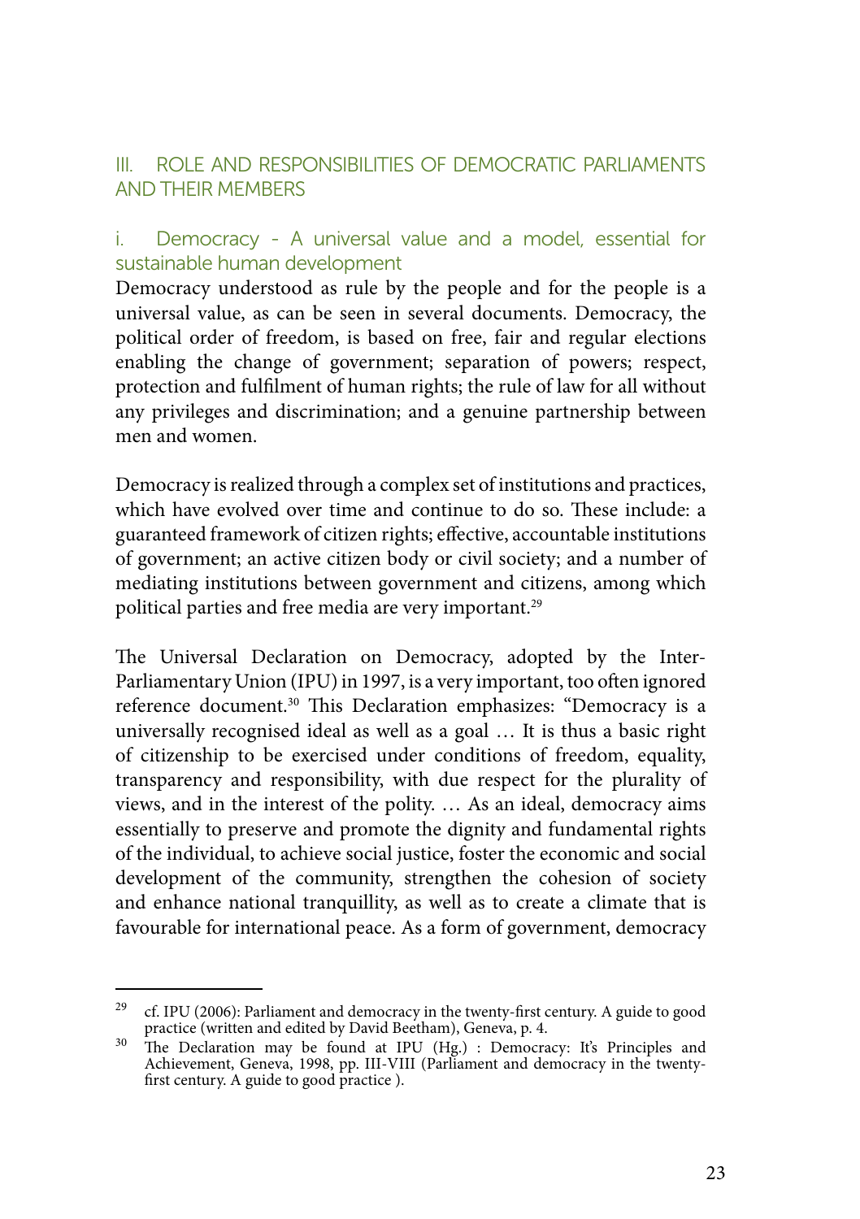## III. ROLE AND RESPONSIBILITIES OF DEMOCRATIC PARLIAMENTS AND THEIR MEMBERS

### i. Democracy - A universal value and a model, essential for sustainable human development

Democracy understood as rule by the people and for the people is a universal value, as can be seen in several documents. Democracy, the political order of freedom, is based on free, fair and regular elections enabling the change of government; separation of powers; respect, protection and fulfilment of human rights; the rule of law for all without any privileges and discrimination; and a genuine partnership between men and women.

Democracy is realized through a complex set of institutions and practices, which have evolved over time and continue to do so. These include: a guaranteed framework of citizen rights; effective, accountable institutions of government; an active citizen body or civil society; and a number of mediating institutions between government and citizens, among which political parties and free media are very important.[29]

The Universal Declaration on Democracy, adopted by the Inter-Parliamentary Union (IPU) in 1997, is a very important, too often ignored reference document.[30] This Declaration emphasizes: "Democracy is a universally recognised ideal as well as a goal … It is thus a basic right of citizenship to be exercised under conditions of freedom, equality, transparency and responsibility, with due respect for the plurality of views, and in the interest of the polity. … As an ideal, democracy aims essentially to preserve and promote the dignity and fundamental rights of the individual, to achieve social justice, foster the economic and social development of the community, strengthen the cohesion of society and enhance national tranquillity, as well as to create a climate that is favourable for international peace. As a form of government, democracy

---

[29] cf. IPU (2006): Parliament and democracy in the twenty-first century. A guide to good practice (written and edited by David Beetham), Geneva, p. 4.

[30] The Declaration may be found at IPU (Hg.) : Democracy: It's Principles and Achievement, Geneva, 1998, pp. III-VIII (Parliament and democracy in the twenty-first century. A guide to good practice ).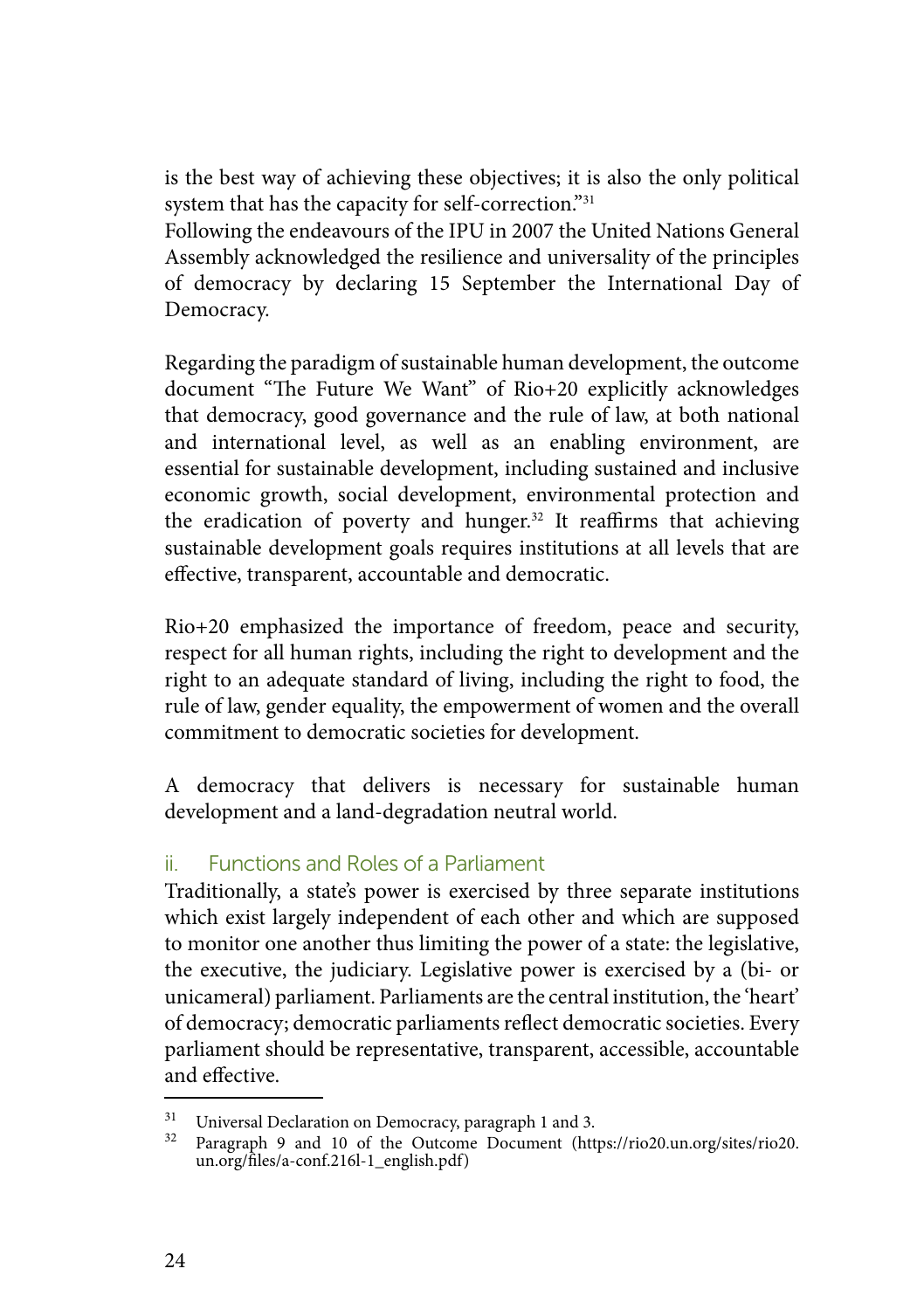is the best way of achieving these objectives; it is also the only political system that has the capacity for self-correction."[31]

Following the endeavours of the IPU in 2007 the United Nations General Assembly acknowledged the resilience and universality of the principles of democracy by declaring 15 September the International Day of Democracy.

Regarding the paradigm of sustainable human development, the outcome document "The Future We Want" of Rio+20 explicitly acknowledges that democracy, good governance and the rule of law, at both national and international level, as well as an enabling environment, are essential for sustainable development, including sustained and inclusive economic growth, social development, environmental protection and the eradication of poverty and hunger.[32] It reaffirms that achieving sustainable development goals requires institutions at all levels that are effective, transparent, accountable and democratic.

Rio+20 emphasized the importance of freedom, peace and security, respect for all human rights, including the right to development and the right to an adequate standard of living, including the right to food, the rule of law, gender equality, the empowerment of women and the overall commitment to democratic societies for development.

A democracy that delivers is necessary for sustainable human development and a land-degradation neutral world.

### ii. Functions and Roles of a Parliament

Traditionally, a state's power is exercised by three separate institutions which exist largely independent of each other and which are supposed to monitor one another thus limiting the power of a state: the legislative, the executive, the judiciary. Legislative power is exercised by a (bi- or unicameral) parliament. Parliaments are the central institution, the 'heart' of democracy; democratic parliaments reflect democratic societies. Every parliament should be representative, transparent, accessible, accountable and effective.

---

[31] Universal Declaration on Democracy, paragraph 1 and 3.

[32] Paragraph 9 and 10 of the Outcome Document (https://rio20.un.org/sites/rio20.un.org/files/a-conf.216l-1_english.pdf)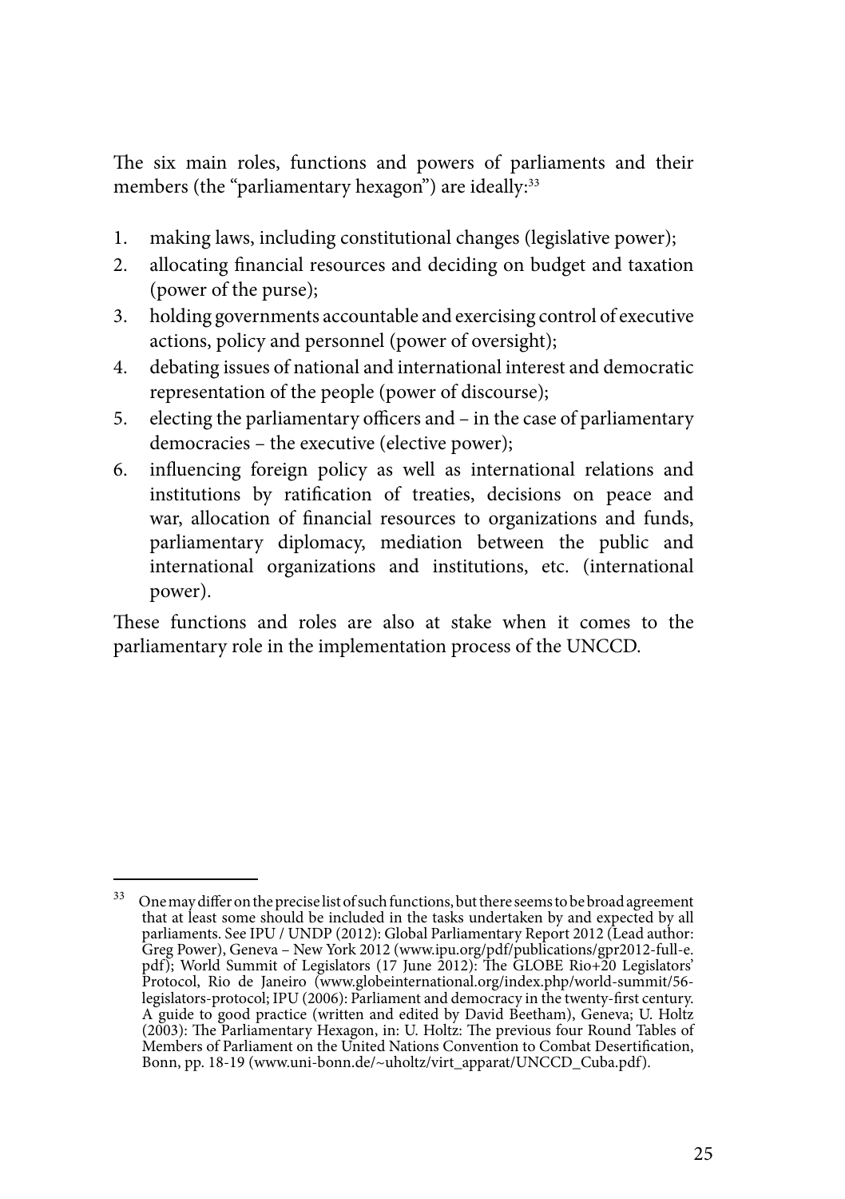The six main roles, functions and powers of parliaments and their members (the "parliamentary hexagon") are ideally:[33]

1. making laws, including constitutional changes (legislative power);
2. allocating financial resources and deciding on budget and taxation (power of the purse);
3. holding governments accountable and exercising control of executive actions, policy and personnel (power of oversight);
4. debating issues of national and international interest and democratic representation of the people (power of discourse);
5. electing the parliamentary officers and – in the case of parliamentary democracies – the executive (elective power);
6. influencing foreign policy as well as international relations and institutions by ratification of treaties, decisions on peace and war, allocation of financial resources to organizations and funds, parliamentary diplomacy, mediation between the public and international organizations and institutions, etc. (international power).

These functions and roles are also at stake when it comes to the parliamentary role in the implementation process of the UNCCD.

---

[33] One may differ on the precise list of such functions, but there seems to be broad agreement that at least some should be included in the tasks undertaken by and expected by all parliaments. See IPU / UNDP (2012): Global Parliamentary Report 2012 (Lead author: Greg Power), Geneva – New York 2012 (www.ipu.org/pdf/publications/gpr2012-full-e.pdf); World Summit of Legislators (17 June 2012): The GLOBE Rio+20 Legislators' Protocol, Rio de Janeiro (www.globeinternational.org/index.php/world-summit/56-legislators-protocol; IPU (2006): Parliament and democracy in the twenty-first century. A guide to good practice (written and edited by David Beetham), Geneva; U. Holtz (2003): The Parliamentary Hexagon, in: U. Holtz: The previous four Round Tables of Members of Parliament on the United Nations Convention to Combat Desertification, Bonn, pp. 18-19 (www.uni-bonn.de/~uholtz/virt_apparat/UNCCD_Cuba.pdf).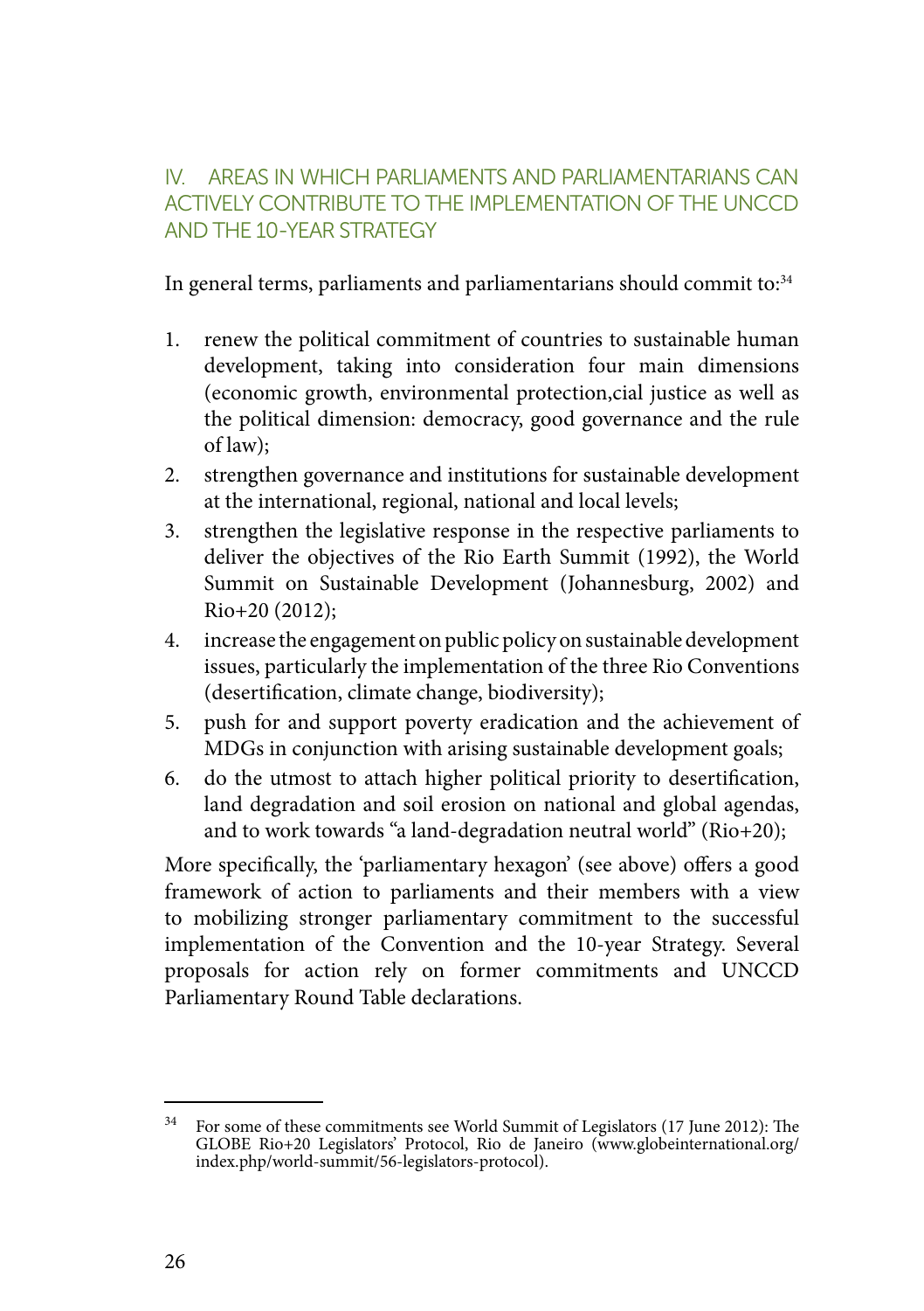## IV. AREAS IN WHICH PARLIAMENTS AND PARLIAMENTARIANS CAN ACTIVELY CONTRIBUTE TO THE IMPLEMENTATION OF THE UNCCD AND THE 10-YEAR STRATEGY

In general terms, parliaments and parliamentarians should commit to:[34]

1. renew the political commitment of countries to sustainable human development, taking into consideration four main dimensions (economic growth, environmental protection,cial justice as well as the political dimension: democracy, good governance and the rule of law);
2. strengthen governance and institutions for sustainable development at the international, regional, national and local levels;
3. strengthen the legislative response in the respective parliaments to deliver the objectives of the Rio Earth Summit (1992), the World Summit on Sustainable Development (Johannesburg, 2002) and Rio+20 (2012);
4. increase the engagement on public policy on sustainable development issues, particularly the implementation of the three Rio Conventions (desertification, climate change, biodiversity);
5. push for and support poverty eradication and the achievement of MDGs in conjunction with arising sustainable development goals;
6. do the utmost to attach higher political priority to desertification, land degradation and soil erosion on national and global agendas, and to work towards "a land-degradation neutral world" (Rio+20);

More specifically, the 'parliamentary hexagon' (see above) offers a good framework of action to parliaments and their members with a view to mobilizing stronger parliamentary commitment to the successful implementation of the Convention and the 10-year Strategy. Several proposals for action rely on former commitments and UNCCD Parliamentary Round Table declarations.

[34] For some of these commitments see World Summit of Legislators (17 June 2012): The GLOBE Rio+20 Legislators' Protocol, Rio de Janeiro (www.globeinternational.org/index.php/world-summit/56-legislators-protocol).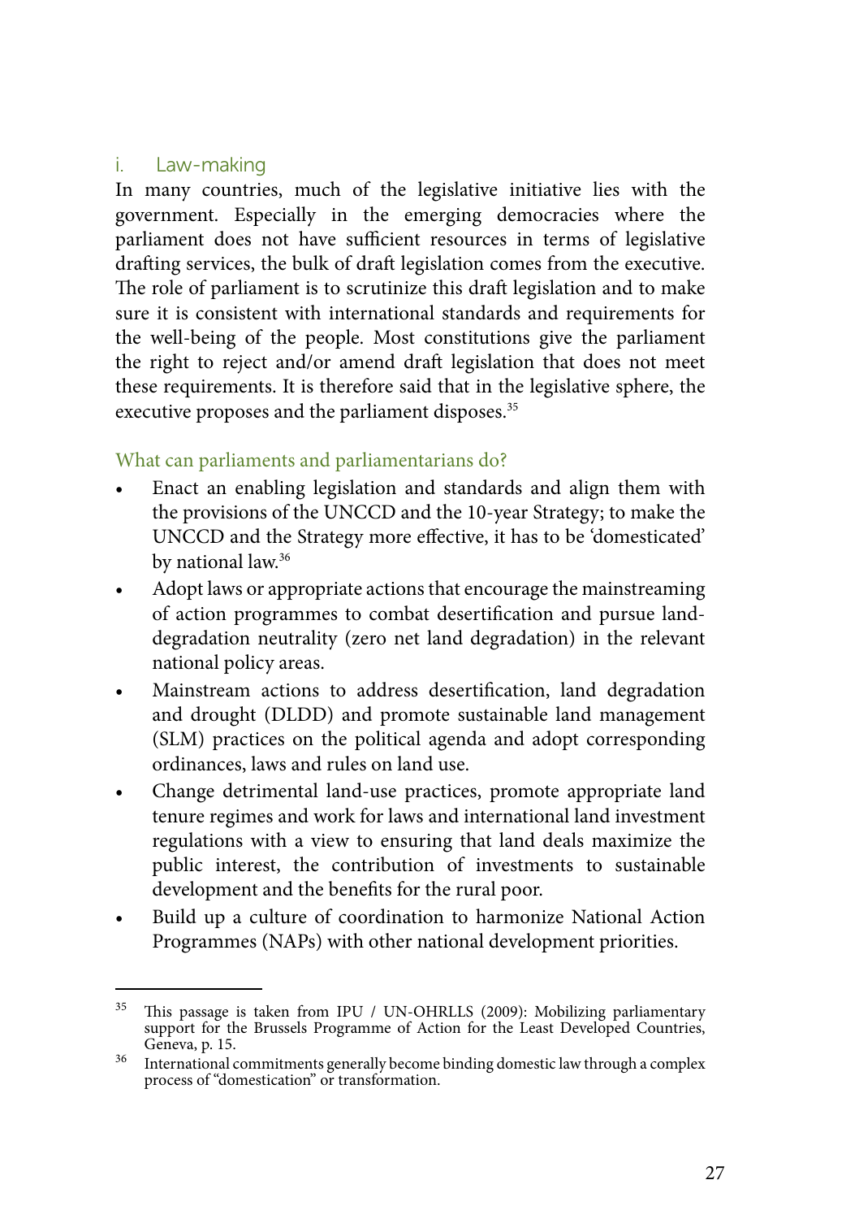### i. Law-making

In many countries, much of the legislative initiative lies with the government. Especially in the emerging democracies where the parliament does not have sufficient resources in terms of legislative drafting services, the bulk of draft legislation comes from the executive. The role of parliament is to scrutinize this draft legislation and to make sure it is consistent with international standards and requirements for the well-being of the people. Most constitutions give the parliament the right to reject and/or amend draft legislation that does not meet these requirements. It is therefore said that in the legislative sphere, the executive proposes and the parliament disposes.[35]

#### What can parliaments and parliamentarians do?

- Enact an enabling legislation and standards and align them with the provisions of the UNCCD and the 10-year Strategy; to make the UNCCD and the Strategy more effective, it has to be 'domesticated' by national law.[36]
- Adopt laws or appropriate actions that encourage the mainstreaming of action programmes to combat desertification and pursue land-degradation neutrality (zero net land degradation) in the relevant national policy areas.
- Mainstream actions to address desertification, land degradation and drought (DLDD) and promote sustainable land management (SLM) practices on the political agenda and adopt corresponding ordinances, laws and rules on land use.
- Change detrimental land-use practices, promote appropriate land tenure regimes and work for laws and international land investment regulations with a view to ensuring that land deals maximize the public interest, the contribution of investments to sustainable development and the benefits for the rural poor.
- Build up a culture of coordination to harmonize National Action Programmes (NAPs) with other national development priorities.

---

[35] This passage is taken from IPU / UN-OHRLLS (2009): Mobilizing parliamentary support for the Brussels Programme of Action for the Least Developed Countries, Geneva, p. 15.

[36] International commitments generally become binding domestic law through a complex process of "domestication" or transformation.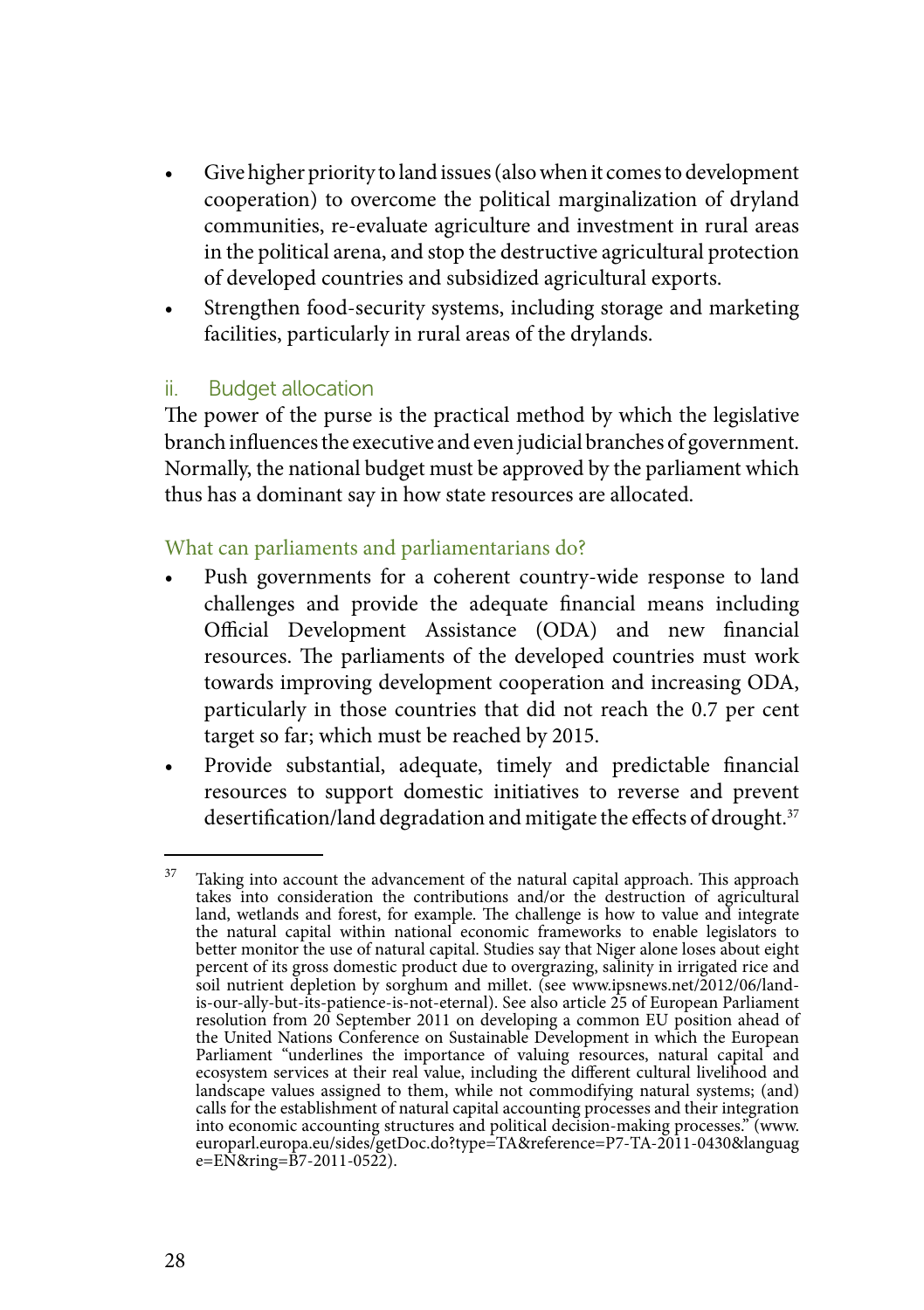- Give higher priority to land issues (also when it comes to development cooperation) to overcome the political marginalization of dryland communities, re-evaluate agriculture and investment in rural areas in the political arena, and stop the destructive agricultural protection of developed countries and subsidized agricultural exports.
- Strengthen food-security systems, including storage and marketing facilities, particularly in rural areas of the drylands.

### ii. Budget allocation

The power of the purse is the practical method by which the legislative branch influences the executive and even judicial branches of government. Normally, the national budget must be approved by the parliament which thus has a dominant say in how state resources are allocated.

#### What can parliaments and parliamentarians do?

- Push governments for a coherent country-wide response to land challenges and provide the adequate financial means including Official Development Assistance (ODA) and new financial resources. The parliaments of the developed countries must work towards improving development cooperation and increasing ODA, particularly in those countries that did not reach the 0.7 per cent target so far; which must be reached by 2015.
- Provide substantial, adequate, timely and predictable financial resources to support domestic initiatives to reverse and prevent desertification/land degradation and mitigate the effects of drought.[37]

---

[37] Taking into account the advancement of the natural capital approach. This approach takes into consideration the contributions and/or the destruction of agricultural land, wetlands and forest, for example. The challenge is how to value and integrate the natural capital within national economic frameworks to enable legislators to better monitor the use of natural capital. Studies say that Niger alone loses about eight percent of its gross domestic product due to overgrazing, salinity in irrigated rice and soil nutrient depletion by sorghum and millet. (see www.ipsnews.net/2012/06/land-is-our-ally-but-its-patience-is-not-eternal). See also article 25 of European Parliament resolution from 20 September 2011 on developing a common EU position ahead of the United Nations Conference on Sustainable Development in which the European Parliament "underlines the importance of valuing resources, natural capital and ecosystem services at their real value, including the different cultural livelihood and landscape values assigned to them, while not commodifying natural systems; (and) calls for the establishment of natural capital accounting processes and their integration into economic accounting structures and political decision-making processes." (www.europarl.europa.eu/sides/getDoc.do?type=TA&reference=P7-TA-2011-0430&language=EN&ring=B7-2011-0522).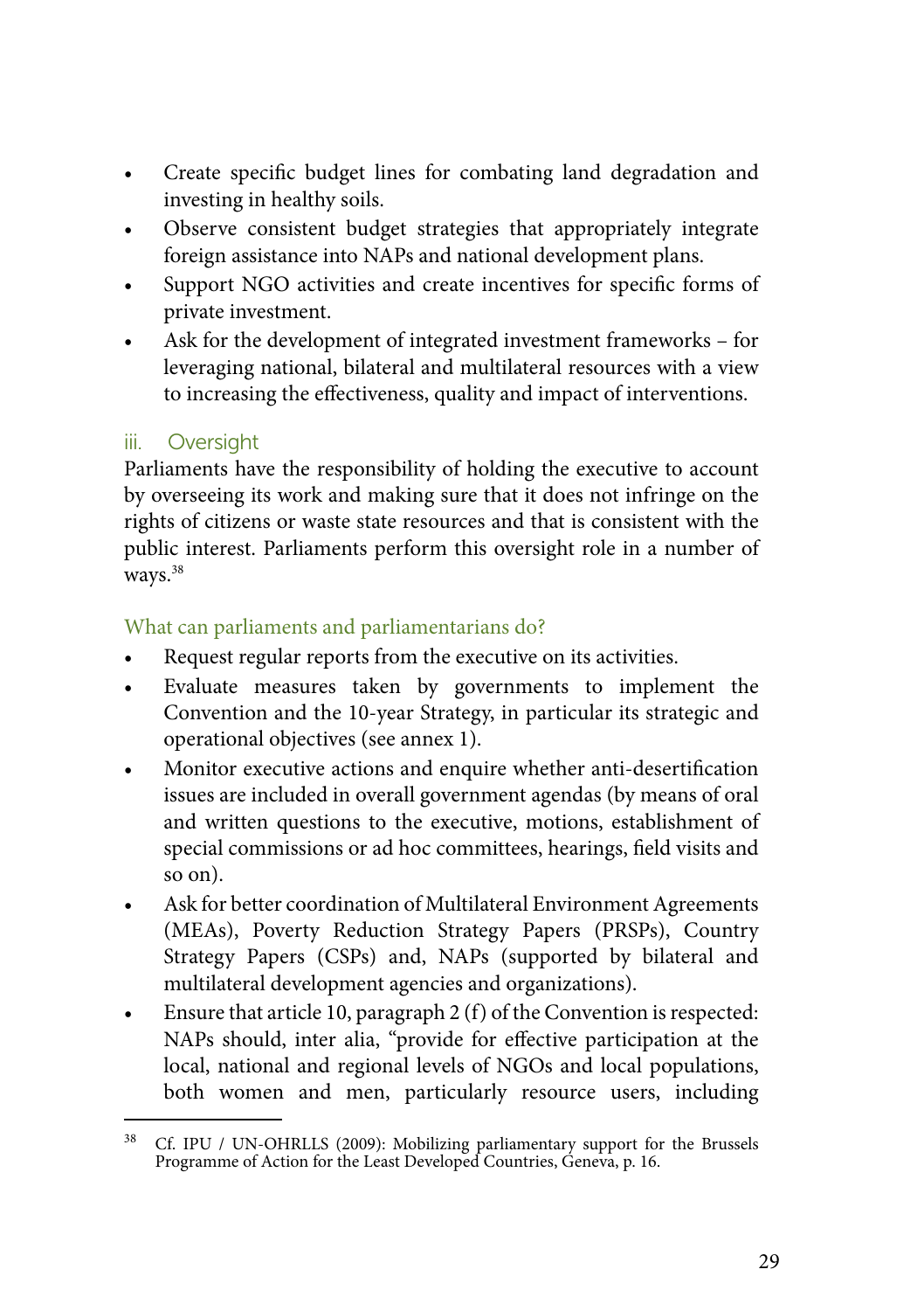- Create specific budget lines for combating land degradation and investing in healthy soils.
- Observe consistent budget strategies that appropriately integrate foreign assistance into NAPs and national development plans.
- Support NGO activities and create incentives for specific forms of private investment.
- Ask for the development of integrated investment frameworks – for leveraging national, bilateral and multilateral resources with a view to increasing the effectiveness, quality and impact of interventions.

### iii. Oversight

Parliaments have the responsibility of holding the executive to account by overseeing its work and making sure that it does not infringe on the rights of citizens or waste state resources and that is consistent with the public interest. Parliaments perform this oversight role in a number of ways.[38]

#### What can parliaments and parliamentarians do?

- Request regular reports from the executive on its activities.
- Evaluate measures taken by governments to implement the Convention and the 10-year Strategy, in particular its strategic and operational objectives (see annex 1).
- Monitor executive actions and enquire whether anti-desertification issues are included in overall government agendas (by means of oral and written questions to the executive, motions, establishment of special commissions or ad hoc committees, hearings, field visits and so on).
- Ask for better coordination of Multilateral Environment Agreements (MEAs), Poverty Reduction Strategy Papers (PRSPs), Country Strategy Papers (CSPs) and, NAPs (supported by bilateral and multilateral development agencies and organizations).
- Ensure that article 10, paragraph 2 (f) of the Convention is respected: NAPs should, inter alia, "provide for effective participation at the local, national and regional levels of NGOs and local populations, both women and men, particularly resource users, including

[38] Cf. IPU / UN-OHRLLS (2009): Mobilizing parliamentary support for the Brussels Programme of Action for the Least Developed Countries, Geneva, p. 16.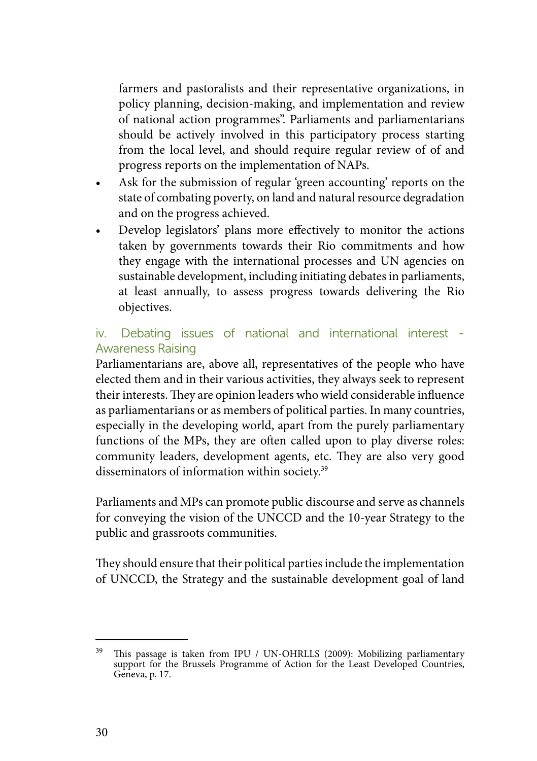farmers and pastoralists and their representative organizations, in policy planning, decision-making, and implementation and review of national action programmes". Parliaments and parliamentarians should be actively involved in this participatory process starting from the local level, and should require regular review of of and progress reports on the implementation of NAPs.

- Ask for the submission of regular 'green accounting' reports on the state of combating poverty, on land and natural resource degradation and on the progress achieved.
- Develop legislators' plans more effectively to monitor the actions taken by governments towards their Rio commitments and how they engage with the international processes and UN agencies on sustainable development, including initiating debates in parliaments, at least annually, to assess progress towards delivering the Rio objectives.

### iv. Debating issues of national and international interest - Awareness Raising

Parliamentarians are, above all, representatives of the people who have elected them and in their various activities, they always seek to represent their interests. They are opinion leaders who wield considerable influence as parliamentarians or as members of political parties. In many countries, especially in the developing world, apart from the purely parliamentary functions of the MPs, they are often called upon to play diverse roles: community leaders, development agents, etc. They are also very good disseminators of information within society.[39]

Parliaments and MPs can promote public discourse and serve as channels for conveying the vision of the UNCCD and the 10-year Strategy to the public and grassroots communities.

They should ensure that their political parties include the implementation of UNCCD, the Strategy and the sustainable development goal of land

---

[39] This passage is taken from IPU / UN-OHRLLS (2009): Mobilizing parliamentary support for the Brussels Programme of Action for the Least Developed Countries, Geneva, p. 17.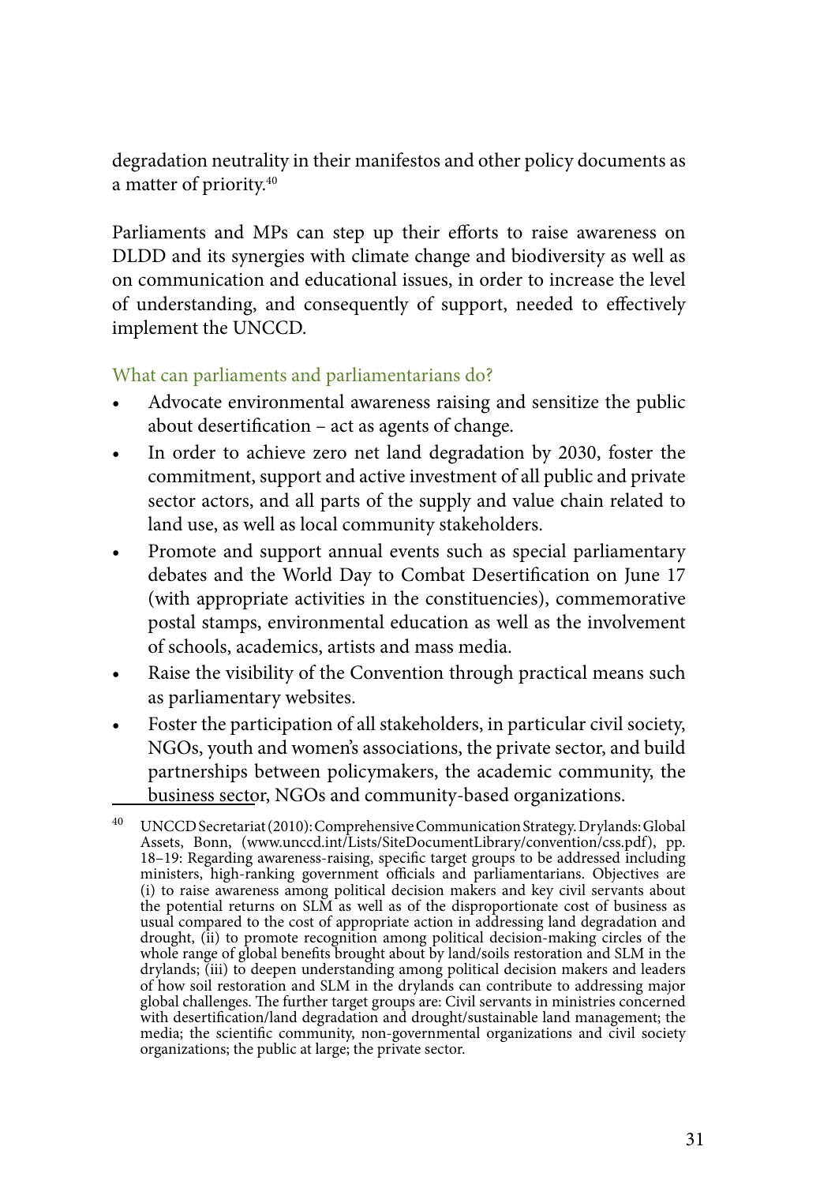degradation neutrality in their manifestos and other policy documents as a matter of priority.[40]

Parliaments and MPs can step up their efforts to raise awareness on DLDD and its synergies with climate change and biodiversity as well as on communication and educational issues, in order to increase the level of understanding, and consequently of support, needed to effectively implement the UNCCD.

### What can parliaments and parliamentarians do?

- Advocate environmental awareness raising and sensitize the public about desertification – act as agents of change.
- In order to achieve zero net land degradation by 2030, foster the commitment, support and active investment of all public and private sector actors, and all parts of the supply and value chain related to land use, as well as local community stakeholders.
- Promote and support annual events such as special parliamentary debates and the World Day to Combat Desertification on June 17 (with appropriate activities in the constituencies), commemorative postal stamps, environmental education as well as the involvement of schools, academics, artists and mass media.
- Raise the visibility of the Convention through practical means such as parliamentary websites.
- Foster the participation of all stakeholders, in particular civil society, NGOs, youth and women's associations, the private sector, and build partnerships between policymakers, the academic community, the business sector, NGOs and community-based organizations.

[40] UNCCD Secretariat (2010): Comprehensive Communication Strategy. Drylands: Global Assets, Bonn, (www.unccd.int/Lists/SiteDocumentLibrary/convention/css.pdf), pp. 18–19: Regarding awareness-raising, specific target groups to be addressed including ministers, high-ranking government officials and parliamentarians. Objectives are (i) to raise awareness among political decision makers and key civil servants about the potential returns on SLM as well as of the disproportionate cost of business as usual compared to the cost of appropriate action in addressing land degradation and drought, (ii) to promote recognition among political decision-making circles of the whole range of global benefits brought about by land/soils restoration and SLM in the drylands; (iii) to deepen understanding among political decision makers and leaders of how soil restoration and SLM in the drylands can contribute to addressing major global challenges. The further target groups are: Civil servants in ministries concerned with desertification/land degradation and drought/sustainable land management; the media; the scientific community, non-governmental organizations and civil society organizations; the public at large; the private sector.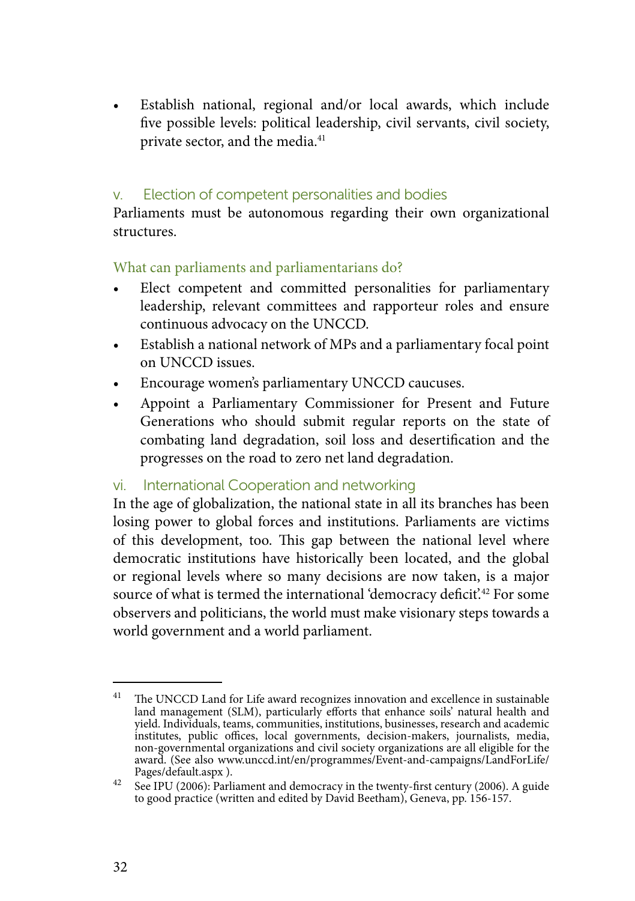- Establish national, regional and/or local awards, which include five possible levels: political leadership, civil servants, civil society, private sector, and the media.[41]

### v. Election of competent personalities and bodies

Parliaments must be autonomous regarding their own organizational structures.

#### What can parliaments and parliamentarians do?

- Elect competent and committed personalities for parliamentary leadership, relevant committees and rapporteur roles and ensure continuous advocacy on the UNCCD.
- Establish a national network of MPs and a parliamentary focal point on UNCCD issues.
- Encourage women's parliamentary UNCCD caucuses.
- Appoint a Parliamentary Commissioner for Present and Future Generations who should submit regular reports on the state of combating land degradation, soil loss and desertification and the progresses on the road to zero net land degradation.

### vi. International Cooperation and networking

In the age of globalization, the national state in all its branches has been losing power to global forces and institutions. Parliaments are victims of this development, too. This gap between the national level where democratic institutions have historically been located, and the global or regional levels where so many decisions are now taken, is a major source of what is termed the international 'democracy deficit'.[42] For some observers and politicians, the world must make visionary steps towards a world government and a world parliament.

---

[41] The UNCCD Land for Life award recognizes innovation and excellence in sustainable land management (SLM), particularly efforts that enhance soils' natural health and yield. Individuals, teams, communities, institutions, businesses, research and academic institutes, public offices, local governments, decision-makers, journalists, media, non-governmental organizations and civil society organizations are all eligible for the award. (See also www.unccd.int/en/programmes/Event-and-campaigns/LandForLife/Pages/default.aspx ).

[42] See IPU (2006): Parliament and democracy in the twenty-first century (2006). A guide to good practice (written and edited by David Beetham), Geneva, pp. 156-157.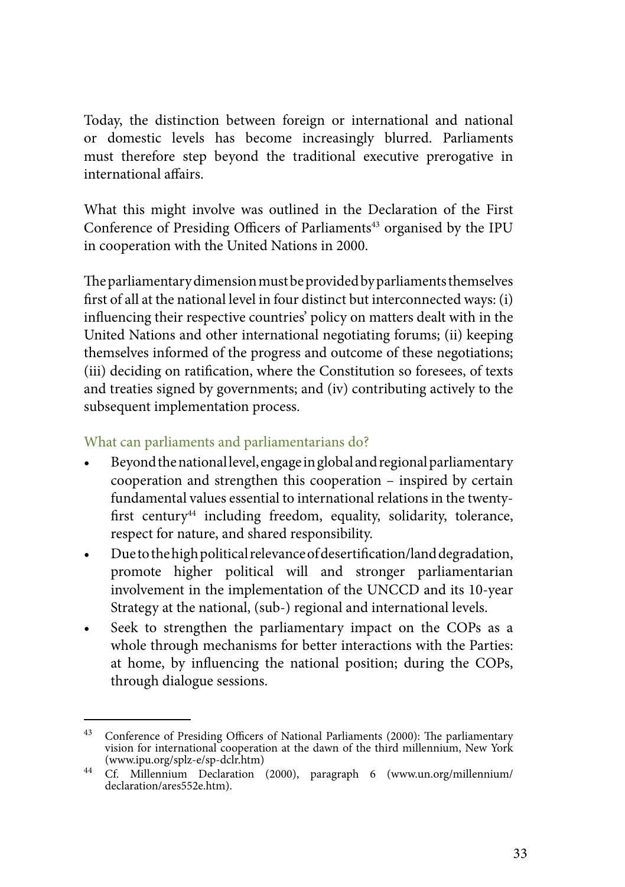Today, the distinction between foreign or international and national or domestic levels has become increasingly blurred. Parliaments must therefore step beyond the traditional executive prerogative in international affairs.

What this might involve was outlined in the Declaration of the First Conference of Presiding Officers of Parliaments[43] organised by the IPU in cooperation with the United Nations in 2000.

The parliamentary dimension must be provided by parliaments themselves first of all at the national level in four distinct but interconnected ways: (i) influencing their respective countries' policy on matters dealt with in the United Nations and other international negotiating forums; (ii) keeping themselves informed of the progress and outcome of these negotiations; (iii) deciding on ratification, where the Constitution so foresees, of texts and treaties signed by governments; and (iv) contributing actively to the subsequent implementation process.

### What can parliaments and parliamentarians do?

- Beyond the national level, engage in global and regional parliamentary cooperation and strengthen this cooperation – inspired by certain fundamental values essential to international relations in the twenty-first century[44] including freedom, equality, solidarity, tolerance, respect for nature, and shared responsibility.
- Due to the high political relevance of desertification/land degradation, promote higher political will and stronger parliamentarian involvement in the implementation of the UNCCD and its 10-year Strategy at the national, (sub-) regional and international levels.
- Seek to strengthen the parliamentary impact on the COPs as a whole through mechanisms for better interactions with the Parties: at home, by influencing the national position; during the COPs, through dialogue sessions.

---

[43] Conference of Presiding Officers of National Parliaments (2000): The parliamentary vision for international cooperation at the dawn of the third millennium, New York (www.ipu.org/splz-e/sp-dclr.htm)

[44] Cf. Millennium Declaration (2000), paragraph 6 (www.un.org/millennium/declaration/ares552e.htm).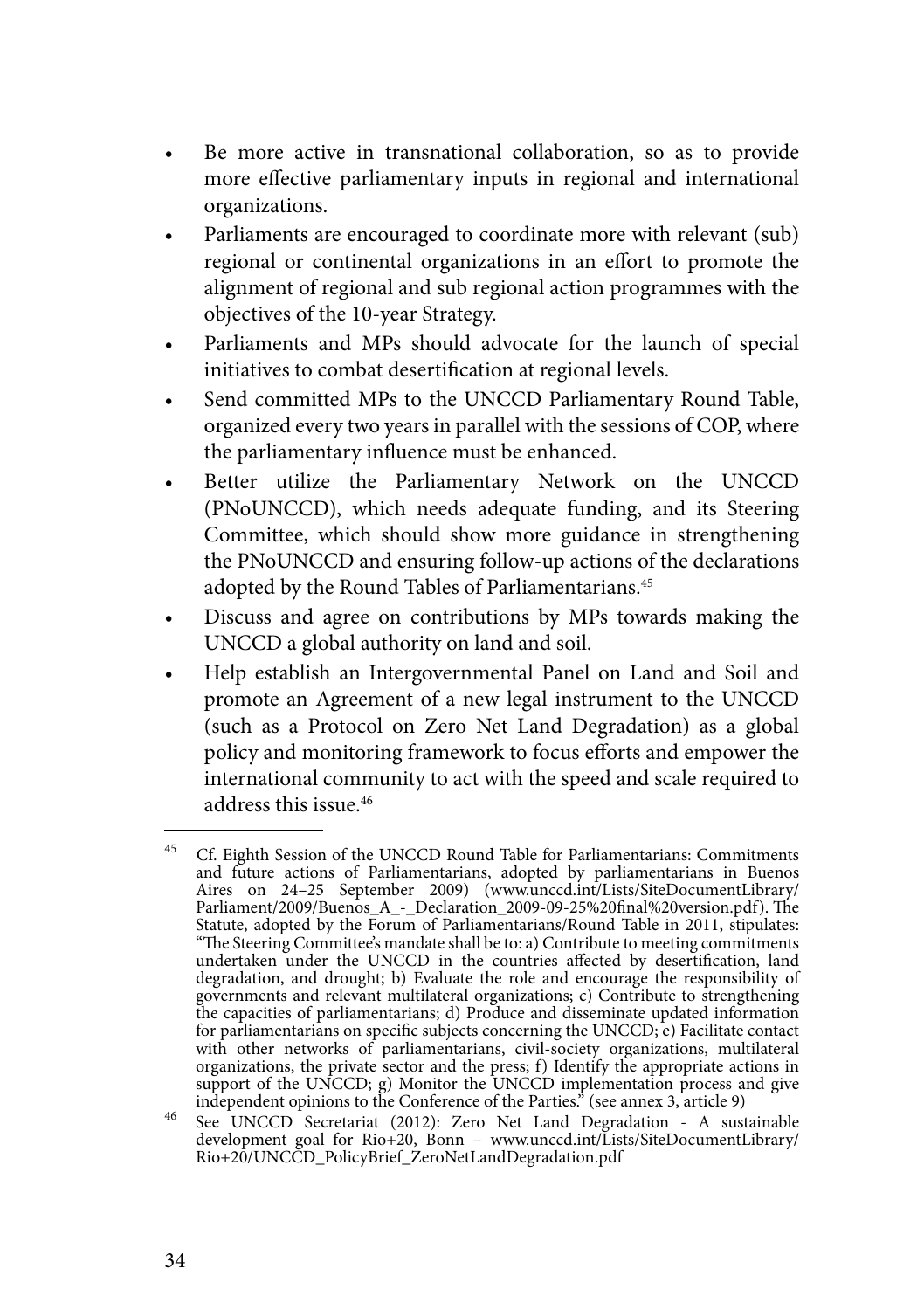- Be more active in transnational collaboration, so as to provide more effective parliamentary inputs in regional and international organizations.
- Parliaments are encouraged to coordinate more with relevant (sub) regional or continental organizations in an effort to promote the alignment of regional and sub regional action programmes with the objectives of the 10-year Strategy.
- Parliaments and MPs should advocate for the launch of special initiatives to combat desertification at regional levels.
- Send committed MPs to the UNCCD Parliamentary Round Table, organized every two years in parallel with the sessions of COP, where the parliamentary influence must be enhanced.
- Better utilize the Parliamentary Network on the UNCCD (PNoUNCCD), which needs adequate funding, and its Steering Committee, which should show more guidance in strengthening the PNoUNCCD and ensuring follow-up actions of the declarations adopted by the Round Tables of Parliamentarians.[45]
- Discuss and agree on contributions by MPs towards making the UNCCD a global authority on land and soil.
- Help establish an Intergovernmental Panel on Land and Soil and promote an Agreement of a new legal instrument to the UNCCD (such as a Protocol on Zero Net Land Degradation) as a global policy and monitoring framework to focus efforts and empower the international community to act with the speed and scale required to address this issue.[46]

---

[45] Cf. Eighth Session of the UNCCD Round Table for Parliamentarians: Commitments and future actions of Parliamentarians, adopted by parliamentarians in Buenos Aires on 24–25 September 2009) (www.unccd.int/Lists/SiteDocumentLibrary/Parliament/2009/Buenos_A_-_Declaration_2009-09-25%20final%20version.pdf). The Statute, adopted by the Forum of Parliamentarians/Round Table in 2011, stipulates: "The Steering Committee's mandate shall be to: a) Contribute to meeting commitments undertaken under the UNCCD in the countries affected by desertification, land degradation, and drought; b) Evaluate the role and encourage the responsibility of governments and relevant multilateral organizations; c) Contribute to strengthening the capacities of parliamentarians; d) Produce and disseminate updated information for parliamentarians on specific subjects concerning the UNCCD; e) Facilitate contact with other networks of parliamentarians, civil-society organizations, multilateral organizations, the private sector and the press; f) Identify the appropriate actions in support of the UNCCD; g) Monitor the UNCCD implementation process and give independent opinions to the Conference of the Parties." (see annex 3, article 9)

[46] See UNCCD Secretariat (2012): Zero Net Land Degradation - A sustainable development goal for Rio+20, Bonn – www.unccd.int/Lists/SiteDocumentLibrary/Rio+20/UNCCD_PolicyBrief_ZeroNetLandDegradation.pdf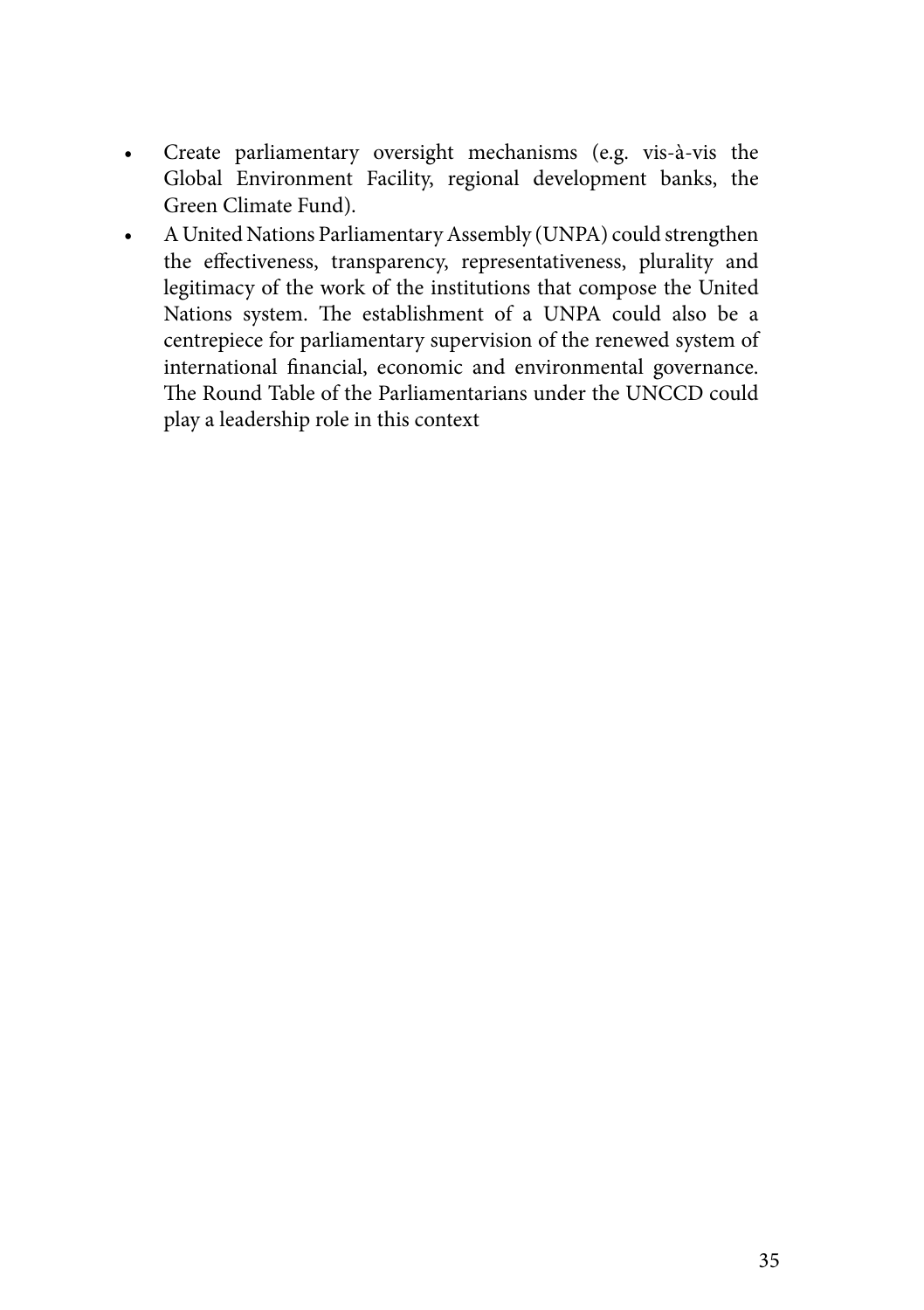- Create parliamentary oversight mechanisms (e.g. vis-à-vis the Global Environment Facility, regional development banks, the Green Climate Fund).
- A United Nations Parliamentary Assembly (UNPA) could strengthen the effectiveness, transparency, representativeness, plurality and legitimacy of the work of the institutions that compose the United Nations system. The establishment of a UNPA could also be a centrepiece for parliamentary supervision of the renewed system of international financial, economic and environmental governance. The Round Table of the Parliamentarians under the UNCCD could play a leadership role in this context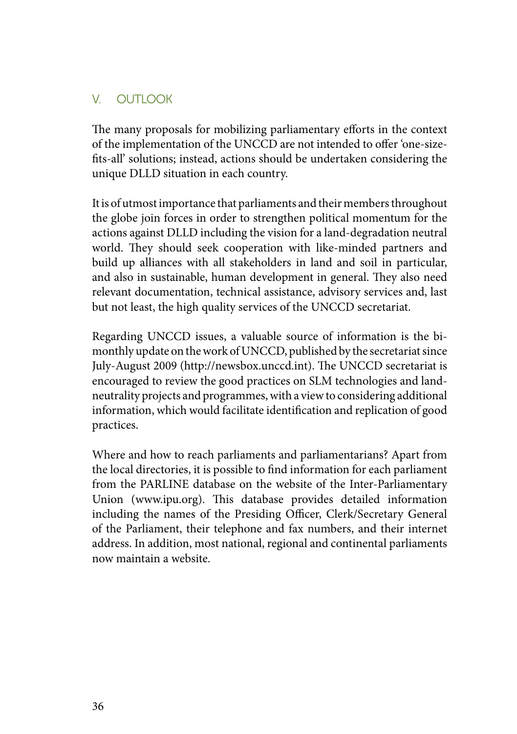## V. OUTLOOK

The many proposals for mobilizing parliamentary efforts in the context of the implementation of the UNCCD are not intended to offer 'one-size-fits-all' solutions; instead, actions should be undertaken considering the unique DLLD situation in each country.

It is of utmost importance that parliaments and their members throughout the globe join forces in order to strengthen political momentum for the actions against DLLD including the vision for a land-degradation neutral world. They should seek cooperation with like-minded partners and build up alliances with all stakeholders in land and soil in particular, and also in sustainable, human development in general. They also need relevant documentation, technical assistance, advisory services and, last but not least, the high quality services of the UNCCD secretariat.

Regarding UNCCD issues, a valuable source of information is the bi-monthly update on the work of UNCCD, published by the secretariat since July-August 2009 (http://newsbox.unccd.int). The UNCCD secretariat is encouraged to review the good practices on SLM technologies and land-neutrality projects and programmes, with a view to considering additional information, which would facilitate identification and replication of good practices.

Where and how to reach parliaments and parliamentarians? Apart from the local directories, it is possible to find information for each parliament from the PARLINE database on the website of the Inter-Parliamentary Union (www.ipu.org). This database provides detailed information including the names of the Presiding Officer, Clerk/Secretary General of the Parliament, their telephone and fax numbers, and their internet address. In addition, most national, regional and continental parliaments now maintain a website.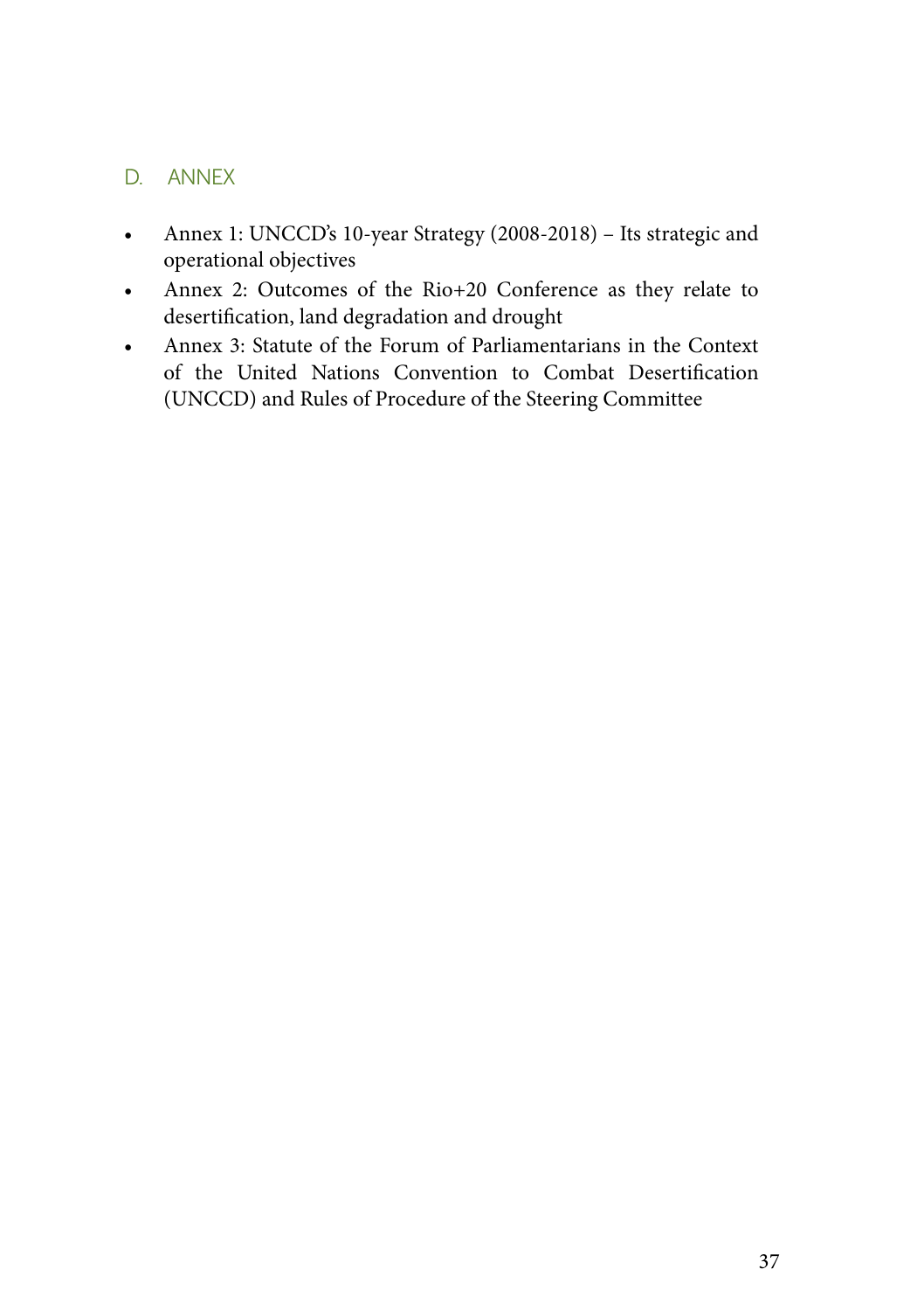## D. ANNEX

- Annex 1: UNCCD's 10-year Strategy (2008-2018) – Its strategic and operational objectives
- Annex 2: Outcomes of the Rio+20 Conference as they relate to desertification, land degradation and drought
- Annex 3: Statute of the Forum of Parliamentarians in the Context of the United Nations Convention to Combat Desertification (UNCCD) and Rules of Procedure of the Steering Committee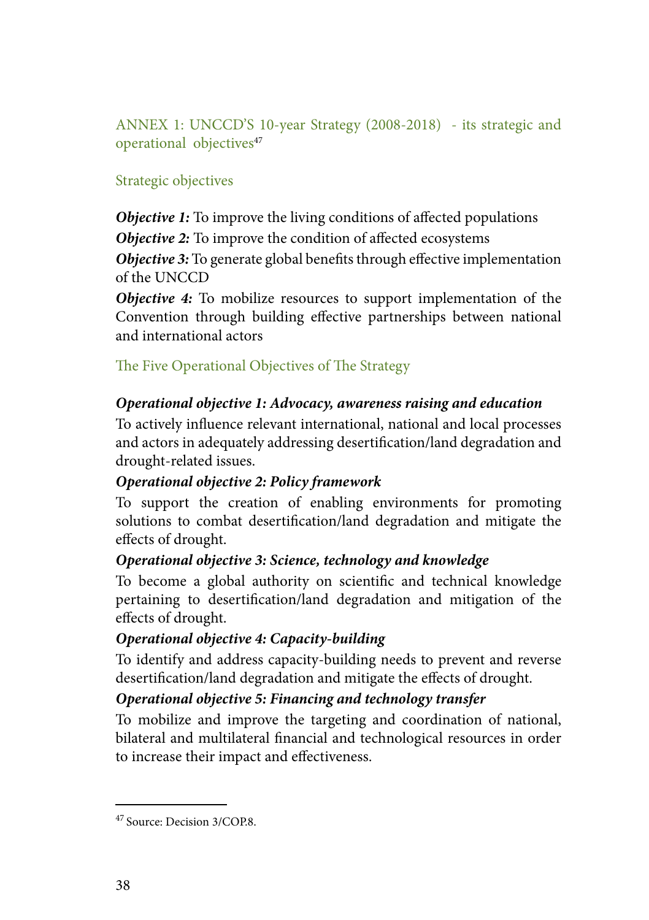## ANNEX 1: UNCCD'S 10-year Strategy (2008-2018) - its strategic and operational objectives[47]

### Strategic objectives

***Objective 1:*** To improve the living conditions of affected populations

***Objective 2:*** To improve the condition of affected ecosystems

***Objective 3:*** To generate global benefits through effective implementation of the UNCCD

***Objective 4:*** To mobilize resources to support implementation of the Convention through building effective partnerships between national and international actors

### The Five Operational Objectives of The Strategy

***Operational objective 1: Advocacy, awareness raising and education***

To actively influence relevant international, national and local processes and actors in adequately addressing desertification/land degradation and drought-related issues.

***Operational objective 2: Policy framework***

To support the creation of enabling environments for promoting solutions to combat desertification/land degradation and mitigate the effects of drought.

***Operational objective 3: Science, technology and knowledge***

To become a global authority on scientific and technical knowledge pertaining to desertification/land degradation and mitigation of the effects of drought.

***Operational objective 4: Capacity-building***

To identify and address capacity-building needs to prevent and reverse desertification/land degradation and mitigate the effects of drought.

***Operational objective 5: Financing and technology transfer***

To mobilize and improve the targeting and coordination of national, bilateral and multilateral financial and technological resources in order to increase their impact and effectiveness.

---

[47] Source: Decision 3/COP.8.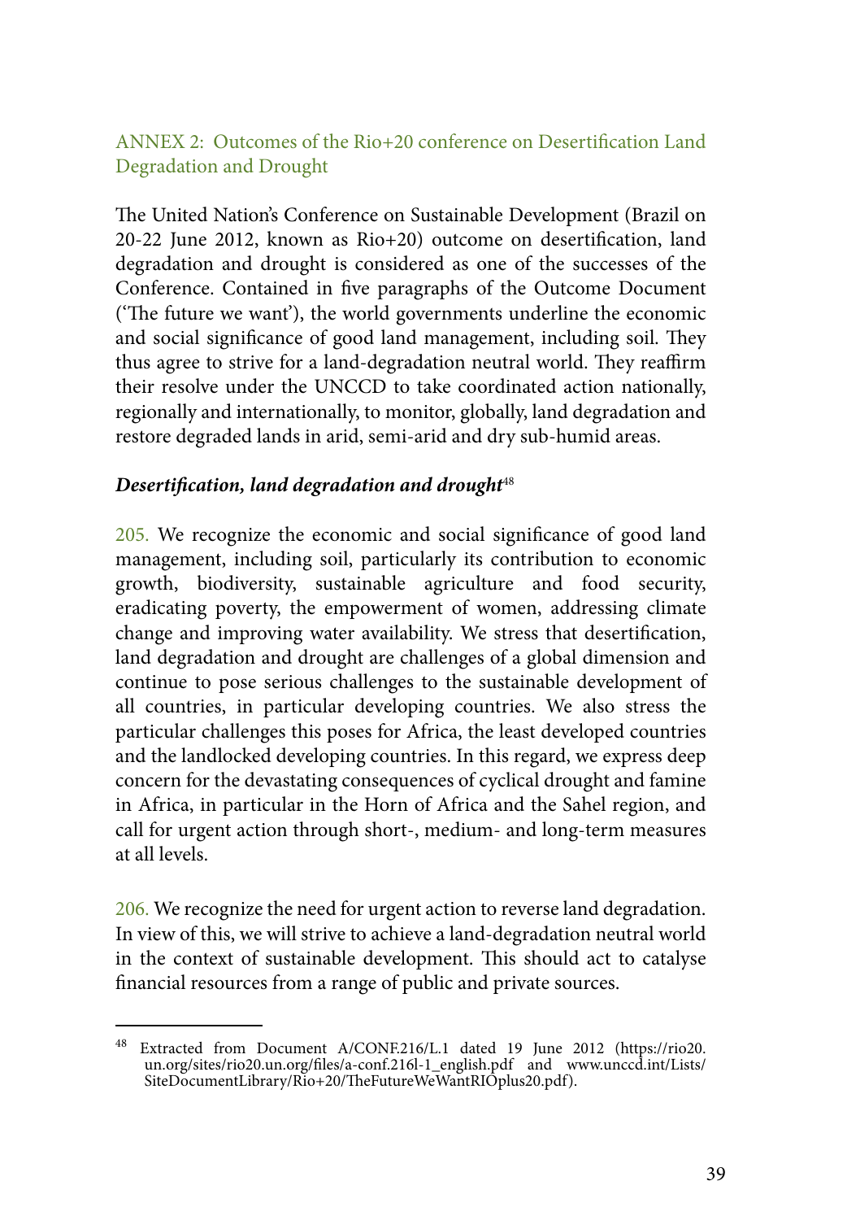## ANNEX 2: Outcomes of the Rio+20 conference on Desertification Land Degradation and Drought

The United Nation's Conference on Sustainable Development (Brazil on 20-22 June 2012, known as Rio+20) outcome on desertification, land degradation and drought is considered as one of the successes of the Conference. Contained in five paragraphs of the Outcome Document ('The future we want'), the world governments underline the economic and social significance of good land management, including soil. They thus agree to strive for a land-degradation neutral world. They reaffirm their resolve under the UNCCD to take coordinated action nationally, regionally and internationally, to monitor, globally, land degradation and restore degraded lands in arid, semi-arid and dry sub-humid areas.

### *Desertification, land degradation and drought*[48]

205. We recognize the economic and social significance of good land management, including soil, particularly its contribution to economic growth, biodiversity, sustainable agriculture and food security, eradicating poverty, the empowerment of women, addressing climate change and improving water availability. We stress that desertification, land degradation and drought are challenges of a global dimension and continue to pose serious challenges to the sustainable development of all countries, in particular developing countries. We also stress the particular challenges this poses for Africa, the least developed countries and the landlocked developing countries. In this regard, we express deep concern for the devastating consequences of cyclical drought and famine in Africa, in particular in the Horn of Africa and the Sahel region, and call for urgent action through short-, medium- and long-term measures at all levels.

206. We recognize the need for urgent action to reverse land degradation. In view of this, we will strive to achieve a land-degradation neutral world in the context of sustainable development. This should act to catalyse financial resources from a range of public and private sources.

---

[48] Extracted from Document A/CONF.216/L.1 dated 19 June 2012 (https://rio20.un.org/sites/rio20.un.org/files/a-conf.216l-1_english.pdf and www.unccd.int/Lists/SiteDocumentLibrary/Rio+20/TheFutureWeWantRIOplus20.pdf).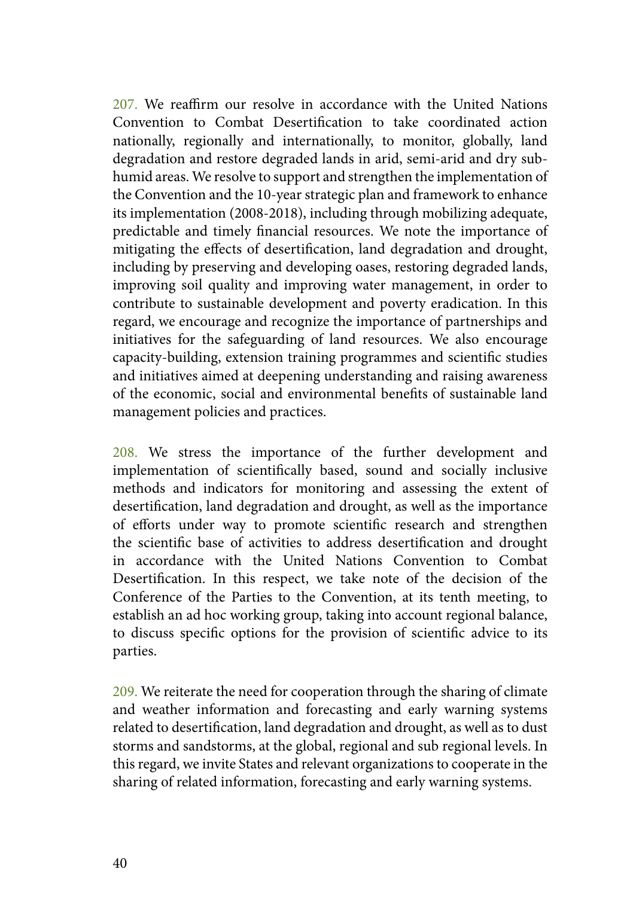207. We reaffirm our resolve in accordance with the United Nations Convention to Combat Desertification to take coordinated action nationally, regionally and internationally, to monitor, globally, land degradation and restore degraded lands in arid, semi-arid and dry sub-humid areas. We resolve to support and strengthen the implementation of the Convention and the 10-year strategic plan and framework to enhance its implementation (2008-2018), including through mobilizing adequate, predictable and timely financial resources. We note the importance of mitigating the effects of desertification, land degradation and drought, including by preserving and developing oases, restoring degraded lands, improving soil quality and improving water management, in order to contribute to sustainable development and poverty eradication. In this regard, we encourage and recognize the importance of partnerships and initiatives for the safeguarding of land resources. We also encourage capacity-building, extension training programmes and scientific studies and initiatives aimed at deepening understanding and raising awareness of the economic, social and environmental benefits of sustainable land management policies and practices.

208. We stress the importance of the further development and implementation of scientifically based, sound and socially inclusive methods and indicators for monitoring and assessing the extent of desertification, land degradation and drought, as well as the importance of efforts under way to promote scientific research and strengthen the scientific base of activities to address desertification and drought in accordance with the United Nations Convention to Combat Desertification. In this respect, we take note of the decision of the Conference of the Parties to the Convention, at its tenth meeting, to establish an ad hoc working group, taking into account regional balance, to discuss specific options for the provision of scientific advice to its parties.

209. We reiterate the need for cooperation through the sharing of climate and weather information and forecasting and early warning systems related to desertification, land degradation and drought, as well as to dust storms and sandstorms, at the global, regional and sub regional levels. In this regard, we invite States and relevant organizations to cooperate in the sharing of related information, forecasting and early warning systems.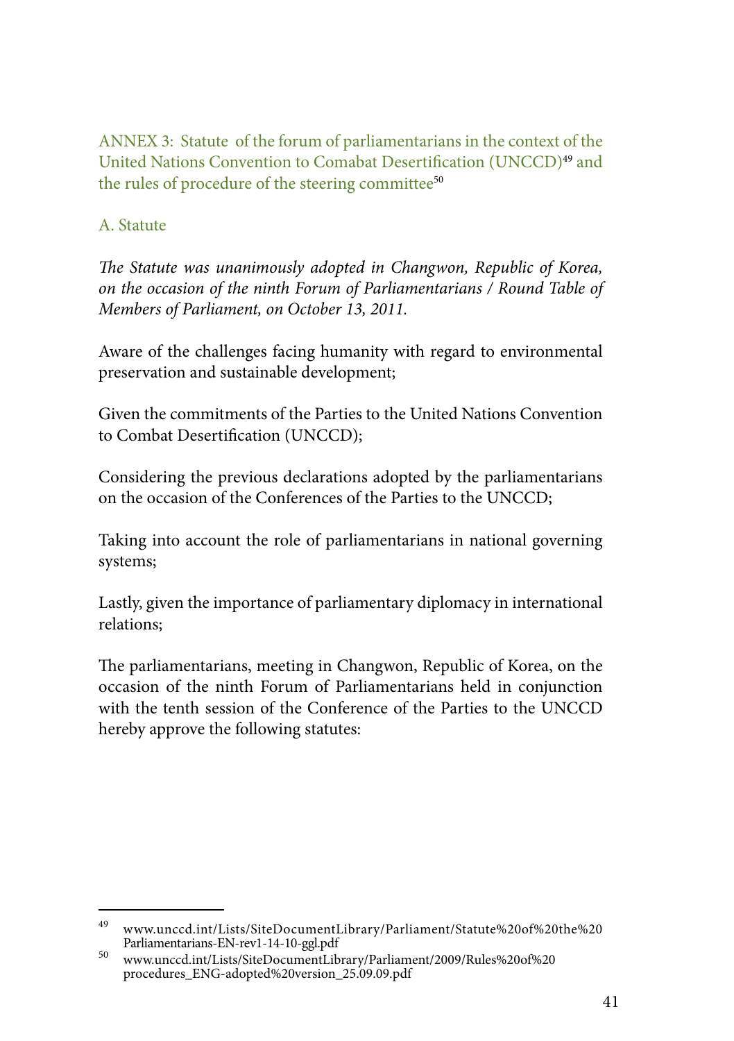## ANNEX 3: Statute of the forum of parliamentarians in the context of the United Nations Convention to Comabat Desertification (UNCCD)[49] and the rules of procedure of the steering committee[50]

### A. Statute

*The Statute was unanimously adopted in Changwon, Republic of Korea, on the occasion of the ninth Forum of Parliamentarians / Round Table of Members of Parliament, on October 13, 2011.*

Aware of the challenges facing humanity with regard to environmental preservation and sustainable development;

Given the commitments of the Parties to the United Nations Convention to Combat Desertification (UNCCD);

Considering the previous declarations adopted by the parliamentarians on the occasion of the Conferences of the Parties to the UNCCD;

Taking into account the role of parliamentarians in national governing systems;

Lastly, given the importance of parliamentary diplomacy in international relations;

The parliamentarians, meeting in Changwon, Republic of Korea, on the occasion of the ninth Forum of Parliamentarians held in conjunction with the tenth session of the Conference of the Parties to the UNCCD hereby approve the following statutes:

---

[49] www.unccd.int/Lists/SiteDocumentLibrary/Parliament/Statute%20of%20the%20Parliamentarians-EN-rev1-14-10-ggl.pdf

[50] www.unccd.int/Lists/SiteDocumentLibrary/Parliament/2009/Rules%20of%20procedures_ENG-adopted%20version_25.09.09.pdf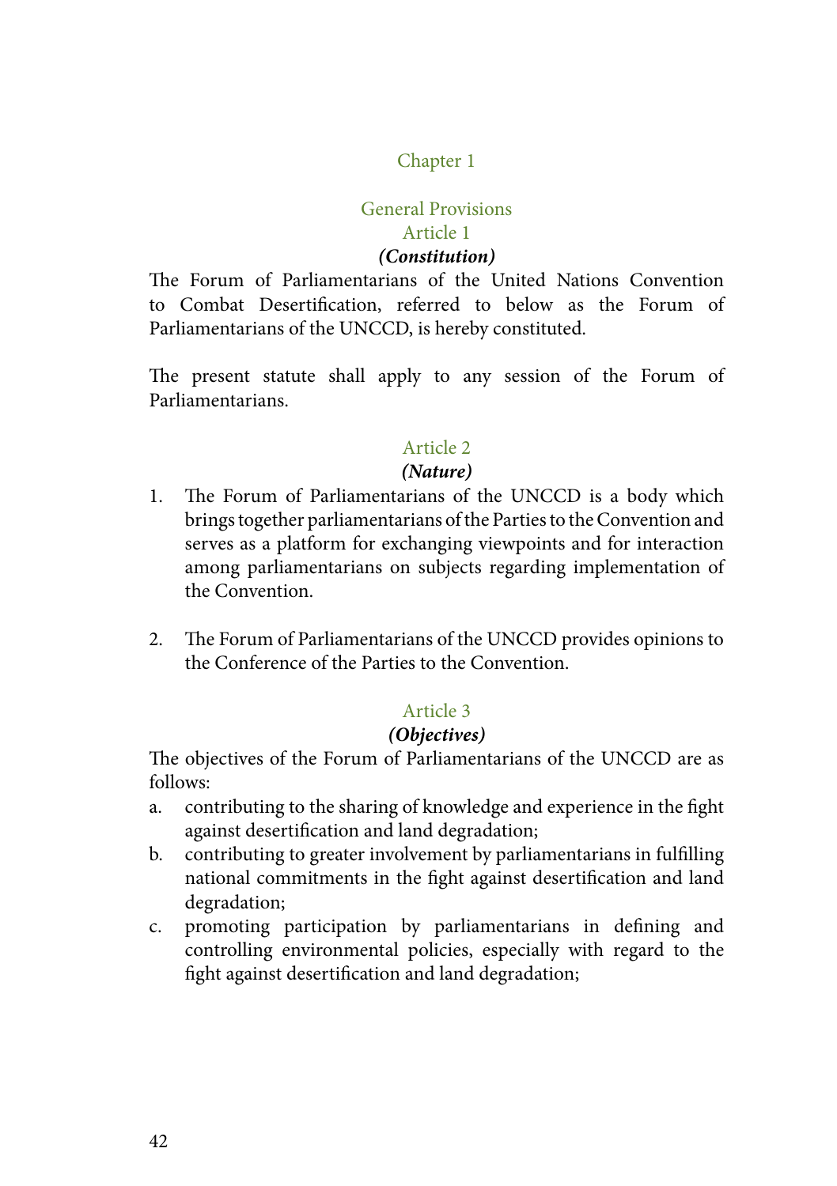## Chapter 1

### General Provisions

#### Article 1

***(Constitution)***

The Forum of Parliamentarians of the United Nations Convention to Combat Desertification, referred to below as the Forum of Parliamentarians of the UNCCD, is hereby constituted.

The present statute shall apply to any session of the Forum of Parliamentarians.

#### Article 2

***(Nature)***

1. The Forum of Parliamentarians of the UNCCD is a body which brings together parliamentarians of the Parties to the Convention and serves as a platform for exchanging viewpoints and for interaction among parliamentarians on subjects regarding implementation of the Convention.

2. The Forum of Parliamentarians of the UNCCD provides opinions to the Conference of the Parties to the Convention.

#### Article 3

***(Objectives)***

The objectives of the Forum of Parliamentarians of the UNCCD are as follows:

a. contributing to the sharing of knowledge and experience in the fight against desertification and land degradation;
b. contributing to greater involvement by parliamentarians in fulfilling national commitments in the fight against desertification and land degradation;
c. promoting participation by parliamentarians in defining and controlling environmental policies, especially with regard to the fight against desertification and land degradation;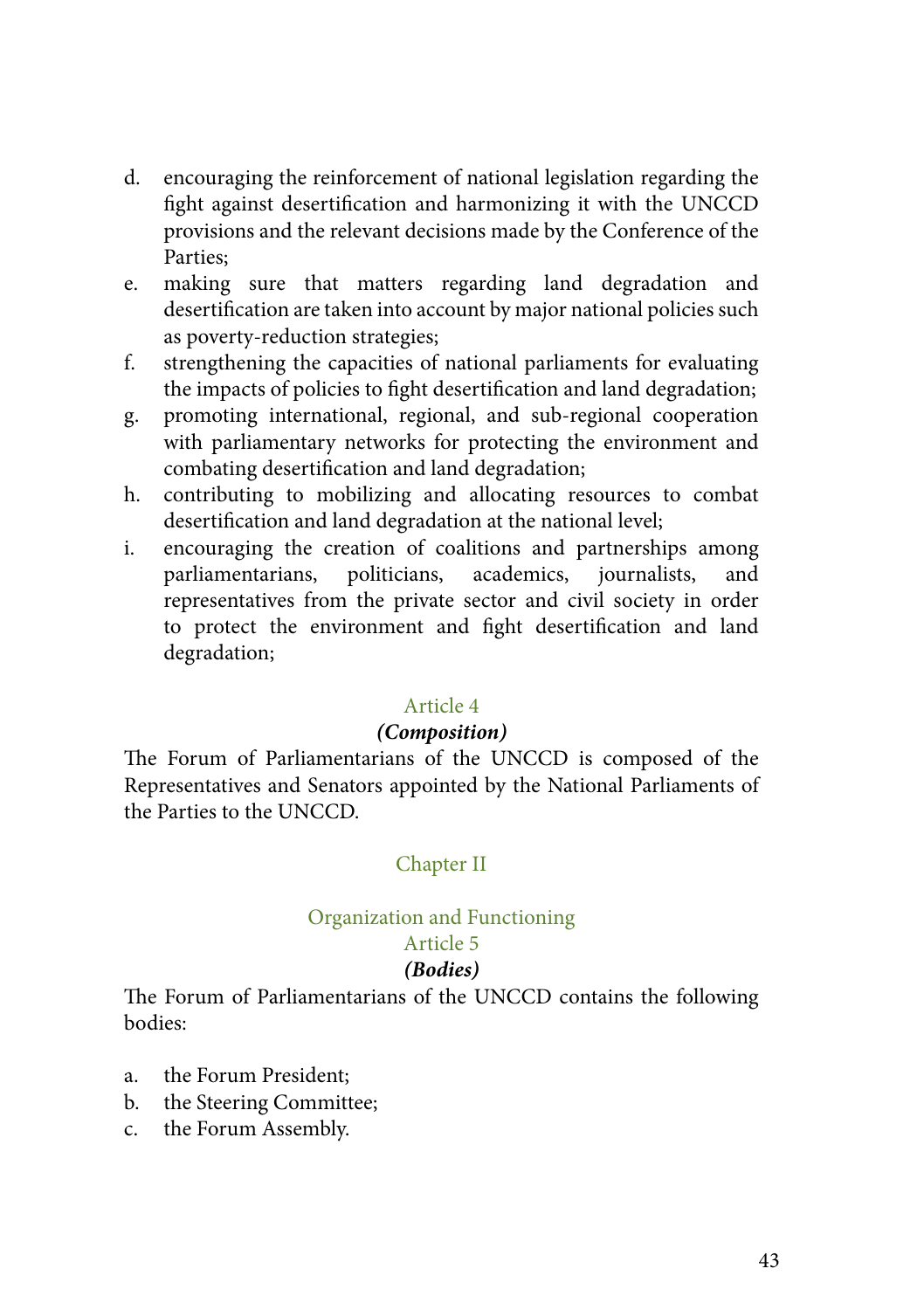d. encouraging the reinforcement of national legislation regarding the fight against desertification and harmonizing it with the UNCCD provisions and the relevant decisions made by the Conference of the Parties;
e. making sure that matters regarding land degradation and desertification are taken into account by major national policies such as poverty-reduction strategies;
f. strengthening the capacities of national parliaments for evaluating the impacts of policies to fight desertification and land degradation;
g. promoting international, regional, and sub-regional cooperation with parliamentary networks for protecting the environment and combating desertification and land degradation;
h. contributing to mobilizing and allocating resources to combat desertification and land degradation at the national level;
i. encouraging the creation of coalitions and partnerships among parliamentarians, politicians, academics, journalists, and representatives from the private sector and civil society in order to protect the environment and fight desertification and land degradation;

### Article 4

***(Composition)***

The Forum of Parliamentarians of the UNCCD is composed of the Representatives and Senators appointed by the National Parliaments of the Parties to the UNCCD.

## Chapter II

## Organization and Functioning

### Article 5

***(Bodies)***

The Forum of Parliamentarians of the UNCCD contains the following bodies:

a. the Forum President;
b. the Steering Committee;
c. the Forum Assembly.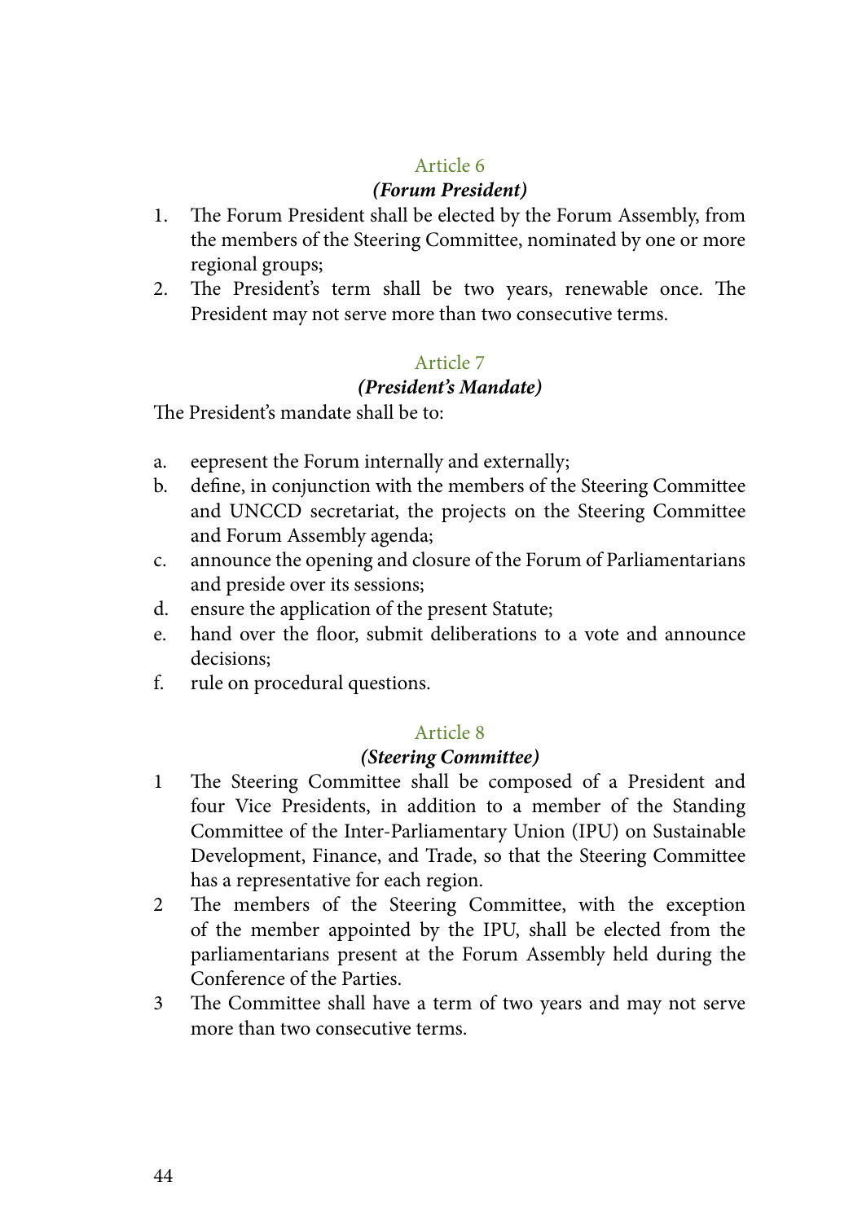## Article 6

***(Forum President)***

1. The Forum President shall be elected by the Forum Assembly, from the members of the Steering Committee, nominated by one or more regional groups;
2. The President's term shall be two years, renewable once. The President may not serve more than two consecutive terms.

## Article 7

***(President's Mandate)***

The President's mandate shall be to:

a. eepresent the Forum internally and externally;
b. define, in conjunction with the members of the Steering Committee and UNCCD secretariat, the projects on the Steering Committee and Forum Assembly agenda;
c. announce the opening and closure of the Forum of Parliamentarians and preside over its sessions;
d. ensure the application of the present Statute;
e. hand over the floor, submit deliberations to a vote and announce decisions;
f. rule on procedural questions.

## Article 8

***(Steering Committee)***

1 The Steering Committee shall be composed of a President and four Vice Presidents, in addition to a member of the Standing Committee of the Inter-Parliamentary Union (IPU) on Sustainable Development, Finance, and Trade, so that the Steering Committee has a representative for each region.

2 The members of the Steering Committee, with the exception of the member appointed by the IPU, shall be elected from the parliamentarians present at the Forum Assembly held during the Conference of the Parties.

3 The Committee shall have a term of two years and may not serve more than two consecutive terms.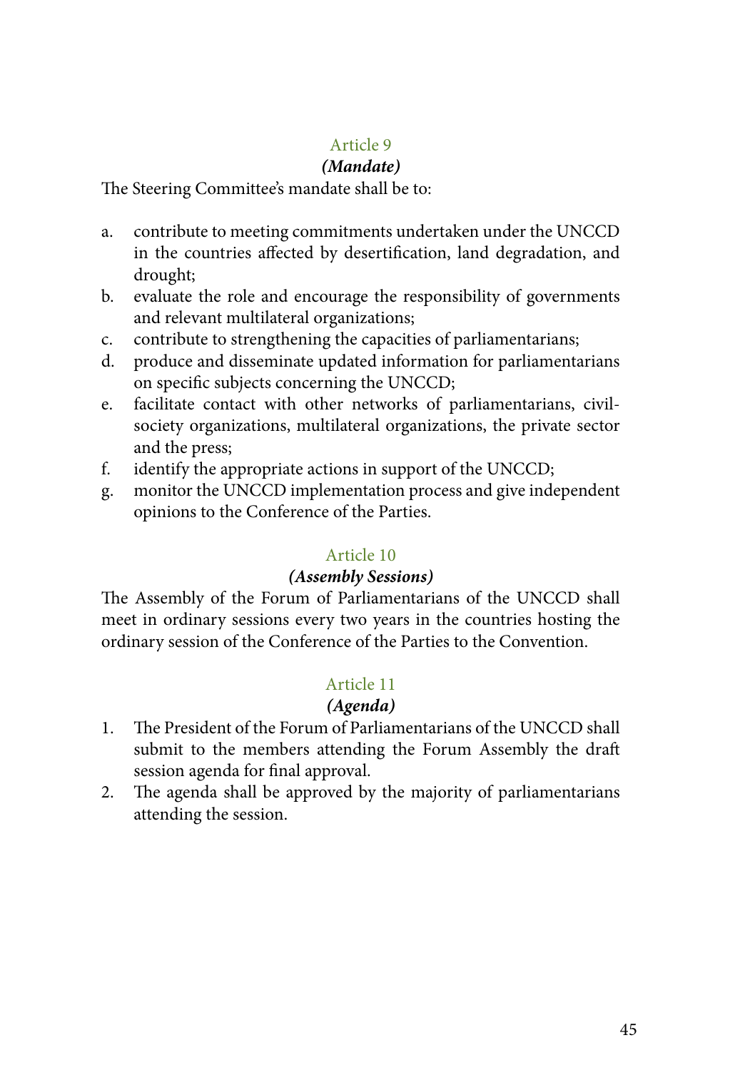## Article 9

### *(Mandate)*

The Steering Committee's mandate shall be to:

a. contribute to meeting commitments undertaken under the UNCCD in the countries affected by desertification, land degradation, and drought;
b. evaluate the role and encourage the responsibility of governments and relevant multilateral organizations;
c. contribute to strengthening the capacities of parliamentarians;
d. produce and disseminate updated information for parliamentarians on specific subjects concerning the UNCCD;
e. facilitate contact with other networks of parliamentarians, civil-society organizations, multilateral organizations, the private sector and the press;
f. identify the appropriate actions in support of the UNCCD;
g. monitor the UNCCD implementation process and give independent opinions to the Conference of the Parties.

## Article 10

### *(Assembly Sessions)*

The Assembly of the Forum of Parliamentarians of the UNCCD shall meet in ordinary sessions every two years in the countries hosting the ordinary session of the Conference of the Parties to the Convention.

## Article 11

### *(Agenda)*

1. The President of the Forum of Parliamentarians of the UNCCD shall submit to the members attending the Forum Assembly the draft session agenda for final approval.
2. The agenda shall be approved by the majority of parliamentarians attending the session.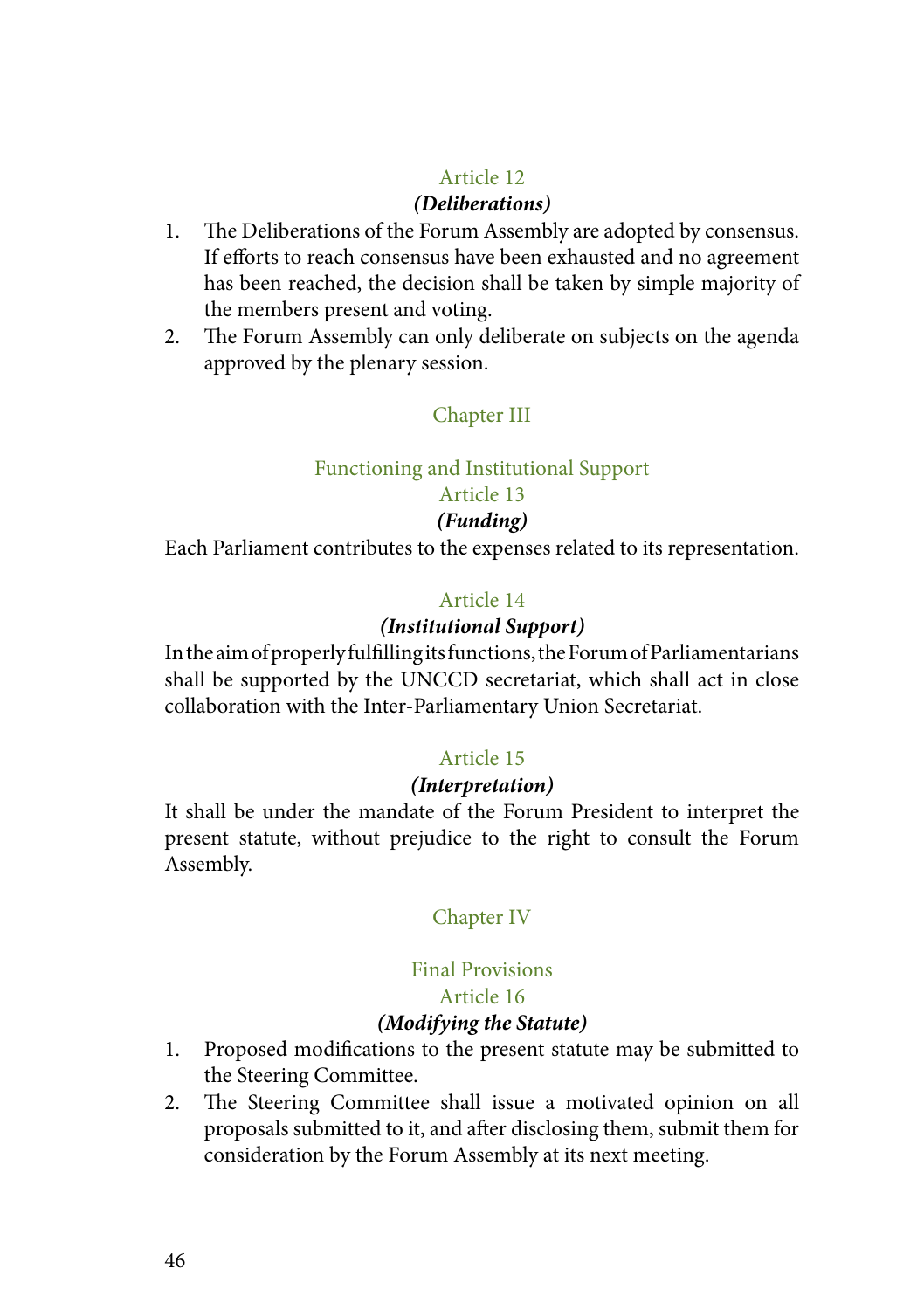### Article 12
#### *(Deliberations)*

1. The Deliberations of the Forum Assembly are adopted by consensus. If efforts to reach consensus have been exhausted and no agreement has been reached, the decision shall be taken by simple majority of the members present and voting.
2. The Forum Assembly can only deliberate on subjects on the agenda approved by the plenary session.

## Chapter III

## Functioning and Institutional Support

### Article 13
#### *(Funding)*

Each Parliament contributes to the expenses related to its representation.

### Article 14
#### *(Institutional Support)*

In the aim of properly fulfilling its functions, the Forum of Parliamentarians shall be supported by the UNCCD secretariat, which shall act in close collaboration with the Inter-Parliamentary Union Secretariat.

### Article 15
#### *(Interpretation)*

It shall be under the mandate of the Forum President to interpret the present statute, without prejudice to the right to consult the Forum Assembly.

## Chapter IV

## Final Provisions

### Article 16
#### *(Modifying the Statute)*

1. Proposed modifications to the present statute may be submitted to the Steering Committee.
2. The Steering Committee shall issue a motivated opinion on all proposals submitted to it, and after disclosing them, submit them for consideration by the Forum Assembly at its next meeting.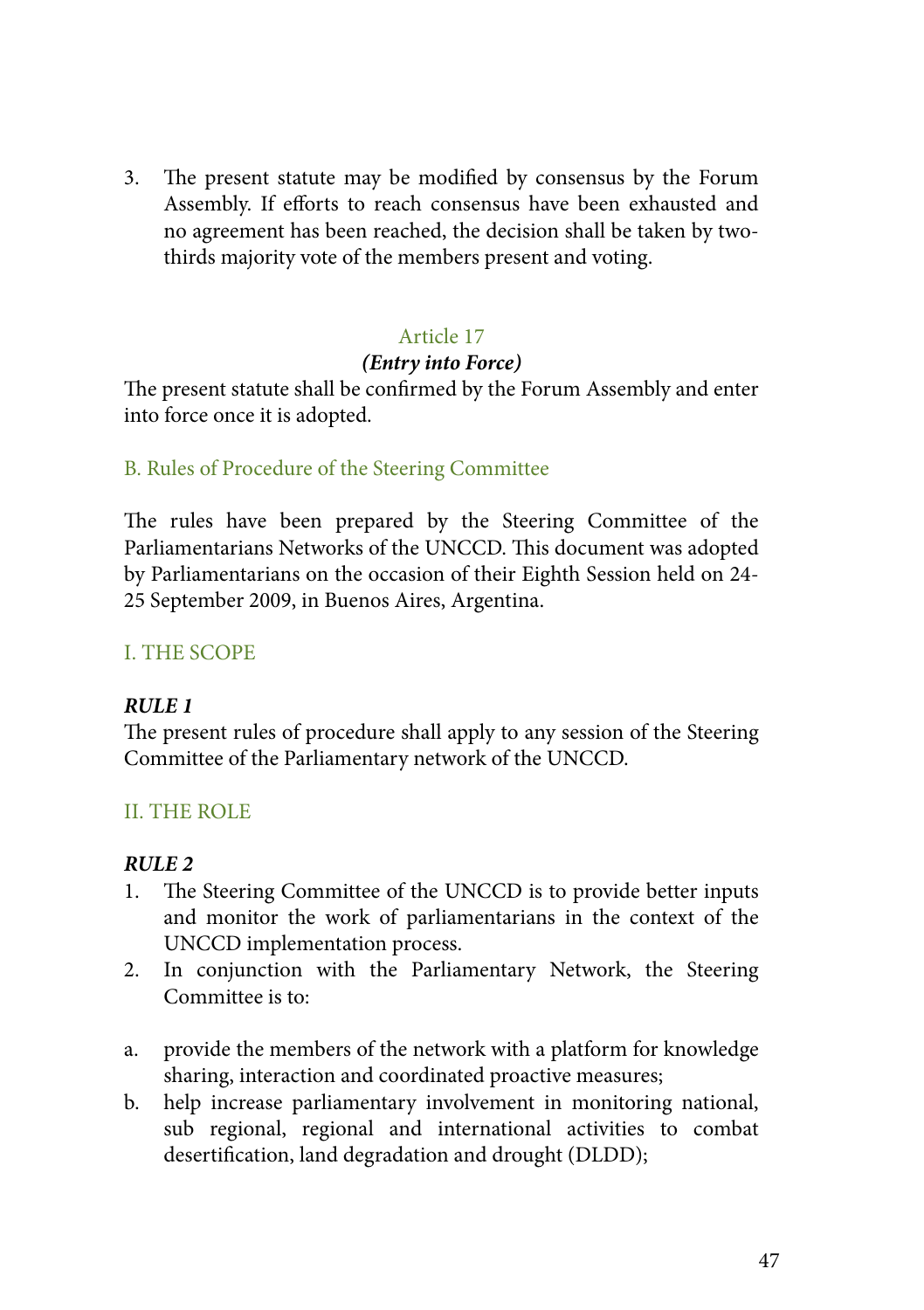3. The present statute may be modified by consensus by the Forum Assembly. If efforts to reach consensus have been exhausted and no agreement has been reached, the decision shall be taken by two-thirds majority vote of the members present and voting.

### Article 17

***(Entry into Force)***

The present statute shall be confirmed by the Forum Assembly and enter into force once it is adopted.

## B. Rules of Procedure of the Steering Committee

The rules have been prepared by the Steering Committee of the Parliamentarians Networks of the UNCCD. This document was adopted by Parliamentarians on the occasion of their Eighth Session held on 24-25 September 2009, in Buenos Aires, Argentina.

### I. THE SCOPE

***RULE 1***

The present rules of procedure shall apply to any session of the Steering Committee of the Parliamentary network of the UNCCD.

### II. THE ROLE

***RULE 2***

1. The Steering Committee of the UNCCD is to provide better inputs and monitor the work of parliamentarians in the context of the UNCCD implementation process.
2. In conjunction with the Parliamentary Network, the Steering Committee is to:

a. provide the members of the network with a platform for knowledge sharing, interaction and coordinated proactive measures;
b. help increase parliamentary involvement in monitoring national, sub regional, regional and international activities to combat desertification, land degradation and drought (DLDD);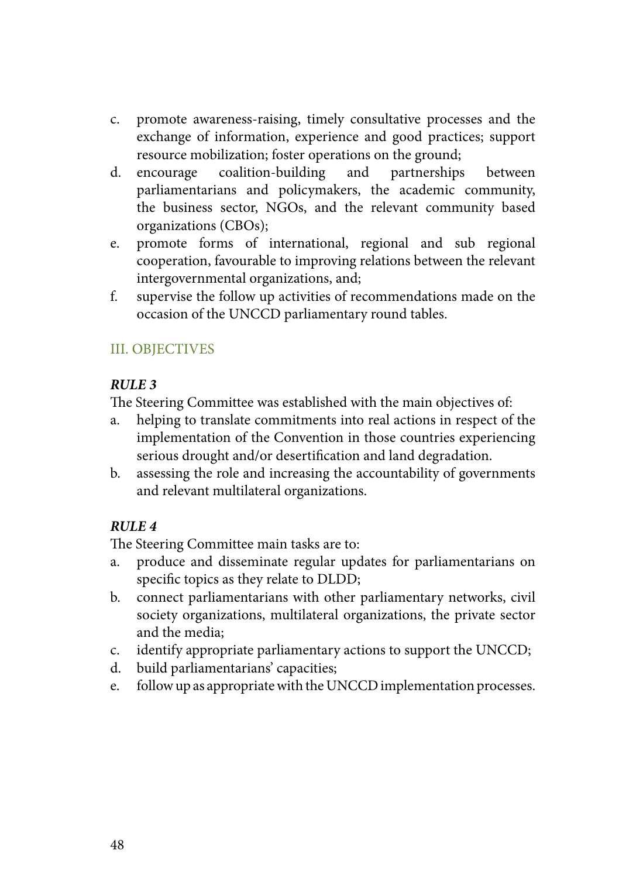c. promote awareness-raising, timely consultative processes and the exchange of information, experience and good practices; support resource mobilization; foster operations on the ground;
d. encourage coalition-building and partnerships between parliamentarians and policymakers, the academic community, the business sector, NGOs, and the relevant community based organizations (CBOs);
e. promote forms of international, regional and sub regional cooperation, favourable to improving relations between the relevant intergovernmental organizations, and;
f. supervise the follow up activities of recommendations made on the occasion of the UNCCD parliamentary round tables.

## III. OBJECTIVES

***RULE 3***

The Steering Committee was established with the main objectives of:

a. helping to translate commitments into real actions in respect of the implementation of the Convention in those countries experiencing serious drought and/or desertification and land degradation.
b. assessing the role and increasing the accountability of governments and relevant multilateral organizations.

***RULE 4***

The Steering Committee main tasks are to:

a. produce and disseminate regular updates for parliamentarians on specific topics as they relate to DLDD;
b. connect parliamentarians with other parliamentary networks, civil society organizations, multilateral organizations, the private sector and the media;
c. identify appropriate parliamentary actions to support the UNCCD;
d. build parliamentarians' capacities;
e. follow up as appropriate with the UNCCD implementation processes.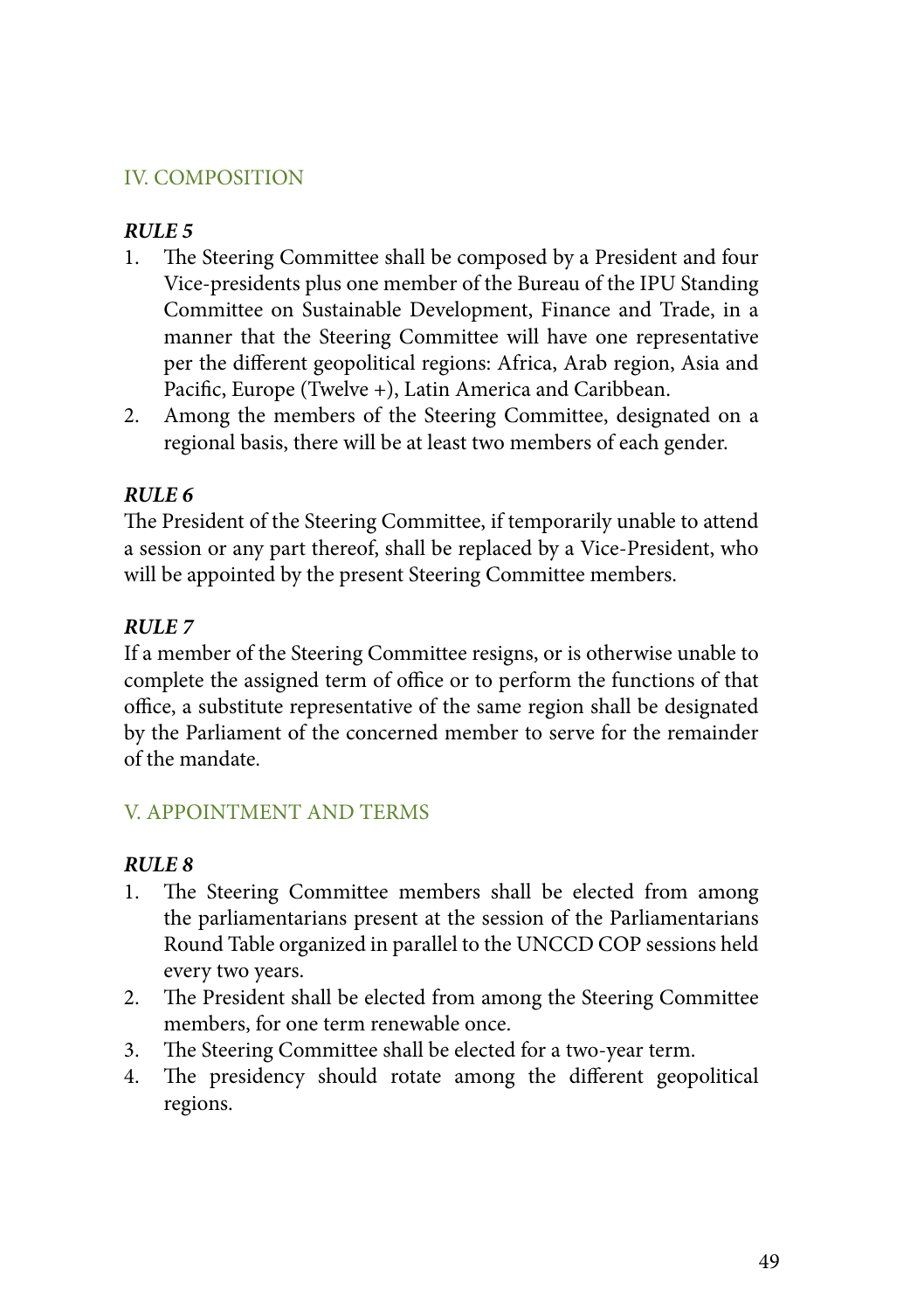## IV. COMPOSITION

***RULE 5***

1. The Steering Committee shall be composed by a President and four Vice-presidents plus one member of the Bureau of the IPU Standing Committee on Sustainable Development, Finance and Trade, in a manner that the Steering Committee will have one representative per the different geopolitical regions: Africa, Arab region, Asia and Pacific, Europe (Twelve +), Latin America and Caribbean.
2. Among the members of the Steering Committee, designated on a regional basis, there will be at least two members of each gender.

***RULE 6***

The President of the Steering Committee, if temporarily unable to attend a session or any part thereof, shall be replaced by a Vice-President, who will be appointed by the present Steering Committee members.

***RULE 7***

If a member of the Steering Committee resigns, or is otherwise unable to complete the assigned term of office or to perform the functions of that office, a substitute representative of the same region shall be designated by the Parliament of the concerned member to serve for the remainder of the mandate.

## V. APPOINTMENT AND TERMS

***RULE 8***

1. The Steering Committee members shall be elected from among the parliamentarians present at the session of the Parliamentarians Round Table organized in parallel to the UNCCD COP sessions held every two years.
2. The President shall be elected from among the Steering Committee members, for one term renewable once.
3. The Steering Committee shall be elected for a two-year term.
4. The presidency should rotate among the different geopolitical regions.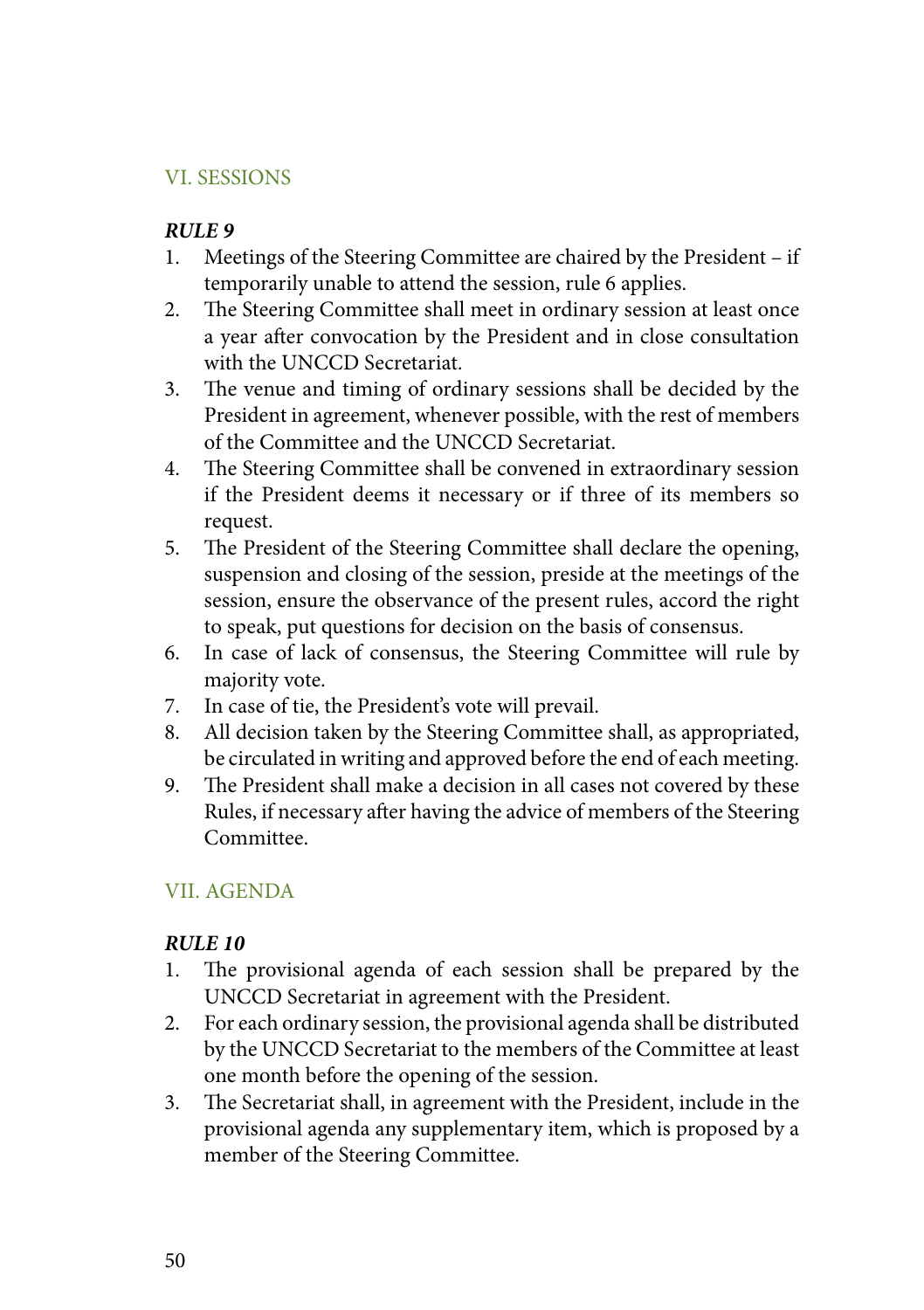## VI. SESSIONS

***RULE 9***

1. Meetings of the Steering Committee are chaired by the President – if temporarily unable to attend the session, rule 6 applies.
2. The Steering Committee shall meet in ordinary session at least once a year after convocation by the President and in close consultation with the UNCCD Secretariat.
3. The venue and timing of ordinary sessions shall be decided by the President in agreement, whenever possible, with the rest of members of the Committee and the UNCCD Secretariat.
4. The Steering Committee shall be convened in extraordinary session if the President deems it necessary or if three of its members so request.
5. The President of the Steering Committee shall declare the opening, suspension and closing of the session, preside at the meetings of the session, ensure the observance of the present rules, accord the right to speak, put questions for decision on the basis of consensus.
6. In case of lack of consensus, the Steering Committee will rule by majority vote.
7. In case of tie, the President's vote will prevail.
8. All decision taken by the Steering Committee shall, as appropriated, be circulated in writing and approved before the end of each meeting.
9. The President shall make a decision in all cases not covered by these Rules, if necessary after having the advice of members of the Steering Committee.

## VII. AGENDA

***RULE 10***

1. The provisional agenda of each session shall be prepared by the UNCCD Secretariat in agreement with the President.
2. For each ordinary session, the provisional agenda shall be distributed by the UNCCD Secretariat to the members of the Committee at least one month before the opening of the session.
3. The Secretariat shall, in agreement with the President, include in the provisional agenda any supplementary item, which is proposed by a member of the Steering Committee.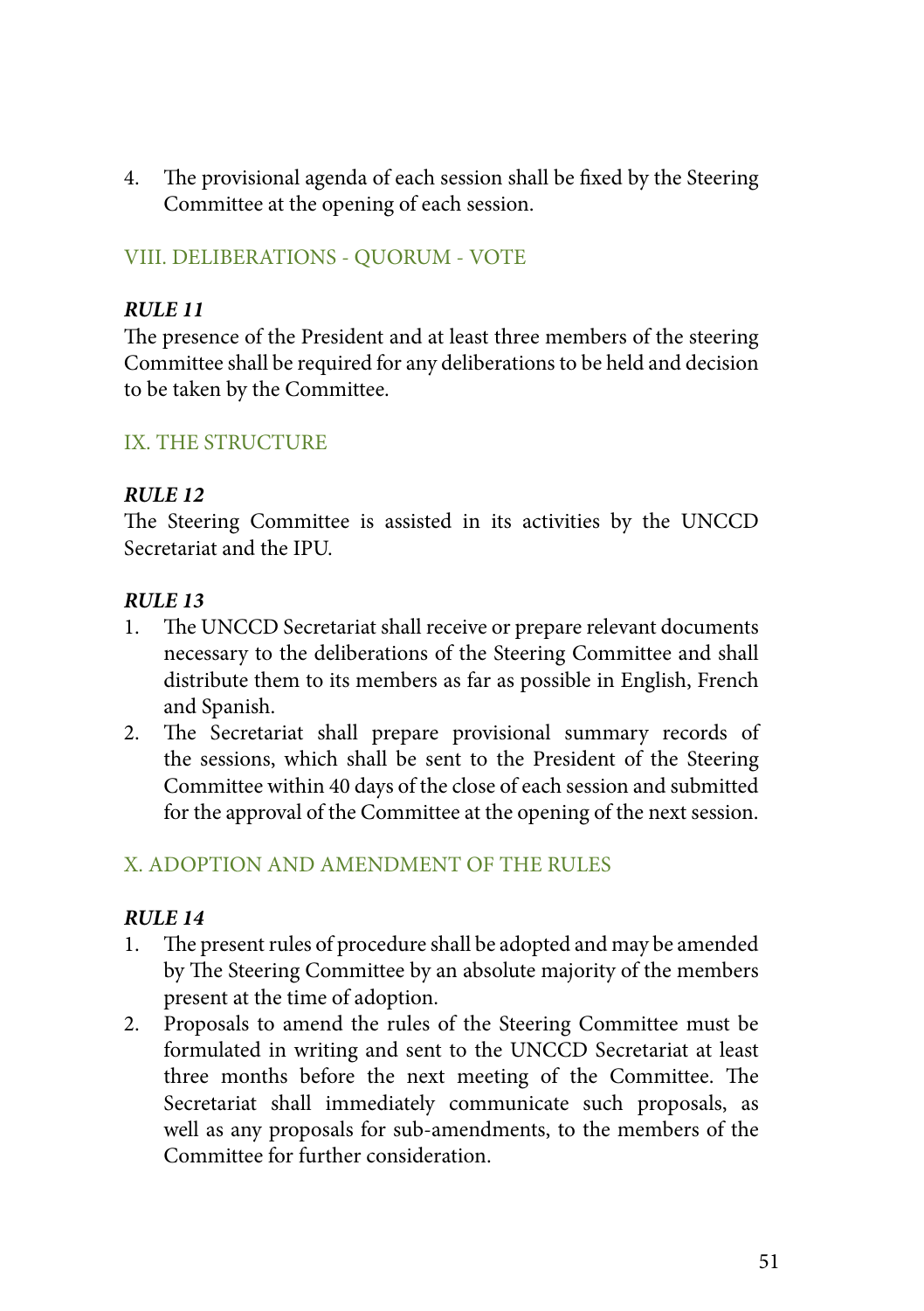4. The provisional agenda of each session shall be fixed by the Steering Committee at the opening of each session.

## VIII. DELIBERATIONS - QUORUM - VOTE

***RULE 11***

The presence of the President and at least three members of the steering Committee shall be required for any deliberations to be held and decision to be taken by the Committee.

## IX. THE STRUCTURE

***RULE 12***

The Steering Committee is assisted in its activities by the UNCCD Secretariat and the IPU.

***RULE 13***

1. The UNCCD Secretariat shall receive or prepare relevant documents necessary to the deliberations of the Steering Committee and shall distribute them to its members as far as possible in English, French and Spanish.
2. The Secretariat shall prepare provisional summary records of the sessions, which shall be sent to the President of the Steering Committee within 40 days of the close of each session and submitted for the approval of the Committee at the opening of the next session.

## X. ADOPTION AND AMENDMENT OF THE RULES

***RULE 14***

1. The present rules of procedure shall be adopted and may be amended by The Steering Committee by an absolute majority of the members present at the time of adoption.
2. Proposals to amend the rules of the Steering Committee must be formulated in writing and sent to the UNCCD Secretariat at least three months before the next meeting of the Committee. The Secretariat shall immediately communicate such proposals, as well as any proposals for sub-amendments, to the members of the Committee for further consideration.